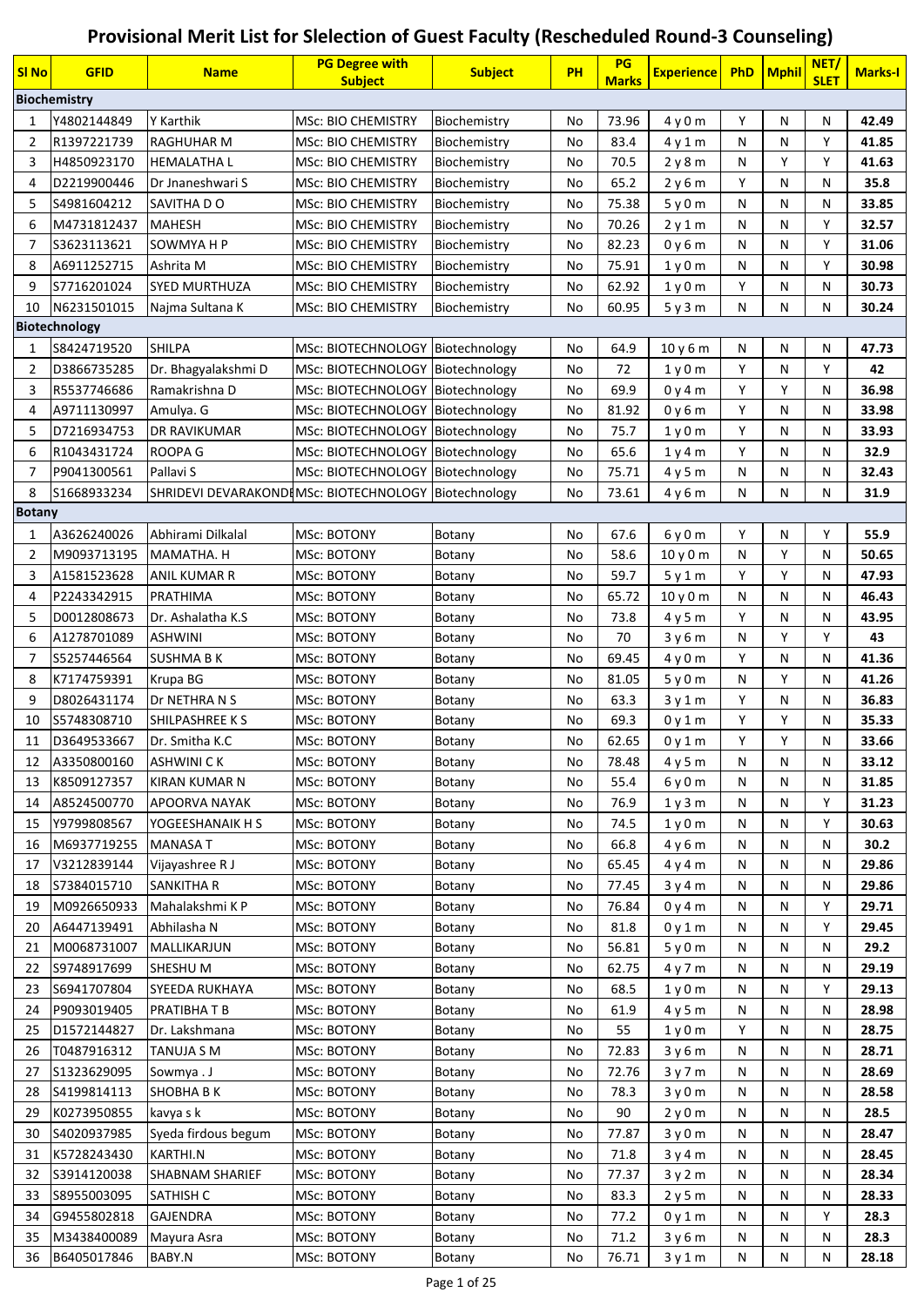# Provisional Merit List for Slelection of Guest Faculty (Rescheduled Round-3 Counseling)

| Sl No | GFID | Name | PG Degree with Subject | Subject | PH | PG Marks | Experience | PhD | Mphil | NET/ SLET | Marks-I |
|---|---|---|---|---|---|---|---|---|---|---|---|
| **Biochemistry** | | | | | | | | | | | |
| 1 | Y4802144849 | Y Karthik | MSc: BIO CHEMISTRY | Biochemistry | No | 73.96 | 4 y 0 m | Y | N | N | 42.49 |
| 2 | R1397221739 | RAGHUHAR M | MSc: BIO CHEMISTRY | Biochemistry | No | 83.4 | 4 y 1 m | N | N | Y | 41.85 |
| 3 | H4850923170 | HEMALATHA L | MSc: BIO CHEMISTRY | Biochemistry | No | 70.5 | 2 y 8 m | N | Y | Y | 41.63 |
| 4 | D2219900446 | Dr Jnaneshwari S | MSc: BIO CHEMISTRY | Biochemistry | No | 65.2 | 2 y 6 m | Y | N | N | 35.8 |
| 5 | S4981604212 | SAVITHA D O | MSc: BIO CHEMISTRY | Biochemistry | No | 75.38 | 5 y 0 m | N | N | N | 33.85 |
| 6 | M4731812437 | MAHESH | MSc: BIO CHEMISTRY | Biochemistry | No | 70.26 | 2 y 1 m | N | N | Y | 32.57 |
| 7 | S3623113621 | SOWMYA H P | MSc: BIO CHEMISTRY | Biochemistry | No | 82.23 | 0 y 6 m | N | N | Y | 31.06 |
| 8 | A6911252715 | Ashrita M | MSc: BIO CHEMISTRY | Biochemistry | No | 75.91 | 1 y 0 m | N | N | Y | 30.98 |
| 9 | S7716201024 | SYED MURTHUZA | MSc: BIO CHEMISTRY | Biochemistry | No | 62.92 | 1 y 0 m | Y | N | N | 30.73 |
| 10 | N6231501015 | Najma Sultana K | MSc: BIO CHEMISTRY | Biochemistry | No | 60.95 | 5 y 3 m | N | N | N | 30.24 |
| **Biotechnology** | | | | | | | | | | | |
| 1 | S8424719520 | SHILPA | MSc: BIOTECHNOLOGY | Biotechnology | No | 64.9 | 10 y 6 m | N | N | N | 47.73 |
| 2 | D3866735285 | Dr. Bhagyalakshmi D | MSc: BIOTECHNOLOGY | Biotechnology | No | 72 | 1 y 0 m | Y | N | Y | 42 |
| 3 | R5537746686 | Ramakrishna D | MSc: BIOTECHNOLOGY | Biotechnology | No | 69.9 | 0 y 4 m | Y | Y | N | 36.98 |
| 4 | A9711130997 | Amulya. G | MSc: BIOTECHNOLOGY | Biotechnology | No | 81.92 | 0 y 6 m | Y | N | N | 33.98 |
| 5 | D7216934753 | DR RAVIKUMAR | MSc: BIOTECHNOLOGY | Biotechnology | No | 75.7 | 1 y 0 m | Y | N | N | 33.93 |
| 6 | R1043431724 | ROOPA G | MSc: BIOTECHNOLOGY | Biotechnology | No | 65.6 | 1 y 4 m | Y | N | N | 32.9 |
| 7 | P9041300561 | Pallavi S | MSc: BIOTECHNOLOGY | Biotechnology | No | 75.71 | 4 y 5 m | N | N | N | 32.43 |
| 8 | S1668933234 | SHRIDEVI DEVARAKONDI | MSc: BIOTECHNOLOGY | Biotechnology | No | 73.61 | 4 y 6 m | N | N | N | 31.9 |
| **Botany** | | | | | | | | | | | |
| 1 | A3626240026 | Abhirami Dilkalal | MSc: BOTONY | Botany | No | 67.6 | 6 y 0 m | Y | N | Y | 55.9 |
| 2 | M9093713195 | MAMATHA. H | MSc: BOTONY | Botany | No | 58.6 | 10 y 0 m | N | Y | N | 50.65 |
| 3 | A1581523628 | ANIL KUMAR R | MSc: BOTONY | Botany | No | 59.7 | 5 y 1 m | Y | Y | N | 47.93 |
| 4 | P2243342915 | PRATHIMA | MSc: BOTONY | Botany | No | 65.72 | 10 y 0 m | N | N | N | 46.43 |
| 5 | D0012808673 | Dr. Ashalatha K.S | MSc: BOTONY | Botany | No | 73.8 | 4 y 5 m | Y | N | N | 43.95 |
| 6 | A1278701089 | ASHWINI | MSc: BOTONY | Botany | No | 70 | 3 y 6 m | N | Y | Y | 43 |
| 7 | S5257446564 | SUSHMA B K | MSc: BOTONY | Botany | No | 69.45 | 4 y 0 m | Y | N | N | 41.36 |
| 8 | K7174759391 | Krupa BG | MSc: BOTONY | Botany | No | 81.05 | 5 y 0 m | N | Y | N | 41.26 |
| 9 | D8026431174 | Dr NETHRA N S | MSc: BOTONY | Botany | No | 63.3 | 3 y 1 m | Y | N | N | 36.83 |
| 10 | S5748308710 | SHILPASHREE K S | MSc: BOTONY | Botany | No | 69.3 | 0 y 1 m | Y | Y | N | 35.33 |
| 11 | D3649533667 | Dr. Smitha K.C | MSc: BOTONY | Botany | No | 62.65 | 0 y 1 m | Y | Y | N | 33.66 |
| 12 | A3350800160 | ASHWINI C K | MSc: BOTONY | Botany | No | 78.48 | 4 y 5 m | N | N | N | 33.12 |
| 13 | K8509127357 | KIRAN KUMAR N | MSc: BOTONY | Botany | No | 55.4 | 6 y 0 m | N | N | N | 31.85 |
| 14 | A8524500770 | APOORVA NAYAK | MSc: BOTONY | Botany | No | 76.9 | 1 y 3 m | N | N | Y | 31.23 |
| 15 | Y9799808567 | YOGEESHANAIK H S | MSc: BOTONY | Botany | No | 74.5 | 1 y 0 m | N | N | Y | 30.63 |
| 16 | M6937719255 | MANASA T | MSc: BOTONY | Botany | No | 66.8 | 4 y 6 m | N | N | N | 30.2 |
| 17 | V3212839144 | Vijayashree R J | MSc: BOTONY | Botany | No | 65.45 | 4 y 4 m | N | N | N | 29.86 |
| 18 | S7384015710 | SANKITHA R | MSc: BOTONY | Botany | No | 77.45 | 3 y 4 m | N | N | N | 29.86 |
| 19 | M0926650933 | Mahalakshmi K P | MSc: BOTONY | Botany | No | 76.84 | 0 y 4 m | N | N | Y | 29.71 |
| 20 | A6447139491 | Abhilasha N | MSc: BOTONY | Botany | No | 81.8 | 0 y 1 m | N | N | Y | 29.45 |
| 21 | M0068731007 | MALLIKARJUN | MSc: BOTONY | Botany | No | 56.81 | 5 y 0 m | N | N | N | 29.2 |
| 22 | S9748917699 | SHESHU M | MSc: BOTONY | Botany | No | 62.75 | 4 y 7 m | N | N | N | 29.19 |
| 23 | S6941707804 | SYEEDA RUKHAYA | MSc: BOTONY | Botany | No | 68.5 | 1 y 0 m | N | N | Y | 29.13 |
| 24 | P9093019405 | PRATIBHA T B | MSc: BOTONY | Botany | No | 61.9 | 4 y 5 m | N | N | N | 28.98 |
| 25 | D1572144827 | Dr. Lakshmana | MSc: BOTONY | Botany | No | 55 | 1 y 0 m | Y | N | N | 28.75 |
| 26 | T0487916312 | TANUJA S M | MSc: BOTONY | Botany | No | 72.83 | 3 y 6 m | N | N | N | 28.71 |
| 27 | S1323629095 | Sowmya . J | MSc: BOTONY | Botany | No | 72.76 | 3 y 7 m | N | N | N | 28.69 |
| 28 | S4199814113 | SHOBHA B K | MSc: BOTONY | Botany | No | 78.3 | 3 y 0 m | N | N | N | 28.58 |
| 29 | K0273950855 | kavya s k | MSc: BOTONY | Botany | No | 90 | 2 y 0 m | N | N | N | 28.5 |
| 30 | S4020937985 | Syeda firdous begum | MSc: BOTONY | Botany | No | 77.87 | 3 y 0 m | N | N | N | 28.47 |
| 31 | K5728243430 | KARTHI.N | MSc: BOTONY | Botany | No | 71.8 | 3 y 4 m | N | N | N | 28.45 |
| 32 | S3914120038 | SHABNAM SHARIEF | MSc: BOTONY | Botany | No | 77.37 | 3 y 2 m | N | N | N | 28.34 |
| 33 | S8955003095 | SATHISH C | MSc: BOTONY | Botany | No | 83.3 | 2 y 5 m | N | N | N | 28.33 |
| 34 | G9455802818 | GAJENDRA | MSc: BOTONY | Botany | No | 77.2 | 0 y 1 m | N | N | Y | 28.3 |
| 35 | M3438400089 | Mayura Asra | MSc: BOTONY | Botany | No | 71.2 | 3 y 6 m | N | N | N | 28.3 |
| 36 | B6405017846 | BABY.N | MSc: BOTONY | Botany | No | 76.71 | 3 y 1 m | N | N | N | 28.18 |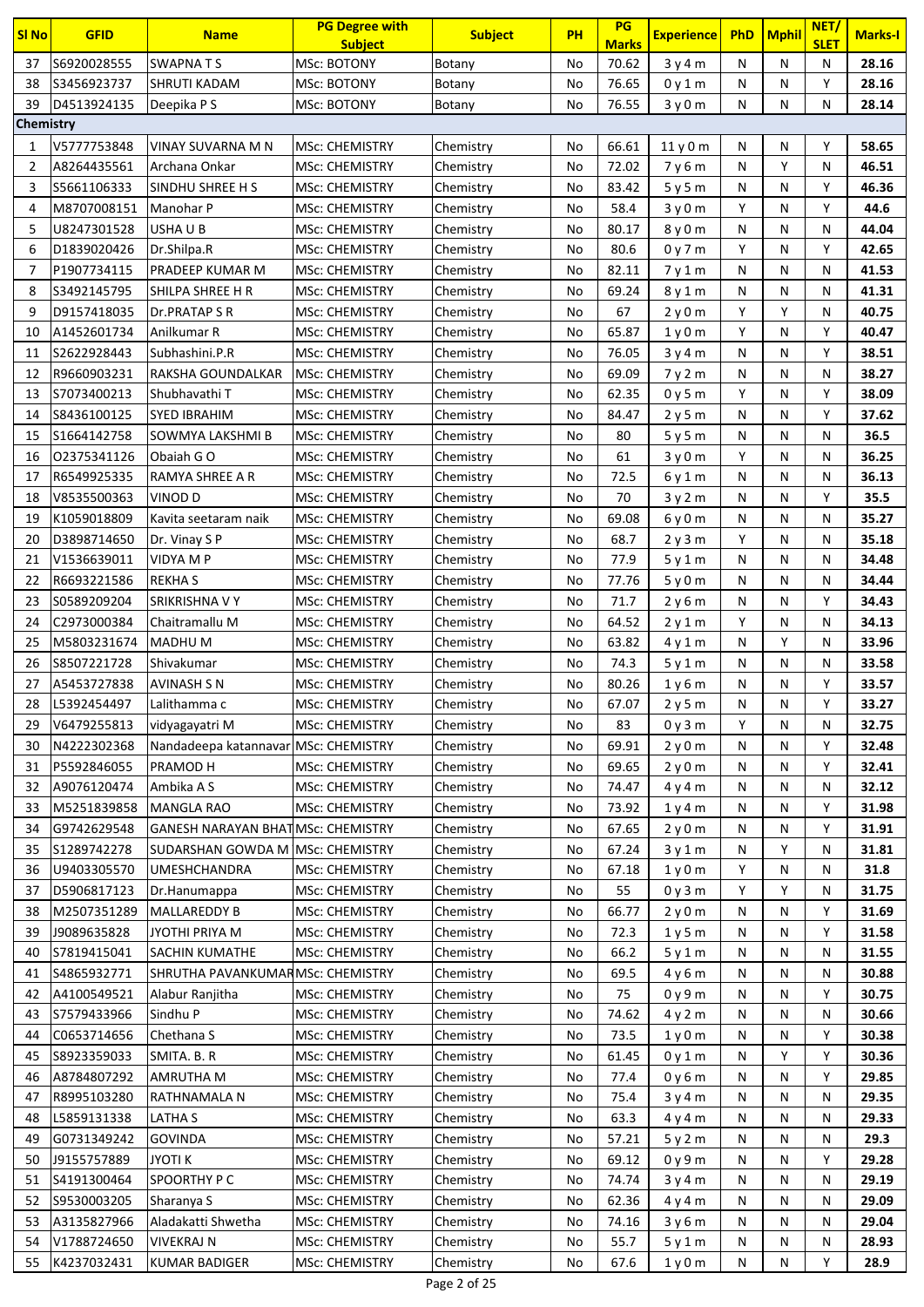| Sl No | GFID | Name | PG Degree with Subject | Subject | PH | PG Marks | Experience | PhD | Mphil | NET/ SLET | Marks-I |
|---|---|---|---|---|---|---|---|---|---|---|---|
| 37 | S6920028555 | SWAPNA T S | MSc: BOTONY | Botany | No | 70.62 | 3 y 4 m | N | N | N | 28.16 |
| 38 | S3456923737 | SHRUTI KADAM | MSc: BOTONY | Botany | No | 76.65 | 0 y 1 m | N | N | Y | 28.16 |
| 39 | D4513924135 | Deepika P S | MSc: BOTONY | Botany | No | 76.55 | 3 y 0 m | N | N | N | 28.14 |
| **Chemistry** | | | | | | | | | | | |
| 1 | V5777753848 | VINAY SUVARNA M N | MSc: CHEMISTRY | Chemistry | No | 66.61 | 11 y 0 m | N | N | Y | 58.65 |
| 2 | A8264435561 | Archana Onkar | MSc: CHEMISTRY | Chemistry | No | 72.02 | 7 y 6 m | N | Y | N | 46.51 |
| 3 | S5661106333 | SINDHU SHREE H S | MSc: CHEMISTRY | Chemistry | No | 83.42 | 5 y 5 m | N | N | Y | 46.36 |
| 4 | M8707008151 | Manohar P | MSc: CHEMISTRY | Chemistry | No | 58.4 | 3 y 0 m | Y | N | Y | 44.6 |
| 5 | U8247301528 | USHA U B | MSc: CHEMISTRY | Chemistry | No | 80.17 | 8 y 0 m | N | N | N | 44.04 |
| 6 | D1839020426 | Dr.Shilpa.R | MSc: CHEMISTRY | Chemistry | No | 80.6 | 0 y 7 m | Y | N | Y | 42.65 |
| 7 | P1907734115 | PRADEEP KUMAR M | MSc: CHEMISTRY | Chemistry | No | 82.11 | 7 y 1 m | N | N | N | 41.53 |
| 8 | S3492145795 | SHILPA SHREE H R | MSc: CHEMISTRY | Chemistry | No | 69.24 | 8 y 1 m | N | N | N | 41.31 |
| 9 | D9157418035 | Dr.PRATAP S R | MSc: CHEMISTRY | Chemistry | No | 67 | 2 y 0 m | Y | Y | N | 40.75 |
| 10 | A1452601734 | Anilkumar R | MSc: CHEMISTRY | Chemistry | No | 65.87 | 1 y 0 m | Y | N | Y | 40.47 |
| 11 | S2622928443 | Subhashini.P.R | MSc: CHEMISTRY | Chemistry | No | 76.05 | 3 y 4 m | N | N | Y | 38.51 |
| 12 | R9660903231 | RAKSHA GOUNDALKAR | MSc: CHEMISTRY | Chemistry | No | 69.09 | 7 y 2 m | N | N | N | 38.27 |
| 13 | S7073400213 | Shubhavathi T | MSc: CHEMISTRY | Chemistry | No | 62.35 | 0 y 5 m | Y | N | Y | 38.09 |
| 14 | S8436100125 | SYED IBRAHIM | MSc: CHEMISTRY | Chemistry | No | 84.47 | 2 y 5 m | N | N | Y | 37.62 |
| 15 | S1664142758 | SOWMYA LAKSHMI B | MSc: CHEMISTRY | Chemistry | No | 80 | 5 y 5 m | N | N | N | 36.5 |
| 16 | O2375341126 | Obaiah G O | MSc: CHEMISTRY | Chemistry | No | 61 | 3 y 0 m | Y | N | N | 36.25 |
| 17 | R6549925335 | RAMYA SHREE A R | MSc: CHEMISTRY | Chemistry | No | 72.5 | 6 y 1 m | N | N | N | 36.13 |
| 18 | V8535500363 | VINOD D | MSc: CHEMISTRY | Chemistry | No | 70 | 3 y 2 m | N | N | Y | 35.5 |
| 19 | K1059018809 | Kavita seetaram naik | MSc: CHEMISTRY | Chemistry | No | 69.08 | 6 y 0 m | N | N | N | 35.27 |
| 20 | D3898714650 | Dr. Vinay S P | MSc: CHEMISTRY | Chemistry | No | 68.7 | 2 y 3 m | Y | N | N | 35.18 |
| 21 | V1536639011 | VIDYA M P | MSc: CHEMISTRY | Chemistry | No | 77.9 | 5 y 1 m | N | N | N | 34.48 |
| 22 | R6693221586 | REKHA S | MSc: CHEMISTRY | Chemistry | No | 77.76 | 5 y 0 m | N | N | N | 34.44 |
| 23 | S0589209204 | SRIKRISHNA V Y | MSc: CHEMISTRY | Chemistry | No | 71.7 | 2 y 6 m | N | N | Y | 34.43 |
| 24 | C2973000384 | Chaitramallu M | MSc: CHEMISTRY | Chemistry | No | 64.52 | 2 y 1 m | Y | N | N | 34.13 |
| 25 | M5803231674 | MADHU M | MSc: CHEMISTRY | Chemistry | No | 63.82 | 4 y 1 m | N | Y | N | 33.96 |
| 26 | S8507221728 | Shivakumar | MSc: CHEMISTRY | Chemistry | No | 74.3 | 5 y 1 m | N | N | N | 33.58 |
| 27 | A5453727838 | AVINASH S N | MSc: CHEMISTRY | Chemistry | No | 80.26 | 1 y 6 m | N | N | Y | 33.57 |
| 28 | L5392454497 | Lalithamma c | MSc: CHEMISTRY | Chemistry | No | 67.07 | 2 y 5 m | N | N | Y | 33.27 |
| 29 | V6479255813 | vidyagayatri M | MSc: CHEMISTRY | Chemistry | No | 83 | 0 y 3 m | Y | N | N | 32.75 |
| 30 | N4222302368 | Nandadeepa katannavar | MSc: CHEMISTRY | Chemistry | No | 69.91 | 2 y 0 m | N | N | Y | 32.48 |
| 31 | P5592846055 | PRAMOD H | MSc: CHEMISTRY | Chemistry | No | 69.65 | 2 y 0 m | N | N | Y | 32.41 |
| 32 | A9076120474 | Ambika A S | MSc: CHEMISTRY | Chemistry | No | 74.47 | 4 y 4 m | N | N | N | 32.12 |
| 33 | M5251839858 | MANGLA RAO | MSc: CHEMISTRY | Chemistry | No | 73.92 | 1 y 4 m | N | N | Y | 31.98 |
| 34 | G9742629548 | GANESH NARAYAN BHAT | MSc: CHEMISTRY | Chemistry | No | 67.65 | 2 y 0 m | N | N | Y | 31.91 |
| 35 | S1289742278 | SUDARSHAN GOWDA M | MSc: CHEMISTRY | Chemistry | No | 67.24 | 3 y 1 m | N | Y | N | 31.81 |
| 36 | U9403305570 | UMESHCHANDRA | MSc: CHEMISTRY | Chemistry | No | 67.18 | 1 y 0 m | Y | N | N | 31.8 |
| 37 | D5906817123 | Dr.Hanumappa | MSc: CHEMISTRY | Chemistry | No | 55 | 0 y 3 m | Y | Y | N | 31.75 |
| 38 | M2507351289 | MALLAREDDY B | MSc: CHEMISTRY | Chemistry | No | 66.77 | 2 y 0 m | N | N | Y | 31.69 |
| 39 | J9089635828 | JYOTHI PRIYA M | MSc: CHEMISTRY | Chemistry | No | 72.3 | 1 y 5 m | N | N | Y | 31.58 |
| 40 | S7819415041 | SACHIN KUMATHE | MSc: CHEMISTRY | Chemistry | No | 66.2 | 5 y 1 m | N | N | N | 31.55 |
| 41 | S4865932771 | SHRUTHA PAVANKUMAR | MSc: CHEMISTRY | Chemistry | No | 69.5 | 4 y 6 m | N | N | N | 30.88 |
| 42 | A4100549521 | Alabur Ranjitha | MSc: CHEMISTRY | Chemistry | No | 75 | 0 y 9 m | N | N | Y | 30.75 |
| 43 | S7579433966 | Sindhu P | MSc: CHEMISTRY | Chemistry | No | 74.62 | 4 y 2 m | N | N | N | 30.66 |
| 44 | C0653714656 | Chethana S | MSc: CHEMISTRY | Chemistry | No | 73.5 | 1 y 0 m | N | N | Y | 30.38 |
| 45 | S8923359033 | SMITA. B. R | MSc: CHEMISTRY | Chemistry | No | 61.45 | 0 y 1 m | N | Y | Y | 30.36 |
| 46 | A8784807292 | AMRUTHA M | MSc: CHEMISTRY | Chemistry | No | 77.4 | 0 y 6 m | N | N | Y | 29.85 |
| 47 | R8995103280 | RATHNAMALA N | MSc: CHEMISTRY | Chemistry | No | 75.4 | 3 y 4 m | N | N | N | 29.35 |
| 48 | L5859131338 | LATHA S | MSc: CHEMISTRY | Chemistry | No | 63.3 | 4 y 4 m | N | N | N | 29.33 |
| 49 | G0731349242 | GOVINDA | MSc: CHEMISTRY | Chemistry | No | 57.21 | 5 y 2 m | N | N | N | 29.3 |
| 50 | J9155757889 | JYOTI K | MSc: CHEMISTRY | Chemistry | No | 69.12 | 0 y 9 m | N | N | Y | 29.28 |
| 51 | S4191300464 | SPOORTHY P C | MSc: CHEMISTRY | Chemistry | No | 74.74 | 3 y 4 m | N | N | N | 29.19 |
| 52 | S9530003205 | Sharanya S | MSc: CHEMISTRY | Chemistry | No | 62.36 | 4 y 4 m | N | N | N | 29.09 |
| 53 | A3135827966 | Aladakatti Shwetha | MSc: CHEMISTRY | Chemistry | No | 74.16 | 3 y 6 m | N | N | N | 29.04 |
| 54 | V1788724650 | VIVEKRAJ N | MSc: CHEMISTRY | Chemistry | No | 55.7 | 5 y 1 m | N | N | N | 28.93 |
| 55 | K4237032431 | KUMAR BADIGER | MSc: CHEMISTRY | Chemistry | No | 67.6 | 1 y 0 m | N | N | Y | 28.9 |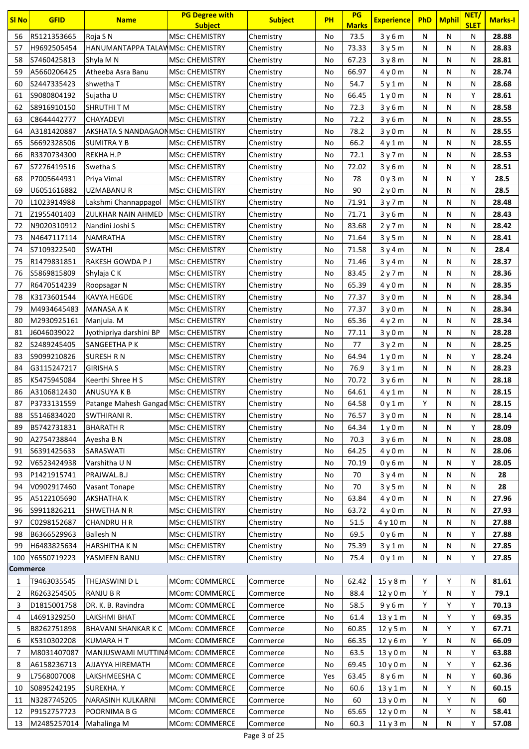| Sl No | GFID | Name | PG Degree with Subject | Subject | PH | PG Marks | Experience | PhD | Mphil | NET/ SLET | Marks-I |
|---|---|---|---|---|---|---|---|---|---|---|---|
| 56 | R5121353665 | Roja S N | MSc: CHEMISTRY | Chemistry | No | 73.5 | 3 y 6 m | N | N | N | 28.88 |
| 57 | H9692505454 | HANUMANTAPPA TALAV | MSc: CHEMISTRY | Chemistry | No | 73.33 | 3 y 5 m | N | N | N | 28.83 |
| 58 | S7460425813 | Shyla M N | MSc: CHEMISTRY | Chemistry | No | 67.23 | 3 y 8 m | N | N | N | 28.81 |
| 59 | A5660206425 | Atheeba Asra Banu | MSc: CHEMISTRY | Chemistry | No | 66.97 | 4 y 0 m | N | N | N | 28.74 |
| 60 | S2447335423 | shwetha T | MSc: CHEMISTRY | Chemistry | No | 54.7 | 5 y 1 m | N | N | N | 28.68 |
| 61 | S9080804192 | Sujatha U | MSc: CHEMISTRY | Chemistry | No | 66.45 | 1 y 0 m | N | N | Y | 28.61 |
| 62 | S8916910150 | SHRUTHI T M | MSc: CHEMISTRY | Chemistry | No | 72.3 | 3 y 6 m | N | N | N | 28.58 |
| 63 | C8644442777 | CHAYADEVI | MSc: CHEMISTRY | Chemistry | No | 72.2 | 3 y 6 m | N | N | N | 28.55 |
| 64 | A3181420887 | AKSHATA S NANDAGAON | MSc: CHEMISTRY | Chemistry | No | 78.2 | 3 y 0 m | N | N | N | 28.55 |
| 65 | S6692328506 | SUMITRA Y B | MSc: CHEMISTRY | Chemistry | No | 66.2 | 4 y 1 m | N | N | N | 28.55 |
| 66 | R3370734300 | REKHA H.P | MSc: CHEMISTRY | Chemistry | No | 72.1 | 3 y 7 m | N | N | N | 28.53 |
| 67 | S7276419516 | Swetha S | MSc: CHEMISTRY | Chemistry | No | 72.02 | 3 y 6 m | N | N | N | 28.51 |
| 68 | P7005644931 | Priya Vimal | MSc: CHEMISTRY | Chemistry | No | 78 | 0 y 3 m | N | N | Y | 28.5 |
| 69 | U6051616882 | UZMABANU R | MSc: CHEMISTRY | Chemistry | No | 90 | 2 y 0 m | N | N | N | 28.5 |
| 70 | L1023914988 | Lakshmi Channappagol | MSc: CHEMISTRY | Chemistry | No | 71.91 | 3 y 7 m | N | N | N | 28.48 |
| 71 | Z1955401403 | ZULKHAR NAIN AHMED | MSc: CHEMISTRY | Chemistry | No | 71.71 | 3 y 6 m | N | N | N | 28.43 |
| 72 | N9020310912 | Nandini Joshi S | MSc: CHEMISTRY | Chemistry | No | 83.68 | 2 y 7 m | N | N | N | 28.42 |
| 73 | N4647117114 | NAMRATHA | MSc: CHEMISTRY | Chemistry | No | 71.64 | 3 y 5 m | N | N | N | 28.41 |
| 74 | S7109322540 | SWATHI | MSc: CHEMISTRY | Chemistry | No | 71.58 | 3 y 4 m | N | N | N | 28.4 |
| 75 | R1479831851 | RAKESH GOWDA P J | MSc: CHEMISTRY | Chemistry | No | 71.46 | 3 y 4 m | N | N | N | 28.37 |
| 76 | S5869815809 | Shylaja C K | MSc: CHEMISTRY | Chemistry | No | 83.45 | 2 y 7 m | N | N | N | 28.36 |
| 77 | R6470514239 | Roopsagar N | MSc: CHEMISTRY | Chemistry | No | 65.39 | 4 y 0 m | N | N | N | 28.35 |
| 78 | K3173601544 | KAVYA HEGDE | MSc: CHEMISTRY | Chemistry | No | 77.37 | 3 y 0 m | N | N | N | 28.34 |
| 79 | M4934645483 | MANASA A K | MSc: CHEMISTRY | Chemistry | No | 77.37 | 3 y 0 m | N | N | N | 28.34 |
| 80 | M2930925161 | Manjula. M | MSc: CHEMISTRY | Chemistry | No | 65.36 | 4 y 2 m | N | N | N | 28.34 |
| 81 | J6046039022 | Jyothipriya darshini BP | MSc: CHEMISTRY | Chemistry | No | 77.11 | 3 y 0 m | N | N | N | 28.28 |
| 82 | S2489245405 | SANGEETHA P K | MSc: CHEMISTRY | Chemistry | No | 77 | 3 y 2 m | N | N | N | 28.25 |
| 83 | S9099210826 | SURESH R N | MSc: CHEMISTRY | Chemistry | No | 64.94 | 1 y 0 m | N | N | Y | 28.24 |
| 84 | G3115247217 | GIRISHA S | MSc: CHEMISTRY | Chemistry | No | 76.9 | 3 y 1 m | N | N | N | 28.23 |
| 85 | K5475945084 | Keerthi Shree H S | MSc: CHEMISTRY | Chemistry | No | 70.72 | 3 y 6 m | N | N | N | 28.18 |
| 86 | A3106812430 | ANUSUYA K B | MSc: CHEMISTRY | Chemistry | No | 64.61 | 4 y 1 m | N | N | N | 28.15 |
| 87 | P3733131559 | Patange Mahesh Gangad | MSc: CHEMISTRY | Chemistry | No | 64.58 | 0 y 1 m | Y | N | N | 28.15 |
| 88 | S5146834020 | SWTHIRANI R. | MSc: CHEMISTRY | Chemistry | No | 76.57 | 3 y 0 m | N | N | N | 28.14 |
| 89 | B5742731831 | BHARATH R | MSc: CHEMISTRY | Chemistry | No | 64.34 | 1 y 0 m | N | N | Y | 28.09 |
| 90 | A2754738844 | Ayesha B N | MSc: CHEMISTRY | Chemistry | No | 70.3 | 3 y 6 m | N | N | N | 28.08 |
| 91 | S6391425633 | SARASWATI | MSc: CHEMISTRY | Chemistry | No | 64.25 | 4 y 0 m | N | N | N | 28.06 |
| 92 | V6523424938 | Varshitha U N | MSc: CHEMISTRY | Chemistry | No | 70.19 | 0 y 6 m | N | N | Y | 28.05 |
| 93 | P1421915741 | PRAJWAL.B.J | MSc: CHEMISTRY | Chemistry | No | 70 | 3 y 4 m | N | N | N | 28 |
| 94 | V0902917460 | Vasant Tonape | MSc: CHEMISTRY | Chemistry | No | 70 | 3 y 5 m | N | N | N | 28 |
| 95 | A5122105690 | AKSHATHA K | MSc: CHEMISTRY | Chemistry | No | 63.84 | 4 y 0 m | N | N | N | 27.96 |
| 96 | S9911826211 | SHWETHA N R | MSc: CHEMISTRY | Chemistry | No | 63.72 | 4 y 0 m | N | N | N | 27.93 |
| 97 | C0298152687 | CHANDRU H R | MSc: CHEMISTRY | Chemistry | No | 51.5 | 4 y 10 m | N | N | N | 27.88 |
| 98 | B6366529963 | Ballesh N | MSc: CHEMISTRY | Chemistry | No | 69.5 | 0 y 6 m | N | N | Y | 27.88 |
| 99 | H6483825634 | HARSHITHA K N | MSc: CHEMISTRY | Chemistry | No | 75.39 | 3 y 1 m | N | N | N | 27.85 |
| 100 | Y6550719223 | YASMEEN BANU | MSc: CHEMISTRY | Chemistry | No | 75.4 | 0 y 1 m | N | N | Y | 27.85 |
| **Commerce** | | | | | | | | | | | |
| 1 | T9463035545 | THEJASWINI D L | MCom: COMMERCE | Commerce | No | 62.42 | 15 y 8 m | Y | Y | N | 81.61 |
| 2 | R6263254505 | RANJU B R | MCom: COMMERCE | Commerce | No | 88.4 | 12 y 0 m | Y | N | Y | 79.1 |
| 3 | D1815001758 | DR. K. B. Ravindra | MCom: COMMERCE | Commerce | No | 58.5 | 9 y 6 m | Y | Y | Y | 70.13 |
| 4 | L4691329250 | LAKSHMI BHAT | MCom: COMMERCE | Commerce | No | 61.4 | 13 y 1 m | N | Y | Y | 69.35 |
| 5 | B8262751898 | BHAVANI SHANKAR K C | MCom: COMMERCE | Commerce | No | 60.85 | 12 y 5 m | N | Y | Y | 67.71 |
| 6 | K5310302208 | KUMARA H T | MCom: COMMERCE | Commerce | No | 66.35 | 12 y 6 m | Y | N | N | 66.09 |
| 7 | M8031407087 | MANJUSWAMI MUTTINA | MCom: COMMERCE | Commerce | No | 63.5 | 13 y 0 m | N | N | Y | 63.88 |
| 8 | A6158236713 | AJJAYYA HIREMATH | MCom: COMMERCE | Commerce | No | 69.45 | 10 y 0 m | N | Y | Y | 62.36 |
| 9 | L7568007008 | LAKSHMEESHA C | MCom: COMMERCE | Commerce | Yes | 63.45 | 8 y 6 m | N | N | Y | 60.36 |
| 10 | S0895242195 | SUREKHA. Y | MCom: COMMERCE | Commerce | No | 60.6 | 13 y 1 m | N | Y | N | 60.15 |
| 11 | N3287745205 | NARASINH KULKARNI | MCom: COMMERCE | Commerce | No | 60 | 13 y 0 m | N | Y | N | 60 |
| 12 | P9152757723 | POORNIMA B G | MCom: COMMERCE | Commerce | No | 65.65 | 12 y 0 m | N | Y | N | 58.41 |
| 13 | M2485257014 | Mahalinga M | MCom: COMMERCE | Commerce | No | 60.3 | 11 y 3 m | N | N | Y | 57.08 |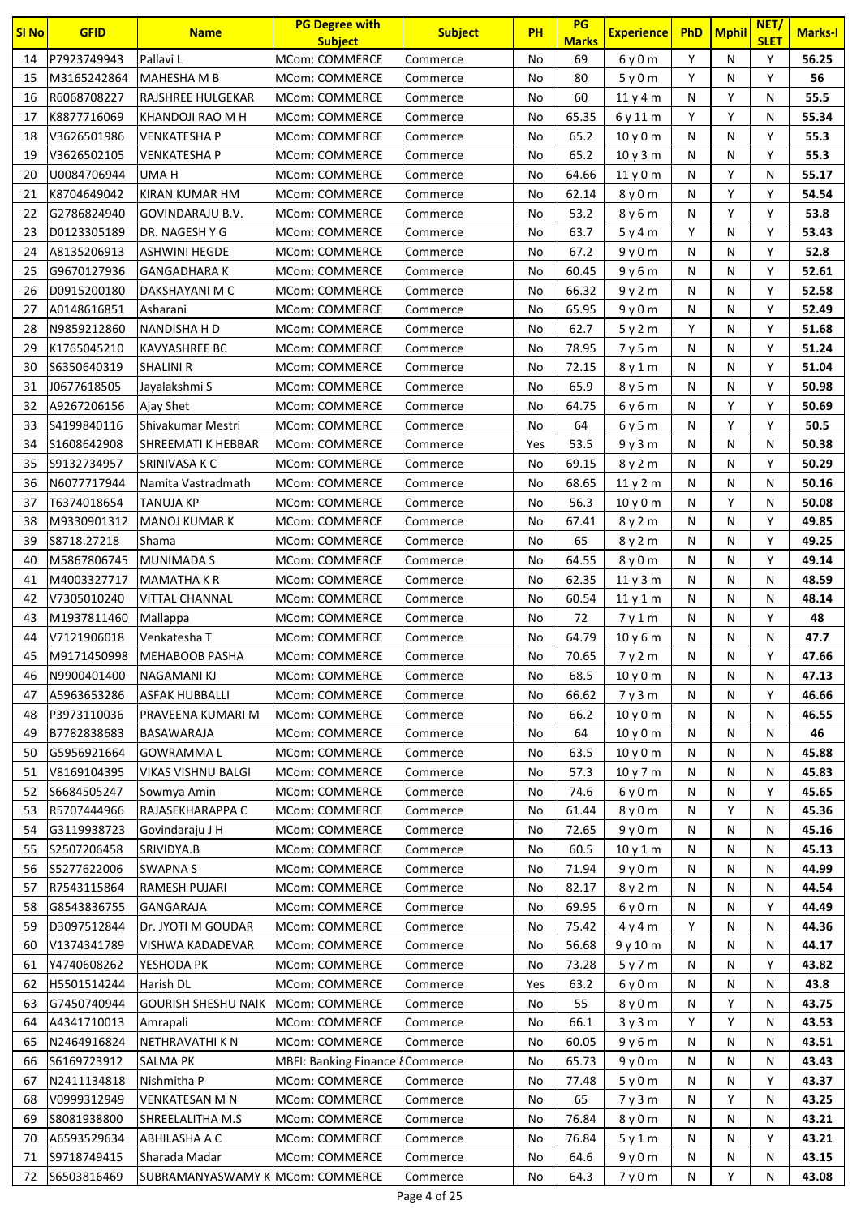| Sl No | GFID | Name | PG Degree with Subject | Subject | PH | PG Marks | Experience | PhD | Mphil | NET/ SLET | Marks-I |
|---|---|---|---|---|---|---|---|---|---|---|---|
| 14 | P7923749943 | Pallavi L | MCom: COMMERCE | Commerce | No | 69 | 6 y 0 m | Y | N | Y | 56.25 |
| 15 | M3165242864 | MAHESHA M B | MCom: COMMERCE | Commerce | No | 80 | 5 y 0 m | Y | N | Y | 56 |
| 16 | R6068708227 | RAJSHREE HULGEKAR | MCom: COMMERCE | Commerce | No | 60 | 11 y 4 m | N | Y | N | 55.5 |
| 17 | K8877716069 | KHANDOJI RAO M H | MCom: COMMERCE | Commerce | No | 65.35 | 6 y 11 m | Y | Y | N | 55.34 |
| 18 | V3626501986 | VENKATESHA P | MCom: COMMERCE | Commerce | No | 65.2 | 10 y 0 m | N | N | Y | 55.3 |
| 19 | V3626502105 | VENKATESHA P | MCom: COMMERCE | Commerce | No | 65.2 | 10 y 3 m | N | N | Y | 55.3 |
| 20 | U0084706944 | UMA H | MCom: COMMERCE | Commerce | No | 64.66 | 11 y 0 m | N | Y | N | 55.17 |
| 21 | K8704649042 | KIRAN KUMAR HM | MCom: COMMERCE | Commerce | No | 62.14 | 8 y 0 m | N | Y | Y | 54.54 |
| 22 | G2786824940 | GOVINDARAJU B.V. | MCom: COMMERCE | Commerce | No | 53.2 | 8 y 6 m | N | Y | Y | 53.8 |
| 23 | D0123305189 | DR. NAGESH Y G | MCom: COMMERCE | Commerce | No | 63.7 | 5 y 4 m | Y | N | Y | 53.43 |
| 24 | A8135206913 | ASHWINI HEGDE | MCom: COMMERCE | Commerce | No | 67.2 | 9 y 0 m | N | N | Y | 52.8 |
| 25 | G9670127936 | GANGADHARA K | MCom: COMMERCE | Commerce | No | 60.45 | 9 y 6 m | N | N | Y | 52.61 |
| 26 | D0915200180 | DAKSHAYANI M C | MCom: COMMERCE | Commerce | No | 66.32 | 9 y 2 m | N | N | Y | 52.58 |
| 27 | A0148616851 | Asharani | MCom: COMMERCE | Commerce | No | 65.95 | 9 y 0 m | N | N | Y | 52.49 |
| 28 | N9859212860 | NANDISHA H D | MCom: COMMERCE | Commerce | No | 62.7 | 5 y 2 m | Y | N | Y | 51.68 |
| 29 | K1765045210 | KAVYASHREE BC | MCom: COMMERCE | Commerce | No | 78.95 | 7 y 5 m | N | N | Y | 51.24 |
| 30 | S6350640319 | SHALINI R | MCom: COMMERCE | Commerce | No | 72.15 | 8 y 1 m | N | N | Y | 51.04 |
| 31 | J0677618505 | Jayalakshmi S | MCom: COMMERCE | Commerce | No | 65.9 | 8 y 5 m | N | N | Y | 50.98 |
| 32 | A9267206156 | Ajay Shet | MCom: COMMERCE | Commerce | No | 64.75 | 6 y 6 m | N | Y | Y | 50.69 |
| 33 | S4199840116 | Shivakumar Mestri | MCom: COMMERCE | Commerce | No | 64 | 6 y 5 m | N | Y | Y | 50.5 |
| 34 | S1608642908 | SHREEMATI K HEBBAR | MCom: COMMERCE | Commerce | Yes | 53.5 | 9 y 3 m | N | N | N | 50.38 |
| 35 | S9132734957 | SRINIVASA K C | MCom: COMMERCE | Commerce | No | 69.15 | 8 y 2 m | N | N | Y | 50.29 |
| 36 | N6077717944 | Namita Vastradmath | MCom: COMMERCE | Commerce | No | 68.65 | 11 y 2 m | N | N | N | 50.16 |
| 37 | T6374018654 | TANUJA KP | MCom: COMMERCE | Commerce | No | 56.3 | 10 y 0 m | N | Y | N | 50.08 |
| 38 | M9330901312 | MANOJ KUMAR K | MCom: COMMERCE | Commerce | No | 67.41 | 8 y 2 m | N | N | Y | 49.85 |
| 39 | S8718.27218 | Shama | MCom: COMMERCE | Commerce | No | 65 | 8 y 2 m | N | N | Y | 49.25 |
| 40 | M5867806745 | MUNIMADA S | MCom: COMMERCE | Commerce | No | 64.55 | 8 y 0 m | N | N | Y | 49.14 |
| 41 | M4003327717 | MAMATHA K R | MCom: COMMERCE | Commerce | No | 62.35 | 11 y 3 m | N | N | N | 48.59 |
| 42 | V7305010240 | VITTAL CHANNAL | MCom: COMMERCE | Commerce | No | 60.54 | 11 y 1 m | N | N | N | 48.14 |
| 43 | M1937811460 | Mallappa | MCom: COMMERCE | Commerce | No | 72 | 7 y 1 m | N | N | Y | 48 |
| 44 | V7121906018 | Venkatesha T | MCom: COMMERCE | Commerce | No | 64.79 | 10 y 6 m | N | N | N | 47.7 |
| 45 | M9171450998 | MEHABOOB PASHA | MCom: COMMERCE | Commerce | No | 70.65 | 7 y 2 m | N | N | Y | 47.66 |
| 46 | N9900401400 | NAGAMANI KJ | MCom: COMMERCE | Commerce | No | 68.5 | 10 y 0 m | N | N | N | 47.13 |
| 47 | A5963653286 | ASFAK HUBBALLI | MCom: COMMERCE | Commerce | No | 66.62 | 7 y 3 m | N | N | Y | 46.66 |
| 48 | P3973110036 | PRAVEENA KUMARI M | MCom: COMMERCE | Commerce | No | 66.2 | 10 y 0 m | N | N | N | 46.55 |
| 49 | B7782838683 | BASAWARAJA | MCom: COMMERCE | Commerce | No | 64 | 10 y 0 m | N | N | N | 46 |
| 50 | G5956921664 | GOWRAMMA L | MCom: COMMERCE | Commerce | No | 63.5 | 10 y 0 m | N | N | N | 45.88 |
| 51 | V8169104395 | VIKAS VISHNU BALGI | MCom: COMMERCE | Commerce | No | 57.3 | 10 y 7 m | N | N | N | 45.83 |
| 52 | S6684505247 | Sowmya Amin | MCom: COMMERCE | Commerce | No | 74.6 | 6 y 0 m | N | N | Y | 45.65 |
| 53 | R5707444966 | RAJASEKHARAPPA C | MCom: COMMERCE | Commerce | No | 61.44 | 8 y 0 m | N | Y | N | 45.36 |
| 54 | G3119938723 | Govindaraju J H | MCom: COMMERCE | Commerce | No | 72.65 | 9 y 0 m | N | N | N | 45.16 |
| 55 | S2507206458 | SRIVIDYA.B | MCom: COMMERCE | Commerce | No | 60.5 | 10 y 1 m | N | N | N | 45.13 |
| 56 | S5277622006 | SWAPNA S | MCom: COMMERCE | Commerce | No | 71.94 | 9 y 0 m | N | N | N | 44.99 |
| 57 | R7543115864 | RAMESH PUJARI | MCom: COMMERCE | Commerce | No | 82.17 | 8 y 2 m | N | N | N | 44.54 |
| 58 | G8543836755 | GANGARAJA | MCom: COMMERCE | Commerce | No | 69.95 | 6 y 0 m | N | N | Y | 44.49 |
| 59 | D3097512844 | Dr. JYOTI M GOUDAR | MCom: COMMERCE | Commerce | No | 75.42 | 4 y 4 m | Y | N | N | 44.36 |
| 60 | V1374341789 | VISHWA KADADEVAR | MCom: COMMERCE | Commerce | No | 56.68 | 9 y 10 m | N | N | N | 44.17 |
| 61 | Y4740608262 | YESHODA PK | MCom: COMMERCE | Commerce | No | 73.28 | 5 y 7 m | N | N | Y | 43.82 |
| 62 | H5501514244 | Harish DL | MCom: COMMERCE | Commerce | Yes | 63.2 | 6 y 0 m | N | N | N | 43.8 |
| 63 | G7450740944 | GOURISH SHESHU NAIK | MCom: COMMERCE | Commerce | No | 55 | 8 y 0 m | N | Y | N | 43.75 |
| 64 | A4341710013 | Amrapali | MCom: COMMERCE | Commerce | No | 66.1 | 3 y 3 m | Y | Y | N | 43.53 |
| 65 | N2464916824 | NETHRAVATHI K N | MCom: COMMERCE | Commerce | No | 60.05 | 9 y 6 m | N | N | N | 43.51 |
| 66 | S6169723912 | SALMA PK | MBFI: Banking Finance & | Commerce | No | 65.73 | 9 y 0 m | N | N | N | 43.43 |
| 67 | N2411134818 | Nishmitha P | MCom: COMMERCE | Commerce | No | 77.48 | 5 y 0 m | N | N | Y | 43.37 |
| 68 | V0999312949 | VENKATESAN M N | MCom: COMMERCE | Commerce | No | 65 | 7 y 3 m | N | Y | N | 43.25 |
| 69 | S8081938800 | SHREELALITHA M.S | MCom: COMMERCE | Commerce | No | 76.84 | 8 y 0 m | N | N | N | 43.21 |
| 70 | A6593529634 | ABHILASHA A C | MCom: COMMERCE | Commerce | No | 76.84 | 5 y 1 m | N | N | Y | 43.21 |
| 71 | S9718749415 | Sharada Madar | MCom: COMMERCE | Commerce | No | 64.6 | 9 y 0 m | N | N | N | 43.15 |
| 72 | S6503816469 | SUBRAMANYASWAMY K | MCom: COMMERCE | Commerce | No | 64.3 | 7 y 0 m | N | Y | N | 43.08 |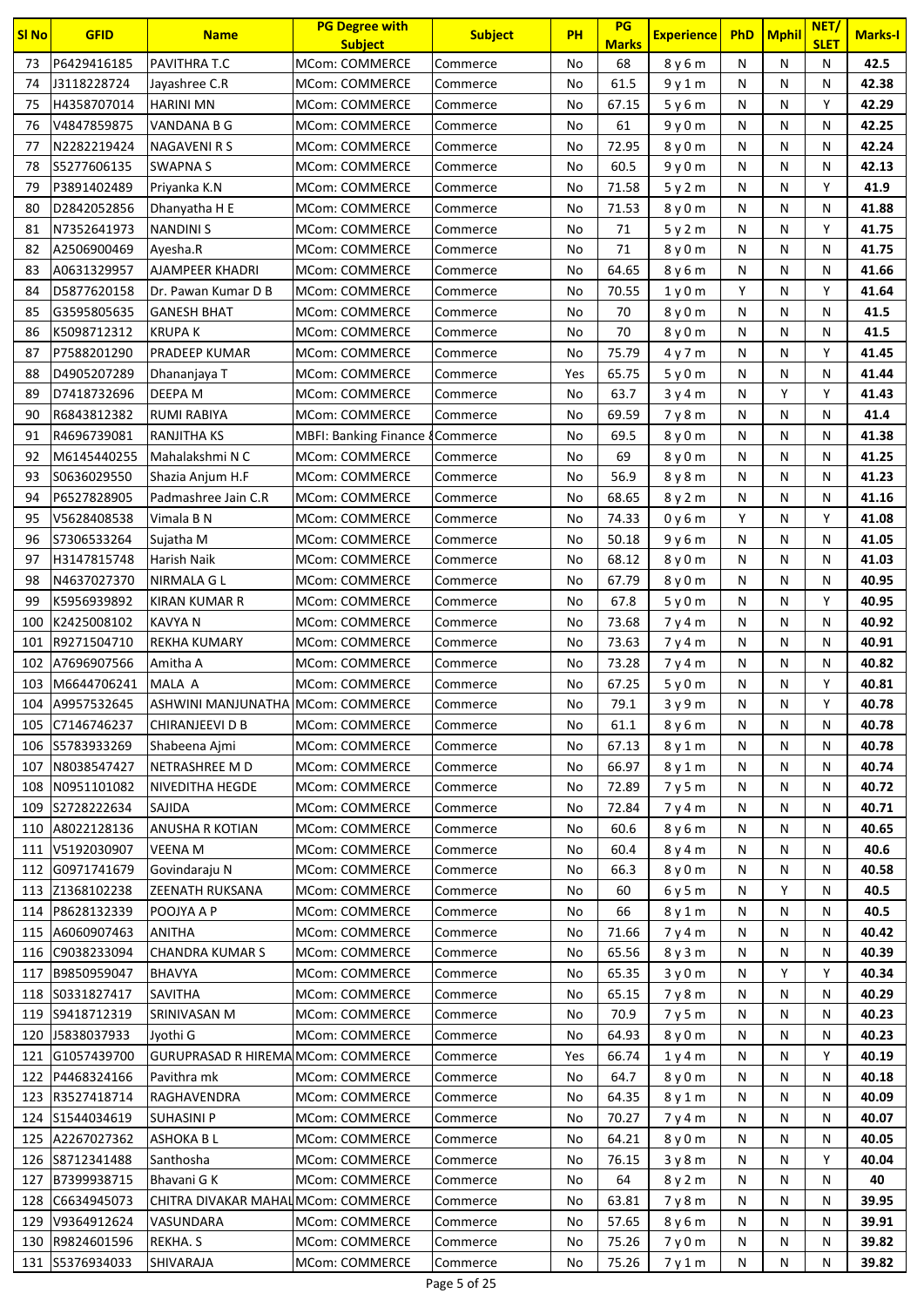| Sl No | GFID | Name | PG Degree with Subject | Subject | PH | PG Marks | Experience | PhD | Mphil | NET/ SLET | Marks-I |
|---|---|---|---|---|---|---|---|---|---|---|---|
| 73 | P6429416185 | PAVITHRA T.C | MCom: COMMERCE | Commerce | No | 68 | 8 y 6 m | N | N | N | 42.5 |
| 74 | J3118228724 | Jayashree C.R | MCom: COMMERCE | Commerce | No | 61.5 | 9 y 1 m | N | N | N | 42.38 |
| 75 | H4358707014 | HARINI MN | MCom: COMMERCE | Commerce | No | 67.15 | 5 y 6 m | N | N | Y | 42.29 |
| 76 | V4847859875 | VANDANA B G | MCom: COMMERCE | Commerce | No | 61 | 9 y 0 m | N | N | N | 42.25 |
| 77 | N2282219424 | NAGAVENI R S | MCom: COMMERCE | Commerce | No | 72.95 | 8 y 0 m | N | N | N | 42.24 |
| 78 | S5277606135 | SWAPNA S | MCom: COMMERCE | Commerce | No | 60.5 | 9 y 0 m | N | N | N | 42.13 |
| 79 | P3891402489 | Priyanka K.N | MCom: COMMERCE | Commerce | No | 71.58 | 5 y 2 m | N | N | Y | 41.9 |
| 80 | D2842052856 | Dhanyatha H E | MCom: COMMERCE | Commerce | No | 71.53 | 8 y 0 m | N | N | N | 41.88 |
| 81 | N7352641973 | NANDINI S | MCom: COMMERCE | Commerce | No | 71 | 5 y 2 m | N | N | Y | 41.75 |
| 82 | A2506900469 | Ayesha.R | MCom: COMMERCE | Commerce | No | 71 | 8 y 0 m | N | N | N | 41.75 |
| 83 | A0631329957 | AJAMPEER KHADRI | MCom: COMMERCE | Commerce | No | 64.65 | 8 y 6 m | N | N | N | 41.66 |
| 84 | D5877620158 | Dr. Pawan Kumar D B | MCom: COMMERCE | Commerce | No | 70.55 | 1 y 0 m | Y | N | Y | 41.64 |
| 85 | G3595805635 | GANESH BHAT | MCom: COMMERCE | Commerce | No | 70 | 8 y 0 m | N | N | N | 41.5 |
| 86 | K5098712312 | KRUPA K | MCom: COMMERCE | Commerce | No | 70 | 8 y 0 m | N | N | N | 41.5 |
| 87 | P7588201290 | PRADEEP KUMAR | MCom: COMMERCE | Commerce | No | 75.79 | 4 y 7 m | N | N | Y | 41.45 |
| 88 | D4905207289 | Dhananjaya T | MCom: COMMERCE | Commerce | Yes | 65.75 | 5 y 0 m | N | N | N | 41.44 |
| 89 | D7418732696 | DEEPA M | MCom: COMMERCE | Commerce | No | 63.7 | 3 y 4 m | N | Y | Y | 41.43 |
| 90 | R6843812382 | RUMI RABIYA | MCom: COMMERCE | Commerce | No | 69.59 | 7 y 8 m | N | N | N | 41.4 |
| 91 | R4696739081 | RANJITHA KS | MBFI: Banking Finance & | Commerce | No | 69.5 | 8 y 0 m | N | N | N | 41.38 |
| 92 | M6145440255 | Mahalakshmi N C | MCom: COMMERCE | Commerce | No | 69 | 8 y 0 m | N | N | N | 41.25 |
| 93 | S0636029550 | Shazia Anjum H.F | MCom: COMMERCE | Commerce | No | 56.9 | 8 y 8 m | N | N | N | 41.23 |
| 94 | P6527828905 | Padmashree Jain C.R | MCom: COMMERCE | Commerce | No | 68.65 | 8 y 2 m | N | N | N | 41.16 |
| 95 | V5628408538 | Vimala B N | MCom: COMMERCE | Commerce | No | 74.33 | 0 y 6 m | Y | N | Y | 41.08 |
| 96 | S7306533264 | Sujatha M | MCom: COMMERCE | Commerce | No | 50.18 | 9 y 6 m | N | N | N | 41.05 |
| 97 | H3147815748 | Harish Naik | MCom: COMMERCE | Commerce | No | 68.12 | 8 y 0 m | N | N | N | 41.03 |
| 98 | N4637027370 | NIRMALA G L | MCom: COMMERCE | Commerce | No | 67.79 | 8 y 0 m | N | N | N | 40.95 |
| 99 | K5956939892 | KIRAN KUMAR R | MCom: COMMERCE | Commerce | No | 67.8 | 5 y 0 m | N | N | Y | 40.95 |
| 100 | K2425008102 | KAVYA N | MCom: COMMERCE | Commerce | No | 73.68 | 7 y 4 m | N | N | N | 40.92 |
| 101 | R9271504710 | REKHA KUMARY | MCom: COMMERCE | Commerce | No | 73.63 | 7 y 4 m | N | N | N | 40.91 |
| 102 | A7696907566 | Amitha A | MCom: COMMERCE | Commerce | No | 73.28 | 7 y 4 m | N | N | N | 40.82 |
| 103 | M6644706241 | MALA A | MCom: COMMERCE | Commerce | No | 67.25 | 5 y 0 m | N | N | Y | 40.81 |
| 104 | A9957532645 | ASHWINI MANJUNATHA | MCom: COMMERCE | Commerce | No | 79.1 | 3 y 9 m | N | N | Y | 40.78 |
| 105 | C7146746237 | CHIRANJEEVI D B | MCom: COMMERCE | Commerce | No | 61.1 | 8 y 6 m | N | N | N | 40.78 |
| 106 | S5783933269 | Shabeena Ajmi | MCom: COMMERCE | Commerce | No | 67.13 | 8 y 1 m | N | N | N | 40.78 |
| 107 | N8038547427 | NETRASHREE M D | MCom: COMMERCE | Commerce | No | 66.97 | 8 y 1 m | N | N | N | 40.74 |
| 108 | N0951101082 | NIVEDITHA HEGDE | MCom: COMMERCE | Commerce | No | 72.89 | 7 y 5 m | N | N | N | 40.72 |
| 109 | S2728222634 | SAJIDA | MCom: COMMERCE | Commerce | No | 72.84 | 7 y 4 m | N | N | N | 40.71 |
| 110 | A8022128136 | ANUSHA R KOTIAN | MCom: COMMERCE | Commerce | No | 60.6 | 8 y 6 m | N | N | N | 40.65 |
| 111 | V5192030907 | VEENA M | MCom: COMMERCE | Commerce | No | 60.4 | 8 y 4 m | N | N | N | 40.6 |
| 112 | G0971741679 | Govindaraju N | MCom: COMMERCE | Commerce | No | 66.3 | 8 y 0 m | N | N | N | 40.58 |
| 113 | Z1368102238 | ZEENATH RUKSANA | MCom: COMMERCE | Commerce | No | 60 | 6 y 5 m | N | Y | N | 40.5 |
| 114 | P8628132339 | POOJYA A P | MCom: COMMERCE | Commerce | No | 66 | 8 y 1 m | N | N | N | 40.5 |
| 115 | A6060907463 | ANITHA | MCom: COMMERCE | Commerce | No | 71.66 | 7 y 4 m | N | N | N | 40.42 |
| 116 | C9038233094 | CHANDRA KUMAR S | MCom: COMMERCE | Commerce | No | 65.56 | 8 y 3 m | N | N | N | 40.39 |
| 117 | B9850959047 | BHAVYA | MCom: COMMERCE | Commerce | No | 65.35 | 3 y 0 m | N | Y | Y | 40.34 |
| 118 | S0331827417 | SAVITHA | MCom: COMMERCE | Commerce | No | 65.15 | 7 y 8 m | N | N | N | 40.29 |
| 119 | S9418712319 | SRINIVASAN M | MCom: COMMERCE | Commerce | No | 70.9 | 7 y 5 m | N | N | N | 40.23 |
| 120 | J5838037933 | Jyothi G | MCom: COMMERCE | Commerce | No | 64.93 | 8 y 0 m | N | N | N | 40.23 |
| 121 | G1057439700 | GURUPRASAD R HIREMA | MCom: COMMERCE | Commerce | Yes | 66.74 | 1 y 4 m | N | N | Y | 40.19 |
| 122 | P4468324166 | Pavithra mk | MCom: COMMERCE | Commerce | No | 64.7 | 8 y 0 m | N | N | N | 40.18 |
| 123 | R3527418714 | RAGHAVENDRA | MCom: COMMERCE | Commerce | No | 64.35 | 8 y 1 m | N | N | N | 40.09 |
| 124 | S1544034619 | SUHASINI P | MCom: COMMERCE | Commerce | No | 70.27 | 7 y 4 m | N | N | N | 40.07 |
| 125 | A2267027362 | ASHOKA B L | MCom: COMMERCE | Commerce | No | 64.21 | 8 y 0 m | N | N | N | 40.05 |
| 126 | S8712341488 | Santhosha | MCom: COMMERCE | Commerce | No | 76.15 | 3 y 8 m | N | N | Y | 40.04 |
| 127 | B7399938715 | Bhavani G K | MCom: COMMERCE | Commerce | No | 64 | 8 y 2 m | N | N | N | 40 |
| 128 | C6634945073 | CHITRA DIVAKAR MAHAL | MCom: COMMERCE | Commerce | No | 63.81 | 7 y 8 m | N | N | N | 39.95 |
| 129 | V9364912624 | VASUNDARA | MCom: COMMERCE | Commerce | No | 57.65 | 8 y 6 m | N | N | N | 39.91 |
| 130 | R9824601596 | REKHA. S | MCom: COMMERCE | Commerce | No | 75.26 | 7 y 0 m | N | N | N | 39.82 |
| 131 | S5376934033 | SHIVARAJA | MCom: COMMERCE | Commerce | No | 75.26 | 7 y 1 m | N | N | N | 39.82 |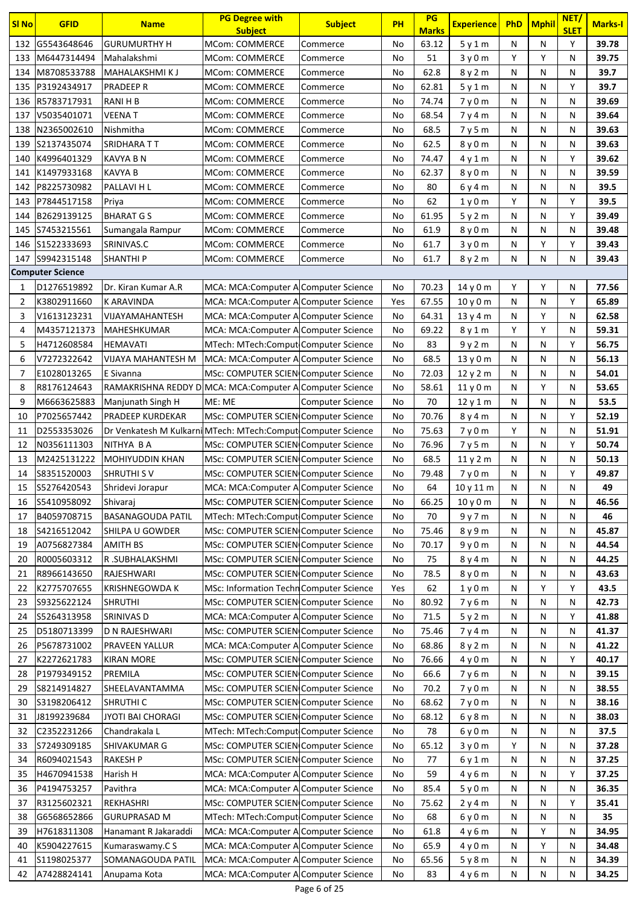| Sl No | GFID | Name | PG Degree with Subject | Subject | PH | PG Marks | Experience | PhD | Mphil | NET/ SLET | Marks-I |
|---|---|---|---|---|---|---|---|---|---|---|---|
| 132 | G5543648646 | GURUMURTHY H | MCom: COMMERCE | Commerce | No | 63.12 | 5 y 1 m | N | N | Y | 39.78 |
| 133 | M6447314494 | Mahalakshmi | MCom: COMMERCE | Commerce | No | 51 | 3 y 0 m | Y | Y | N | 39.75 |
| 134 | M8708533788 | MAHALAKSHMI K J | MCom: COMMERCE | Commerce | No | 62.8 | 8 y 2 m | N | N | N | 39.7 |
| 135 | P3192434917 | PRADEEP R | MCom: COMMERCE | Commerce | No | 62.81 | 5 y 1 m | N | N | Y | 39.7 |
| 136 | R5783717931 | RANI H B | MCom: COMMERCE | Commerce | No | 74.74 | 7 y 0 m | N | N | N | 39.69 |
| 137 | V5035401071 | VEENA T | MCom: COMMERCE | Commerce | No | 68.54 | 7 y 4 m | N | N | N | 39.64 |
| 138 | N2365002610 | Nishmitha | MCom: COMMERCE | Commerce | No | 68.5 | 7 y 5 m | N | N | N | 39.63 |
| 139 | S2137435074 | SRIDHARA T T | MCom: COMMERCE | Commerce | No | 62.5 | 8 y 0 m | N | N | N | 39.63 |
| 140 | K4996401329 | KAVYA B N | MCom: COMMERCE | Commerce | No | 74.47 | 4 y 1 m | N | N | Y | 39.62 |
| 141 | K1497933168 | KAVYA B | MCom: COMMERCE | Commerce | No | 62.37 | 8 y 0 m | N | N | N | 39.59 |
| 142 | P8225730982 | PALLAVI H L | MCom: COMMERCE | Commerce | No | 80 | 6 y 4 m | N | N | N | 39.5 |
| 143 | P7844517158 | Priya | MCom: COMMERCE | Commerce | No | 62 | 1 y 0 m | Y | N | Y | 39.5 |
| 144 | B2629139125 | BHARAT G S | MCom: COMMERCE | Commerce | No | 61.95 | 5 y 2 m | N | N | Y | 39.49 |
| 145 | S7453215561 | Sumangala Rampur | MCom: COMMERCE | Commerce | No | 61.9 | 8 y 0 m | N | N | N | 39.48 |
| 146 | S1522333693 | SRINIVAS.C | MCom: COMMERCE | Commerce | No | 61.7 | 3 y 0 m | N | Y | Y | 39.43 |
| 147 | S9942315148 | SHANTHI P | MCom: COMMERCE | Commerce | No | 61.7 | 8 y 2 m | N | N | N | 39.43 |
| **Computer Science** | | | | | | | | | | | |
| 1 | D1276519892 | Dr. Kiran Kumar A.R | MCA: MCA:Computer A | Computer Science | No | 70.23 | 14 y 0 m | Y | Y | N | 77.56 |
| 2 | K3802911660 | K ARAVINDA | MCA: MCA:Computer A | Computer Science | Yes | 67.55 | 10 y 0 m | N | N | Y | 65.89 |
| 3 | V1613123231 | VIJAYAMAHANTESH | MCA: MCA:Computer A | Computer Science | No | 64.31 | 13 y 4 m | N | Y | N | 62.58 |
| 4 | M4357121373 | MAHESHKUMAR | MCA: MCA:Computer A | Computer Science | No | 69.22 | 8 y 1 m | Y | Y | N | 59.31 |
| 5 | H4712608584 | HEMAVATI | MTech: MTech:Comput | Computer Science | No | 83 | 9 y 2 m | N | N | Y | 56.75 |
| 6 | V7272322642 | VIJAYA MAHANTESH M | MCA: MCA:Computer A | Computer Science | No | 68.5 | 13 y 0 m | N | N | N | 56.13 |
| 7 | E1028013265 | E Sivanna | MSc: COMPUTER SCIEN | Computer Science | No | 72.03 | 12 y 2 m | N | N | N | 54.01 |
| 8 | R8176124643 | RAMAKRISHNA REDDY D | MCA: MCA:Computer A | Computer Science | No | 58.61 | 11 y 0 m | N | Y | N | 53.65 |
| 9 | M6663625883 | Manjunath Singh H | ME: ME | Computer Science | No | 70 | 12 y 1 m | N | N | N | 53.5 |
| 10 | P7025657442 | PRADEEP KURDEKAR | MSc: COMPUTER SCIEN | Computer Science | No | 70.76 | 8 y 4 m | N | N | Y | 52.19 |
| 11 | D2553353026 | Dr Venkatesh M Kulkarni | MTech: MTech:Comput | Computer Science | No | 75.63 | 7 y 0 m | Y | N | N | 51.91 |
| 12 | N0356111303 | NITHYA B A | MSc: COMPUTER SCIEN | Computer Science | No | 76.96 | 7 y 5 m | N | N | Y | 50.74 |
| 13 | M2425131222 | MOHIYUDDIN KHAN | MSc: COMPUTER SCIEN | Computer Science | No | 68.5 | 11 y 2 m | N | N | N | 50.13 |
| 14 | S8351520003 | SHRUTHI S V | MSc: COMPUTER SCIEN | Computer Science | No | 79.48 | 7 y 0 m | N | N | Y | 49.87 |
| 15 | S5276420543 | Shridevi Jorapur | MCA: MCA:Computer A | Computer Science | No | 64 | 10 y 11 m | N | N | N | 49 |
| 16 | S5410958092 | Shivaraj | MSc: COMPUTER SCIEN | Computer Science | No | 66.25 | 10 y 0 m | N | N | N | 46.56 |
| 17 | B4059708715 | BASANAGOUDA PATIL | MTech: MTech:Comput | Computer Science | No | 70 | 9 y 7 m | N | N | N | 46 |
| 18 | S4216512042 | SHILPA U GOWDER | MSc: COMPUTER SCIEN | Computer Science | No | 75.46 | 8 y 9 m | N | N | N | 45.87 |
| 19 | A0756827384 | AMITH BS | MSc: COMPUTER SCIEN | Computer Science | No | 70.17 | 9 y 0 m | N | N | N | 44.54 |
| 20 | R0005603312 | R .SUBHALAKSHMI | MSc: COMPUTER SCIEN | Computer Science | No | 75 | 8 y 4 m | N | N | N | 44.25 |
| 21 | R8966143650 | RAJESHWARI | MSc: COMPUTER SCIEN | Computer Science | No | 78.5 | 8 y 0 m | N | N | N | 43.63 |
| 22 | K2775707655 | KRISHNEGOWDA K | MSc: Information Techn | Computer Science | Yes | 62 | 1 y 0 m | N | Y | Y | 43.5 |
| 23 | S9325622124 | SHRUTHI | MSc: COMPUTER SCIEN | Computer Science | No | 80.92 | 7 y 6 m | N | N | N | 42.73 |
| 24 | S5264313958 | SRINIVAS D | MCA: MCA:Computer A | Computer Science | No | 71.5 | 5 y 2 m | N | N | Y | 41.88 |
| 25 | D5180713399 | D N RAJESHWARI | MSc: COMPUTER SCIEN | Computer Science | No | 75.46 | 7 y 4 m | N | N | N | 41.37 |
| 26 | P5678731002 | PRAVEEN YALLUR | MCA: MCA:Computer A | Computer Science | No | 68.86 | 8 y 2 m | N | N | N | 41.22 |
| 27 | K2272621783 | KIRAN MORE | MSc: COMPUTER SCIEN | Computer Science | No | 76.66 | 4 y 0 m | N | N | Y | 40.17 |
| 28 | P1979349152 | PREMILA | MSc: COMPUTER SCIEN | Computer Science | No | 66.6 | 7 y 6 m | N | N | N | 39.15 |
| 29 | S8214914827 | SHEELAVANTAMMA | MSc: COMPUTER SCIEN | Computer Science | No | 70.2 | 7 y 0 m | N | N | N | 38.55 |
| 30 | S3198206412 | SHRUTHI C | MSc: COMPUTER SCIEN | Computer Science | No | 68.62 | 7 y 0 m | N | N | N | 38.16 |
| 31 | J8199239684 | JYOTI BAI CHORAGI | MSc: COMPUTER SCIEN | Computer Science | No | 68.12 | 6 y 8 m | N | N | N | 38.03 |
| 32 | C2352231266 | Chandrakala L | MTech: MTech:Comput | Computer Science | No | 78 | 6 y 0 m | N | N | N | 37.5 |
| 33 | S7249309185 | SHIVAKUMAR G | MSc: COMPUTER SCIEN | Computer Science | No | 65.12 | 3 y 0 m | Y | N | N | 37.28 |
| 34 | R6094021543 | RAKESH P | MSc: COMPUTER SCIEN | Computer Science | No | 77 | 6 y 1 m | N | N | N | 37.25 |
| 35 | H4670941538 | Harish H | MCA: MCA:Computer A | Computer Science | No | 59 | 4 y 6 m | N | N | Y | 37.25 |
| 36 | P4194753257 | Pavithra | MCA: MCA:Computer A | Computer Science | No | 85.4 | 5 y 0 m | N | N | N | 36.35 |
| 37 | R3125602321 | REKHASHRI | MSc: COMPUTER SCIEN | Computer Science | No | 75.62 | 2 y 4 m | N | N | Y | 35.41 |
| 38 | G6568652866 | GURUPRASAD M | MTech: MTech:Comput | Computer Science | No | 68 | 6 y 0 m | N | N | N | 35 |
| 39 | H7618311308 | Hanamant R Jakaraddi | MCA: MCA:Computer A | Computer Science | No | 61.8 | 4 y 6 m | N | Y | N | 34.95 |
| 40 | K5904227615 | Kumaraswamy.C S | MCA: MCA:Computer A | Computer Science | No | 65.9 | 4 y 0 m | N | Y | N | 34.48 |
| 41 | S1198025377 | SOMANAGOUDA PATIL | MCA: MCA:Computer A | Computer Science | No | 65.56 | 5 y 8 m | N | N | N | 34.39 |
| 42 | A7428824141 | Anupama Kota | MCA: MCA:Computer A | Computer Science | No | 83 | 4 y 6 m | N | N | N | 34.25 |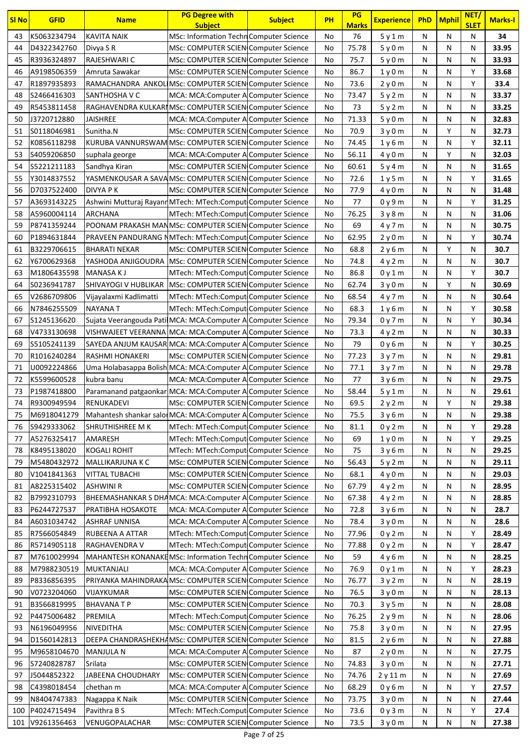| Sl No | GFID | Name | PG Degree with Subject | Subject | PH | PG Marks | Experience | PhD | Mphil | NET/ SLET | Marks-I |
|---|---|---|---|---|---|---|---|---|---|---|---|
| 43 | K5063234794 | KAVITA NAIK | MSc: Information Techn | Computer Science | No | 76 | 5 y 1 m | N | N | N | 34 |
| 44 | D4322342760 | Divya S R | MSc: COMPUTER SCIEN | Computer Science | No | 75.78 | 5 y 0 m | N | N | N | 33.95 |
| 45 | R3936324897 | RAJESHWARI C | MSc: COMPUTER SCIEN | Computer Science | No | 75.7 | 5 y 0 m | N | N | N | 33.93 |
| 46 | A9198506359 | Amruta Sawakar | MSc: COMPUTER SCIEN | Computer Science | No | 86.7 | 1 y 0 m | N | N | Y | 33.68 |
| 47 | R1897935893 | RAMACHANDRA ANKOL | MSc: COMPUTER SCIEN | Computer Science | No | 73.6 | 2 y 0 m | N | N | Y | 33.4 |
| 48 | S2466416303 | SANTHOSHA V C | MCA: MCA:Computer A | Computer Science | No | 73.47 | 5 y 2 m | N | N | N | 33.37 |
| 49 | R5453811458 | RAGHAVENDRA KULKARI | MSc: COMPUTER SCIEN | Computer Science | No | 73 | 5 y 2 m | N | N | N | 33.25 |
| 50 | J3720712880 | JAISHREE | MCA: MCA:Computer A | Computer Science | No | 71.33 | 5 y 0 m | N | N | N | 32.83 |
| 51 | S0118046981 | Sunitha.N | MSc: COMPUTER SCIEN | Computer Science | No | 70.9 | 3 y 0 m | N | Y | N | 32.73 |
| 52 | K0856118298 | KURUBA VANNURSWAM | MSc: COMPUTER SCIEN | Computer Science | No | 74.45 | 1 y 6 m | N | N | Y | 32.11 |
| 53 | S4059206850 | suphala george | MCA: MCA:Computer A | Computer Science | No | 56.11 | 4 y 0 m | N | Y | N | 32.03 |
| 54 | S5221211183 | Sandhya Kiran | MSc: COMPUTER SCIEN | Computer Science | No | 60.61 | 5 y 4 m | N | N | N | 31.65 |
| 55 | Y3014837552 | YASMENKOUSAR A SAVA | MSc: COMPUTER SCIEN | Computer Science | No | 72.6 | 1 y 5 m | N | N | Y | 31.65 |
| 56 | D7037522400 | DIVYA P K | MSc: COMPUTER SCIEN | Computer Science | No | 77.9 | 4 y 0 m | N | N | N | 31.48 |
| 57 | A3693143225 | Ashwini Mutturaj Rayanr | MTech: MTech:Comput | Computer Science | No | 77 | 0 y 9 m | N | N | Y | 31.25 |
| 58 | A5960004114 | ARCHANA | MTech: MTech:Comput | Computer Science | No | 76.25 | 3 y 8 m | N | N | N | 31.06 |
| 59 | P8741359244 | POONAM PRAKASH MAN | MSc: COMPUTER SCIEN | Computer Science | No | 69 | 4 y 7 m | N | N | N | 30.75 |
| 60 | P1894631844 | PRAVEEN PANDURANG N | MTech: MTech:Comput | Computer Science | No | 62.95 | 2 y 0 m | N | N | Y | 30.74 |
| 61 | B3229706615 | BHARATI NEKAR | MSc: COMPUTER SCIEN | Computer Science | No | 68.8 | 2 y 6 m | N | Y | N | 30.7 |
| 62 | Y6700629368 | YASHODA ANJIGOUDRA | MSc: COMPUTER SCIEN | Computer Science | No | 74.8 | 4 y 2 m | N | N | N | 30.7 |
| 63 | M1806435598 | MANASA K J | MTech: MTech:Comput | Computer Science | No | 86.8 | 0 y 1 m | N | N | Y | 30.7 |
| 64 | S0236941787 | SHIVAYOGI V HUBLIKAR | MSc: COMPUTER SCIEN | Computer Science | No | 62.74 | 3 y 0 m | N | Y | N | 30.69 |
| 65 | V2686709806 | Vijayalaxmi Kadlimatti | MTech: MTech:Comput | Computer Science | No | 68.54 | 4 y 7 m | N | N | N | 30.64 |
| 66 | N7846255509 | NAYANA T | MTech: MTech:Comput | Computer Science | No | 68.3 | 1 y 6 m | N | N | Y | 30.58 |
| 67 | S1245136620 | Sujata Veerangouda Pati | MCA: MCA:Computer A | Computer Science | No | 79.34 | 0 y 7 m | N | N | Y | 30.34 |
| 68 | V4733130698 | VISHWAJEET VEERANNA | MCA: MCA:Computer A | Computer Science | No | 73.3 | 4 y 2 m | N | N | N | 30.33 |
| 69 | S5105241139 | SAYEDA ANJUM KAUSAR | MCA: MCA:Computer A | Computer Science | No | 79 | 0 y 6 m | N | N | Y | 30.25 |
| 70 | R1016240284 | RASHMI HONAKERI | MSc: COMPUTER SCIEN | Computer Science | No | 77.23 | 3 y 7 m | N | N | N | 29.81 |
| 71 | U0092224866 | Uma Holabasappa Bolish | MCA: MCA:Computer A | Computer Science | No | 77.1 | 3 y 7 m | N | N | N | 29.78 |
| 72 | K5599600528 | kubra banu | MCA: MCA:Computer A | Computer Science | No | 77 | 3 y 6 m | N | N | N | 29.75 |
| 73 | P1987418800 | Paramanand patgaonkar | MCA: MCA:Computer A | Computer Science | No | 58.44 | 5 y 1 m | N | N | N | 29.61 |
| 74 | R9300949594 | RENUKADEVI | MSc: COMPUTER SCIEN | Computer Science | No | 69.5 | 2 y 2 m | N | Y | N | 29.38 |
| 75 | M6918041279 | Mahantesh shankar salo | MCA: MCA:Computer A | Computer Science | No | 75.5 | 3 y 6 m | N | N | N | 29.38 |
| 76 | S9429333062 | SHRUTHISHREE M K | MTech: MTech:Comput | Computer Science | No | 81.1 | 0 y 2 m | N | N | Y | 29.28 |
| 77 | A5276325417 | AMARESH | MTech: MTech:Comput | Computer Science | No | 69 | 1 y 0 m | N | N | Y | 29.25 |
| 78 | K8495138020 | KOGALI ROHIT | MTech: MTech:Comput | Computer Science | No | 75 | 3 y 6 m | N | N | N | 29.25 |
| 79 | M5480432972 | MALLIKARJUNA K C | MSc: COMPUTER SCIEN | Computer Science | No | 56.43 | 5 y 2 m | N | N | N | 29.11 |
| 80 | V1041841363 | VITTAL TUBACHI | MSc: COMPUTER SCIEN | Computer Science | No | 68.1 | 4 y 0 m | N | N | N | 29.03 |
| 81 | A8225315402 | ASHWINI R | MSc: COMPUTER SCIEN | Computer Science | No | 67.79 | 4 y 2 m | N | N | N | 28.95 |
| 82 | B7992310793 | BHEEMASHANKAR S DHA | MCA: MCA:Computer A | Computer Science | No | 67.38 | 4 y 2 m | N | N | N | 28.85 |
| 83 | P6244727537 | PRATIBHA HOSAKOTE | MCA: MCA:Computer A | Computer Science | No | 72.8 | 3 y 6 m | N | N | N | 28.7 |
| 84 | A6031034742 | ASHRAF UNNISA | MCA: MCA:Computer A | Computer Science | No | 78.4 | 3 y 0 m | N | N | N | 28.6 |
| 85 | R7566054849 | RUBEENA A ATTAR | MTech: MTech:Comput | Computer Science | No | 77.96 | 0 y 2 m | N | N | Y | 28.49 |
| 86 | R5714905118 | RAGHAVENDRA V | MTech: MTech:Comput | Computer Science | No | 77.88 | 0 y 2 m | N | N | Y | 28.47 |
| 87 | M7610029994 | MAHANTESH KONANAKE | MSc: Information Techn | Computer Science | No | 59 | 4 y 6 m | N | N | N | 28.25 |
| 88 | M7988230519 | MUKTANJALI | MCA: MCA:Computer A | Computer Science | No | 76.9 | 0 y 1 m | N | N | Y | 28.23 |
| 89 | P8336856395 | PRIYANKA MAHINDRAKA | MSc: COMPUTER SCIEN | Computer Science | No | 76.77 | 3 y 2 m | N | N | N | 28.19 |
| 90 | V0723204060 | VIJAYKUMAR | MSc: COMPUTER SCIEN | Computer Science | No | 76.5 | 3 y 0 m | N | N | N | 28.13 |
| 91 | B3566819995 | BHAVANA T P | MSc: COMPUTER SCIEN | Computer Science | No | 70.3 | 3 y 5 m | N | N | N | 28.08 |
| 92 | P4475006482 | PREMILA | MTech: MTech:Comput | Computer Science | No | 76.25 | 2 y 9 m | N | N | N | 28.06 |
| 93 | N6196049956 | NIVEDITHA | MSc: COMPUTER SCIEN | Computer Science | No | 75.8 | 3 y 0 m | N | N | N | 27.95 |
| 94 | D1560142813 | DEEPA CHANDRASHEKHA | MSc: COMPUTER SCIEN | Computer Science | No | 81.5 | 2 y 6 m | N | N | N | 27.88 |
| 95 | M9658104670 | MANJULA N | MCA: MCA:Computer A | Computer Science | No | 87 | 2 y 0 m | N | N | N | 27.75 |
| 96 | S7240828787 | Srilata | MSc: COMPUTER SCIEN | Computer Science | No | 74.83 | 3 y 0 m | N | N | N | 27.71 |
| 97 | J5044852322 | JABEENA CHOUDHARY | MSc: COMPUTER SCIEN | Computer Science | No | 74.76 | 2 y 11 m | N | N | N | 27.69 |
| 98 | C4398018454 | chethan m | MCA: MCA:Computer A | Computer Science | No | 68.29 | 0 y 6 m | N | N | Y | 27.57 |
| 99 | N8404747383 | Nagappa K Naik | MSc: COMPUTER SCIEN | Computer Science | No | 73.75 | 3 y 0 m | N | N | N | 27.44 |
| 100 | P4024715494 | Pavithra B S | MTech: MTech:Comput | Computer Science | No | 73.6 | 0 y 3 m | N | N | Y | 27.4 |
| 101 | V9261356463 | VENUGOPALACHAR | MSc: COMPUTER SCIEN | Computer Science | No | 73.5 | 3 y 0 m | N | N | N | 27.38 |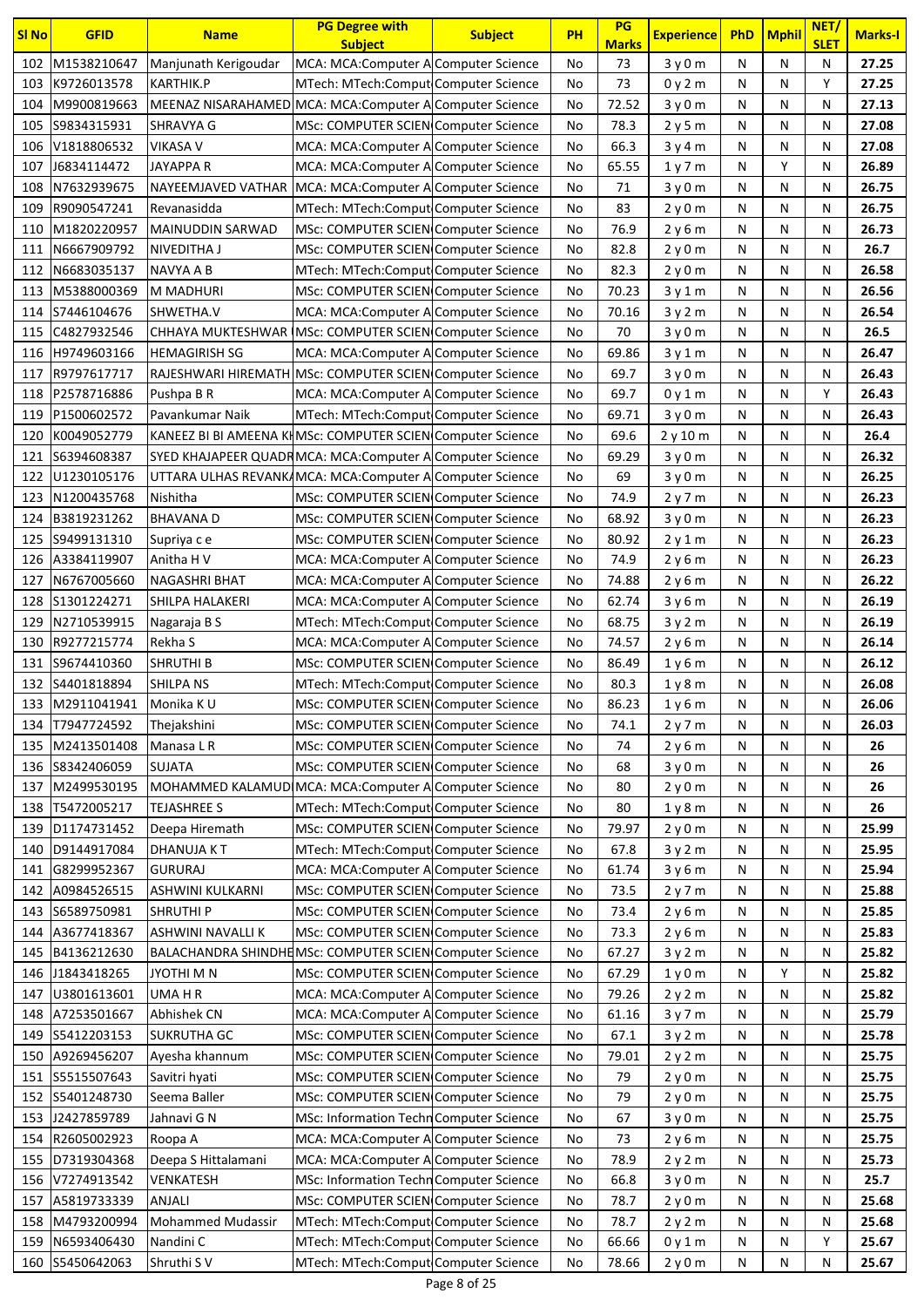| Sl No | GFID | Name | PG Degree with Subject | Subject | PH | PG Marks | Experience | PhD | Mphil | NET/ SLET | Marks-I |
|---|---|---|---|---|---|---|---|---|---|---|---|
| 102 | M1538210647 | Manjunath Kerigoudar | MCA: MCA:Computer A | Computer Science | No | 73 | 3 y 0 m | N | N | N | 27.25 |
| 103 | K9726013578 | KARTHIK.P | MTech: MTech:Comput | Computer Science | No | 73 | 0 y 2 m | N | N | Y | 27.25 |
| 104 | M9900819663 | MEENAZ NISARAHAMED | MCA: MCA:Computer A | Computer Science | No | 72.52 | 3 y 0 m | N | N | N | 27.13 |
| 105 | S9834315931 | SHRAVYA G | MSc: COMPUTER SCIEN | Computer Science | No | 78.3 | 2 y 5 m | N | N | N | 27.08 |
| 106 | V1818806532 | VIKASA V | MCA: MCA:Computer A | Computer Science | No | 66.3 | 3 y 4 m | N | N | N | 27.08 |
| 107 | J6834114472 | JAYAPPA R | MCA: MCA:Computer A | Computer Science | No | 65.55 | 1 y 7 m | N | Y | N | 26.89 |
| 108 | N7632939675 | NAYEEMJAVED VATHAR | MCA: MCA:Computer A | Computer Science | No | 71 | 3 y 0 m | N | N | N | 26.75 |
| 109 | R9090547241 | Revanasidda | MTech: MTech:Comput | Computer Science | No | 83 | 2 y 0 m | N | N | N | 26.75 |
| 110 | M1820220957 | MAINUDDIN SARWAD | MSc: COMPUTER SCIEN | Computer Science | No | 76.9 | 2 y 6 m | N | N | N | 26.73 |
| 111 | N6667909792 | NIVEDITHA J | MSc: COMPUTER SCIEN | Computer Science | No | 82.8 | 2 y 0 m | N | N | N | 26.7 |
| 112 | N6683035137 | NAVYA A B | MTech: MTech:Comput | Computer Science | No | 82.3 | 2 y 0 m | N | N | N | 26.58 |
| 113 | M5388000369 | M MADHURI | MSc: COMPUTER SCIEN | Computer Science | No | 70.23 | 3 y 1 m | N | N | N | 26.56 |
| 114 | S7446104676 | SHWETHA.V | MCA: MCA:Computer A | Computer Science | No | 70.16 | 3 y 2 m | N | N | N | 26.54 |
| 115 | C4827932546 | CHHAYA MUKTESHWAR | MSc: COMPUTER SCIEN | Computer Science | No | 70 | 3 y 0 m | N | N | N | 26.5 |
| 116 | H9749603166 | HEMAGIRISH SG | MCA: MCA:Computer A | Computer Science | No | 69.86 | 3 y 1 m | N | N | N | 26.47 |
| 117 | R9797617717 | RAJESHWARI HIREMATH | MSc: COMPUTER SCIEN | Computer Science | No | 69.7 | 3 y 0 m | N | N | N | 26.43 |
| 118 | P2578716886 | Pushpa B R | MCA: MCA:Computer A | Computer Science | No | 69.7 | 0 y 1 m | N | N | Y | 26.43 |
| 119 | P1500602572 | Pavankumar Naik | MTech: MTech:Comput | Computer Science | No | 69.71 | 3 y 0 m | N | N | N | 26.43 |
| 120 | K0049052779 | KANEEZ BI BI AMEENA KI | MSc: COMPUTER SCIEN | Computer Science | No | 69.6 | 2 y 10 m | N | N | N | 26.4 |
| 121 | S6394608387 | SYED KHAJAPEER QUADR | MCA: MCA:Computer A | Computer Science | No | 69.29 | 3 y 0 m | N | N | N | 26.32 |
| 122 | U1230105176 | UTTARA ULHAS REVANK | MCA: MCA:Computer A | Computer Science | No | 69 | 3 y 0 m | N | N | N | 26.25 |
| 123 | N1200435768 | Nishitha | MSc: COMPUTER SCIEN | Computer Science | No | 74.9 | 2 y 7 m | N | N | N | 26.23 |
| 124 | B3819231262 | BHAVANA D | MSc: COMPUTER SCIEN | Computer Science | No | 68.92 | 3 y 0 m | N | N | N | 26.23 |
| 125 | S9499131310 | Supriya c e | MSc: COMPUTER SCIEN | Computer Science | No | 80.92 | 2 y 1 m | N | N | N | 26.23 |
| 126 | A3384119907 | Anitha H V | MCA: MCA:Computer A | Computer Science | No | 74.9 | 2 y 6 m | N | N | N | 26.23 |
| 127 | N6767005660 | NAGASHRI BHAT | MCA: MCA:Computer A | Computer Science | No | 74.88 | 2 y 6 m | N | N | N | 26.22 |
| 128 | S1301224271 | SHILPA HALAKERI | MCA: MCA:Computer A | Computer Science | No | 62.74 | 3 y 6 m | N | N | N | 26.19 |
| 129 | N2710539915 | Nagaraja B S | MTech: MTech:Comput | Computer Science | No | 68.75 | 3 y 2 m | N | N | N | 26.19 |
| 130 | R9277215774 | Rekha S | MCA: MCA:Computer A | Computer Science | No | 74.57 | 2 y 6 m | N | N | N | 26.14 |
| 131 | S9674410360 | SHRUTHI B | MSc: COMPUTER SCIEN | Computer Science | No | 86.49 | 1 y 6 m | N | N | N | 26.12 |
| 132 | S4401818894 | SHILPA NS | MTech: MTech:Comput | Computer Science | No | 80.3 | 1 y 8 m | N | N | N | 26.08 |
| 133 | M2911041941 | Monika K U | MSc: COMPUTER SCIEN | Computer Science | No | 86.23 | 1 y 6 m | N | N | N | 26.06 |
| 134 | T7947724592 | Thejakshini | MSc: COMPUTER SCIEN | Computer Science | No | 74.1 | 2 y 7 m | N | N | N | 26.03 |
| 135 | M2413501408 | Manasa L R | MSc: COMPUTER SCIEN | Computer Science | No | 74 | 2 y 6 m | N | N | N | 26 |
| 136 | S8342406059 | SUJATA | MSc: COMPUTER SCIEN | Computer Science | No | 68 | 3 y 0 m | N | N | N | 26 |
| 137 | M2499530195 | MOHAMMED KALAMUD | MCA: MCA:Computer A | Computer Science | No | 80 | 2 y 0 m | N | N | N | 26 |
| 138 | T5472005217 | TEJASHREE S | MTech: MTech:Comput | Computer Science | No | 80 | 1 y 8 m | N | N | N | 26 |
| 139 | D1174731452 | Deepa Hiremath | MSc: COMPUTER SCIEN | Computer Science | No | 79.97 | 2 y 0 m | N | N | N | 25.99 |
| 140 | D9144917084 | DHANUJA K T | MTech: MTech:Comput | Computer Science | No | 67.8 | 3 y 2 m | N | N | N | 25.95 |
| 141 | G8299952367 | GURURAJ | MCA: MCA:Computer A | Computer Science | No | 61.74 | 3 y 6 m | N | N | N | 25.94 |
| 142 | A0984526515 | ASHWINI KULKARNI | MSc: COMPUTER SCIEN | Computer Science | No | 73.5 | 2 y 7 m | N | N | N | 25.88 |
| 143 | S6589750981 | SHRUTHI P | MSc: COMPUTER SCIEN | Computer Science | No | 73.4 | 2 y 6 m | N | N | N | 25.85 |
| 144 | A3677418367 | ASHWINI NAVALLI K | MSc: COMPUTER SCIEN | Computer Science | No | 73.3 | 2 y 6 m | N | N | N | 25.83 |
| 145 | B4136212630 | BALACHANDRA SHINDHE | MSc: COMPUTER SCIEN | Computer Science | No | 67.27 | 3 y 2 m | N | N | N | 25.82 |
| 146 | J1843418265 | JYOTHI M N | MSc: COMPUTER SCIEN | Computer Science | No | 67.29 | 1 y 0 m | N | Y | N | 25.82 |
| 147 | U3801613601 | UMA H R | MCA: MCA:Computer A | Computer Science | No | 79.26 | 2 y 2 m | N | N | N | 25.82 |
| 148 | A7253501667 | Abhishek CN | MCA: MCA:Computer A | Computer Science | No | 61.16 | 3 y 7 m | N | N | N | 25.79 |
| 149 | S5412203153 | SUKRUTHA GC | MSc: COMPUTER SCIEN | Computer Science | No | 67.1 | 3 y 2 m | N | N | N | 25.78 |
| 150 | A9269456207 | Ayesha khannum | MSc: COMPUTER SCIEN | Computer Science | No | 79.01 | 2 y 2 m | N | N | N | 25.75 |
| 151 | S5515507643 | Savitri hyati | MSc: COMPUTER SCIEN | Computer Science | No | 79 | 2 y 0 m | N | N | N | 25.75 |
| 152 | S5401248730 | Seema Baller | MSc: COMPUTER SCIEN | Computer Science | No | 79 | 2 y 0 m | N | N | N | 25.75 |
| 153 | J2427859789 | Jahnavi G N | MSc: Information Techn | Computer Science | No | 67 | 3 y 0 m | N | N | N | 25.75 |
| 154 | R2605002923 | Roopa A | MCA: MCA:Computer A | Computer Science | No | 73 | 2 y 6 m | N | N | N | 25.75 |
| 155 | D7319304368 | Deepa S Hittalamani | MCA: MCA:Computer A | Computer Science | No | 78.9 | 2 y 2 m | N | N | N | 25.73 |
| 156 | V7274913542 | VENKATESH | MSc: Information Techn | Computer Science | No | 66.8 | 3 y 0 m | N | N | N | 25.7 |
| 157 | A5819733339 | ANJALI | MSc: COMPUTER SCIEN | Computer Science | No | 78.7 | 2 y 0 m | N | N | N | 25.68 |
| 158 | M4793200994 | Mohammed Mudassir | MTech: MTech:Comput | Computer Science | No | 78.7 | 2 y 2 m | N | N | N | 25.68 |
| 159 | N6593406430 | Nandini C | MTech: MTech:Comput | Computer Science | No | 66.66 | 0 y 1 m | N | N | Y | 25.67 |
| 160 | S5450642063 | Shruthi S V | MTech: MTech:Comput | Computer Science | No | 78.66 | 2 y 0 m | N | N | N | 25.67 |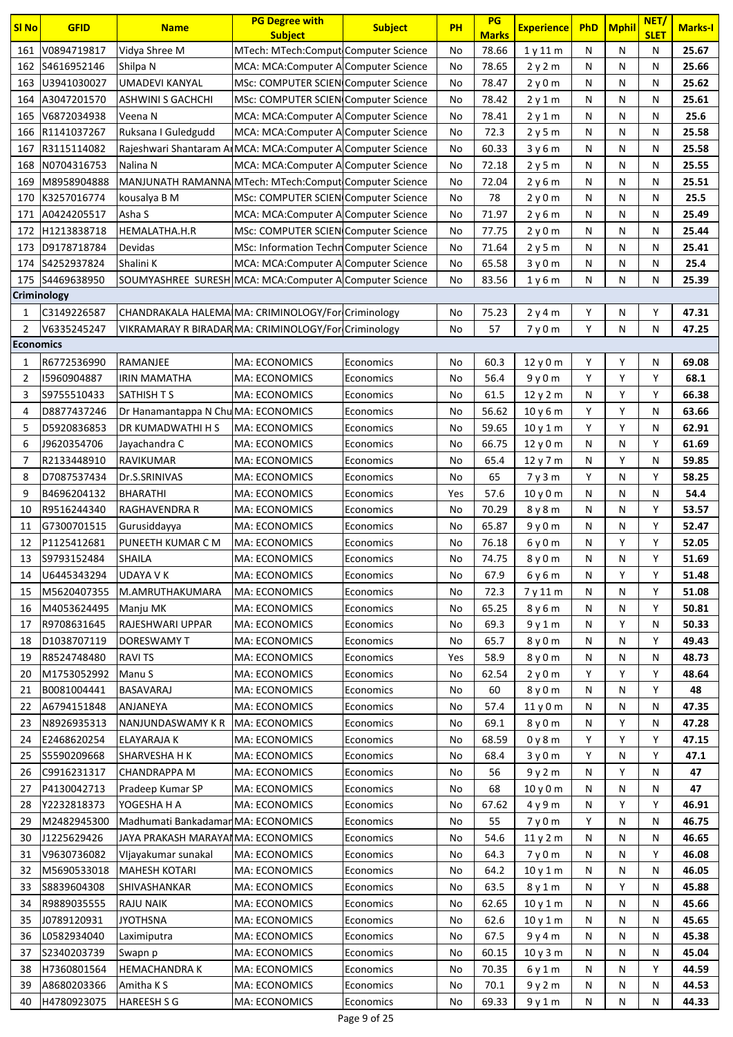| Sl No | GFID | Name | PG Degree with Subject | Subject | PH | PG Marks | Experience | PhD | Mphil | NET/ SLET | Marks-I |
|---|---|---|---|---|---|---|---|---|---|---|---|
| 161 | V0894719817 | Vidya Shree M | MTech: MTech:Comput | Computer Science | No | 78.66 | 1 y 11 m | N | N | N | 25.67 |
| 162 | S4616952146 | Shilpa N | MCA: MCA:Computer A | Computer Science | No | 78.65 | 2 y 2 m | N | N | N | 25.66 |
| 163 | U3941030027 | UMADEVI KANYAL | MSc: COMPUTER SCIEN | Computer Science | No | 78.47 | 2 y 0 m | N | N | N | 25.62 |
| 164 | A3047201570 | ASHWINI S GACHCHI | MSc: COMPUTER SCIEN | Computer Science | No | 78.42 | 2 y 1 m | N | N | N | 25.61 |
| 165 | V6872034938 | Veena N | MCA: MCA:Computer A | Computer Science | No | 78.41 | 2 y 1 m | N | N | N | 25.6 |
| 166 | R1141037267 | Ruksana I Guledgudd | MCA: MCA:Computer A | Computer Science | No | 72.3 | 2 y 5 m | N | N | N | 25.58 |
| 167 | R3115114082 | Rajeshwari Shantaram A | MCA: MCA:Computer A | Computer Science | No | 60.33 | 3 y 6 m | N | N | N | 25.58 |
| 168 | N0704316753 | Nalina N | MCA: MCA:Computer A | Computer Science | No | 72.18 | 2 y 5 m | N | N | N | 25.55 |
| 169 | M8958904888 | MANJUNATH RAMANNA | MTech: MTech:Comput | Computer Science | No | 72.04 | 2 y 6 m | N | N | N | 25.51 |
| 170 | K3257016774 | kousalya B M | MSc: COMPUTER SCIEN | Computer Science | No | 78 | 2 y 0 m | N | N | N | 25.5 |
| 171 | A0424205517 | Asha S | MCA: MCA:Computer A | Computer Science | No | 71.97 | 2 y 6 m | N | N | N | 25.49 |
| 172 | H1213838718 | HEMALATHA.H.R | MSc: COMPUTER SCIEN | Computer Science | No | 77.75 | 2 y 0 m | N | N | N | 25.44 |
| 173 | D9178718784 | Devidas | MSc: Information Techn | Computer Science | No | 71.64 | 2 y 5 m | N | N | N | 25.41 |
| 174 | S4252937824 | Shalini K | MCA: MCA:Computer A | Computer Science | No | 65.58 | 3 y 0 m | N | N | N | 25.4 |
| 175 | S4469638950 | SOUMYASHREE SURESH | MCA: MCA:Computer A | Computer Science | No | 83.56 | 1 y 6 m | N | N | N | 25.39 |
| **Criminology** | | | | | | | | | | | |
| 1 | C3149226587 | CHANDRAKALA HALEMA | MA: CRIMINOLOGY/For | Criminology | No | 75.23 | 2 y 4 m | Y | N | Y | 47.31 |
| 2 | V6335245247 | VIKRAMARAY R BIRADAR | MA: CRIMINOLOGY/For | Criminology | No | 57 | 7 y 0 m | Y | N | N | 47.25 |
| **Economics** | | | | | | | | | | | |
| 1 | R6772536990 | RAMANJEE | MA: ECONOMICS | Economics | No | 60.3 | 12 y 0 m | Y | Y | N | 69.08 |
| 2 | I5960904887 | IRIN MAMATHA | MA: ECONOMICS | Economics | No | 56.4 | 9 y 0 m | Y | Y | Y | 68.1 |
| 3 | S9755510433 | SATHISH T S | MA: ECONOMICS | Economics | No | 61.5 | 12 y 2 m | N | Y | Y | 66.38 |
| 4 | D8877437246 | Dr Hanamantappa N Chu | MA: ECONOMICS | Economics | No | 56.62 | 10 y 6 m | Y | Y | N | 63.66 |
| 5 | D5920836853 | DR KUMADWATHI H S | MA: ECONOMICS | Economics | No | 59.65 | 10 y 1 m | Y | Y | N | 62.91 |
| 6 | J9620354706 | Jayachandra C | MA: ECONOMICS | Economics | No | 66.75 | 12 y 0 m | N | N | Y | 61.69 |
| 7 | R2133448910 | RAVIKUMAR | MA: ECONOMICS | Economics | No | 65.4 | 12 y 7 m | N | Y | N | 59.85 |
| 8 | D7087537434 | Dr.S.SRINIVAS | MA: ECONOMICS | Economics | No | 65 | 7 y 3 m | Y | N | Y | 58.25 |
| 9 | B4696204132 | BHARATHI | MA: ECONOMICS | Economics | Yes | 57.6 | 10 y 0 m | N | N | N | 54.4 |
| 10 | R9516244340 | RAGHAVENDRA R | MA: ECONOMICS | Economics | No | 70.29 | 8 y 8 m | N | N | Y | 53.57 |
| 11 | G7300701515 | Gurusiddayya | MA: ECONOMICS | Economics | No | 65.87 | 9 y 0 m | N | N | Y | 52.47 |
| 12 | P1125412681 | PUNEETH KUMAR C M | MA: ECONOMICS | Economics | No | 76.18 | 6 y 0 m | N | Y | Y | 52.05 |
| 13 | S9793152484 | SHAILA | MA: ECONOMICS | Economics | No | 74.75 | 8 y 0 m | N | N | Y | 51.69 |
| 14 | U6445343294 | UDAYA V K | MA: ECONOMICS | Economics | No | 67.9 | 6 y 6 m | N | Y | Y | 51.48 |
| 15 | M5620407355 | M.AMRUTHAKUMARA | MA: ECONOMICS | Economics | No | 72.3 | 7 y 11 m | N | N | Y | 51.08 |
| 16 | M4053624495 | Manju MK | MA: ECONOMICS | Economics | No | 65.25 | 8 y 6 m | N | N | Y | 50.81 |
| 17 | R9708631645 | RAJESHWARI UPPAR | MA: ECONOMICS | Economics | No | 69.3 | 9 y 1 m | N | Y | N | 50.33 |
| 18 | D1038707119 | DORESWAMY T | MA: ECONOMICS | Economics | No | 65.7 | 8 y 0 m | N | N | Y | 49.43 |
| 19 | R8524748480 | RAVI TS | MA: ECONOMICS | Economics | Yes | 58.9 | 8 y 0 m | N | N | N | 48.73 |
| 20 | M1753052992 | Manu S | MA: ECONOMICS | Economics | No | 62.54 | 2 y 0 m | Y | Y | Y | 48.64 |
| 21 | B0081004441 | BASAVARAJ | MA: ECONOMICS | Economics | No | 60 | 8 y 0 m | N | N | Y | 48 |
| 22 | A6794151848 | ANJANEYA | MA: ECONOMICS | Economics | No | 57.4 | 11 y 0 m | N | N | N | 47.35 |
| 23 | N8926935313 | NANJUNDASWAMY K R | MA: ECONOMICS | Economics | No | 69.1 | 8 y 0 m | N | Y | N | 47.28 |
| 24 | E2468620254 | ELAYARAJA K | MA: ECONOMICS | Economics | No | 68.59 | 0 y 8 m | Y | Y | Y | 47.15 |
| 25 | S5590209668 | SHARVESHA H K | MA: ECONOMICS | Economics | No | 68.4 | 3 y 0 m | Y | N | Y | 47.1 |
| 26 | C9916231317 | CHANDRAPPA M | MA: ECONOMICS | Economics | No | 56 | 9 y 2 m | N | Y | N | 47 |
| 27 | P4130042713 | Pradeep Kumar SP | MA: ECONOMICS | Economics | No | 68 | 10 y 0 m | N | N | N | 47 |
| 28 | Y2232818373 | YOGESHA H A | MA: ECONOMICS | Economics | No | 67.62 | 4 y 9 m | N | Y | Y | 46.91 |
| 29 | M2482945300 | Madhumati Bankadamar | MA: ECONOMICS | Economics | No | 55 | 7 y 0 m | Y | N | N | 46.75 |
| 30 | J1225629426 | JAYA PRAKASH MARAYA | MA: ECONOMICS | Economics | No | 54.6 | 11 y 2 m | N | N | N | 46.65 |
| 31 | V9630736082 | VIjayakumar sunakal | MA: ECONOMICS | Economics | No | 64.3 | 7 y 0 m | N | N | Y | 46.08 |
| 32 | M5690533018 | MAHESH KOTARI | MA: ECONOMICS | Economics | No | 64.2 | 10 y 1 m | N | N | N | 46.05 |
| 33 | S8839604308 | SHIVASHANKAR | MA: ECONOMICS | Economics | No | 63.5 | 8 y 1 m | N | Y | N | 45.88 |
| 34 | R9889035555 | RAJU NAIK | MA: ECONOMICS | Economics | No | 62.65 | 10 y 1 m | N | N | N | 45.66 |
| 35 | J0789120931 | JYOTHSNA | MA: ECONOMICS | Economics | No | 62.6 | 10 y 1 m | N | N | N | 45.65 |
| 36 | L0582934040 | Laximiputra | MA: ECONOMICS | Economics | No | 67.5 | 9 y 4 m | N | N | N | 45.38 |
| 37 | S2340203739 | Swapn p | MA: ECONOMICS | Economics | No | 60.15 | 10 y 3 m | N | N | N | 45.04 |
| 38 | H7360801564 | HEMACHANDRA K | MA: ECONOMICS | Economics | No | 70.35 | 6 y 1 m | N | N | Y | 44.59 |
| 39 | A8680203366 | Amitha K S | MA: ECONOMICS | Economics | No | 70.1 | 9 y 2 m | N | N | N | 44.53 |
| 40 | H4780923075 | HAREESH S G | MA: ECONOMICS | Economics | No | 69.33 | 9 y 1 m | N | N | N | 44.33 |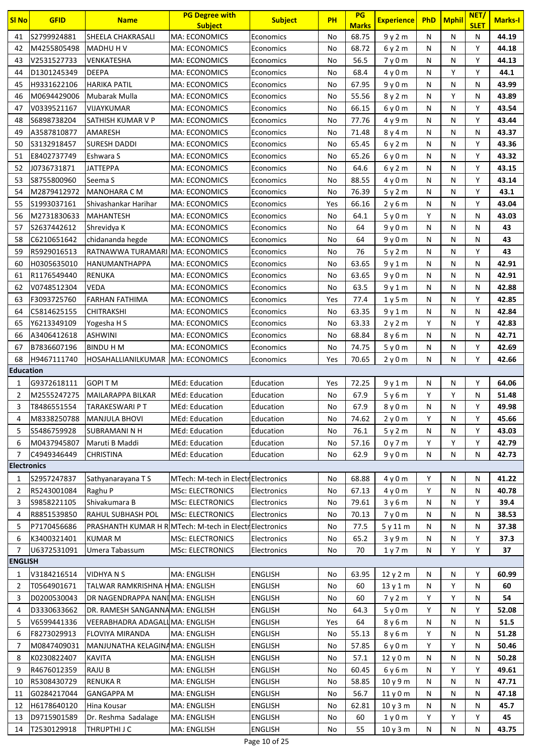| Sl No | GFID | Name | PG Degree with Subject | Subject | PH | PG Marks | Experience | PhD | Mphil | NET/ SLET | Marks-I |
|---|---|---|---|---|---|---|---|---|---|---|---|
| 41 | S2799924881 | SHEELA CHAKRASALI | MA: ECONOMICS | Economics | No | 68.75 | 9 y 2 m | N | N | N | **44.19** |
| 42 | M4255805498 | MADHU H V | MA: ECONOMICS | Economics | No | 68.72 | 6 y 2 m | N | N | Y | **44.18** |
| 43 | V2531527733 | VENKATESHA | MA: ECONOMICS | Economics | No | 56.5 | 7 y 0 m | N | N | Y | **44.13** |
| 44 | D1301245349 | DEEPA | MA: ECONOMICS | Economics | No | 68.4 | 4 y 0 m | N | Y | Y | **44.1** |
| 45 | H9331622106 | HARIKA PATIL | MA: ECONOMICS | Economics | No | 67.95 | 9 y 0 m | N | N | N | **43.99** |
| 46 | M0694429006 | Mubarak Mulla | MA: ECONOMICS | Economics | No | 55.56 | 8 y 2 m | N | Y | N | **43.89** |
| 47 | V0339521167 | VIJAYKUMAR | MA: ECONOMICS | Economics | No | 66.15 | 6 y 0 m | N | N | Y | **43.54** |
| 48 | S6898738204 | SATHISH KUMAR V P | MA: ECONOMICS | Economics | No | 77.76 | 4 y 9 m | N | N | Y | **43.44** |
| 49 | A3587810877 | AMARESH | MA: ECONOMICS | Economics | No | 71.48 | 8 y 4 m | N | N | N | **43.37** |
| 50 | S3132918457 | SURESH DADDI | MA: ECONOMICS | Economics | No | 65.45 | 6 y 2 m | N | N | Y | **43.36** |
| 51 | E8402737749 | Eshwara S | MA: ECONOMICS | Economics | No | 65.26 | 6 y 0 m | N | N | Y | **43.32** |
| 52 | J0736731871 | JATTEPPA | MA: ECONOMICS | Economics | No | 64.6 | 6 y 2 m | N | N | Y | **43.15** |
| 53 | S8755800960 | Seema S | MA: ECONOMICS | Economics | No | 88.55 | 4 y 0 m | N | N | Y | **43.14** |
| 54 | M2879412972 | MANOHARA C M | MA: ECONOMICS | Economics | No | 76.39 | 5 y 2 m | N | N | Y | **43.1** |
| 55 | S1993037161 | Shivashankar Harihar | MA: ECONOMICS | Economics | Yes | 66.16 | 2 y 6 m | N | N | Y | **43.04** |
| 56 | M2731830633 | MAHANTESH | MA: ECONOMICS | Economics | No | 64.1 | 5 y 0 m | Y | N | N | **43.03** |
| 57 | S2637442612 | Shrevidya K | MA: ECONOMICS | Economics | No | 64 | 9 y 0 m | N | N | N | **43** |
| 58 | C6210651642 | chidananda hegde | MA: ECONOMICS | Economics | No | 64 | 9 y 0 m | N | N | N | **43** |
| 59 | R5929016513 | RATNAWWA TURAMARI | MA: ECONOMICS | Economics | No | 76 | 5 y 2 m | N | N | Y | **43** |
| 60 | H0305635010 | HANUMANTHAPPA | MA: ECONOMICS | Economics | No | 63.65 | 9 y 1 m | N | N | N | **42.91** |
| 61 | R1176549440 | RENUKA | MA: ECONOMICS | Economics | No | 63.65 | 9 y 0 m | N | N | N | **42.91** |
| 62 | V0748512304 | VEDA | MA: ECONOMICS | Economics | No | 63.5 | 9 y 1 m | N | N | N | **42.88** |
| 63 | F3093725760 | FARHAN FATHIMA | MA: ECONOMICS | Economics | Yes | 77.4 | 1 y 5 m | N | N | Y | **42.85** |
| 64 | C5814625155 | CHITRAKSHI | MA: ECONOMICS | Economics | No | 63.35 | 9 y 1 m | N | N | N | **42.84** |
| 65 | Y6213349109 | Yogesha H S | MA: ECONOMICS | Economics | No | 63.33 | 2 y 2 m | Y | N | Y | **42.83** |
| 66 | A3406412618 | ASHWINI | MA: ECONOMICS | Economics | No | 68.84 | 8 y 6 m | N | N | N | **42.71** |
| 67 | B7836607196 | BINDU H M | MA: ECONOMICS | Economics | No | 74.75 | 5 y 0 m | N | N | Y | **42.69** |
| 68 | H9467111740 | HOSAHALLIANILKUMAR | MA: ECONOMICS | Economics | Yes | 70.65 | 2 y 0 m | N | N | Y | **42.66** |
| **Education** | | | | | | | | | | | |
| 1 | G9372618111 | GOPI T M | MEd: Education | Education | Yes | 72.25 | 9 y 1 m | N | N | Y | **64.06** |
| 2 | M2555247275 | MAILARAPPA BILKAR | MEd: Education | Education | No | 67.9 | 5 y 6 m | Y | Y | N | **51.48** |
| 3 | T8486551554 | TARAKESWARI P T | MEd: Education | Education | No | 67.9 | 8 y 0 m | N | N | Y | **49.98** |
| 4 | M8338250788 | MANJULA BHOVI | MEd: Education | Education | No | 74.62 | 2 y 0 m | Y | N | Y | **45.66** |
| 5 | S5486759928 | SUBRAMANI N H | MEd: Education | Education | No | 76.1 | 5 y 2 m | N | N | Y | **43.03** |
| 6 | M0437945807 | Maruti B Maddi | MEd: Education | Education | No | 57.16 | 0 y 7 m | Y | Y | Y | **42.79** |
| 7 | C4949346449 | CHRISTINA | MEd: Education | Education | No | 62.9 | 9 y 0 m | N | N | N | **42.73** |
| **Electronics** | | | | | | | | | | | |
| 1 | S2957247837 | Sathyanarayana T S | MTech: M-tech in Electr | Electronics | No | 68.88 | 4 y 0 m | Y | N | N | **41.22** |
| 2 | R5243001084 | Raghu P | MSc: ELECTRONICS | Electronics | No | 67.13 | 4 y 0 m | Y | N | N | **40.78** |
| 3 | S9858221105 | Shivakumara B | MSc: ELECTRONICS | Electronics | No | 79.61 | 3 y 6 m | N | N | Y | **39.4** |
| 4 | R8851539850 | RAHUL SUBHASH POL | MSc: ELECTRONICS | Electronics | No | 70.13 | 7 y 0 m | N | N | N | **38.53** |
| 5 | P7170456686 | PRASHANTH KUMAR H R | MTech: M-tech in Electr | Electronics | No | 77.5 | 5 y 11 m | N | N | N | **37.38** |
| 6 | K3400321401 | KUMAR M | MSc: ELECTRONICS | Electronics | No | 65.2 | 3 y 9 m | N | N | Y | **37.3** |
| 7 | U6372531091 | Umera Tabassum | MSc: ELECTRONICS | Electronics | No | 70 | 1 y 7 m | N | Y | Y | **37** |
| **ENGLISH** | | | | | | | | | | | |
| 1 | V3184216514 | VIDHYA N S | MA: ENGLISH | ENGLISH | No | 63.95 | 12 y 2 m | N | N | Y | **60.99** |
| 2 | T0564901671 | TALWAR RAMKRISHNA H | MA: ENGLISH | ENGLISH | No | 60 | 13 y 1 m | N | Y | N | **60** |
| 3 | D0200530043 | DR NAGENDRAPPA NAN | MA: ENGLISH | ENGLISH | No | 60 | 7 y 2 m | Y | Y | N | **54** |
| 4 | D3330633662 | DR. RAMESH SANGANNA | MA: ENGLISH | ENGLISH | No | 64.3 | 5 y 0 m | Y | N | Y | **52.08** |
| 5 | V6599441336 | VEERABHADRA ADAGALI | MA: ENGLISH | ENGLISH | Yes | 64 | 8 y 6 m | N | N | N | **51.5** |
| 6 | F8273029913 | FLOVIYA MIRANDA | MA: ENGLISH | ENGLISH | No | 55.13 | 8 y 6 m | Y | N | N | **51.28** |
| 7 | M0847409031 | MANJUNATHA KELAGINA | MA: ENGLISH | ENGLISH | No | 57.85 | 6 y 0 m | Y | Y | N | **50.46** |
| 8 | K0230822407 | KAVITA | MA: ENGLISH | ENGLISH | No | 57.1 | 12 y 0 m | N | N | N | **50.28** |
| 9 | R4676012359 | RAJU B | MA: ENGLISH | ENGLISH | No | 60.45 | 6 y 6 m | N | Y | Y | **49.61** |
| 10 | R5308430729 | RENUKA R | MA: ENGLISH | ENGLISH | No | 58.85 | 10 y 9 m | N | N | N | **47.71** |
| 11 | G0284217044 | GANGAPPA M | MA: ENGLISH | ENGLISH | No | 56.7 | 11 y 0 m | N | N | N | **47.18** |
| 12 | H6178640120 | Hina Kousar | MA: ENGLISH | ENGLISH | No | 62.81 | 10 y 3 m | N | N | N | **45.7** |
| 13 | D9715901589 | Dr. Reshma Sadalage | MA: ENGLISH | ENGLISH | No | 60 | 1 y 0 m | Y | Y | Y | **45** |
| 14 | T2530129918 | THRUPTHI J C | MA: ENGLISH | ENGLISH | No | 55 | 10 y 3 m | N | N | N | **43.75** |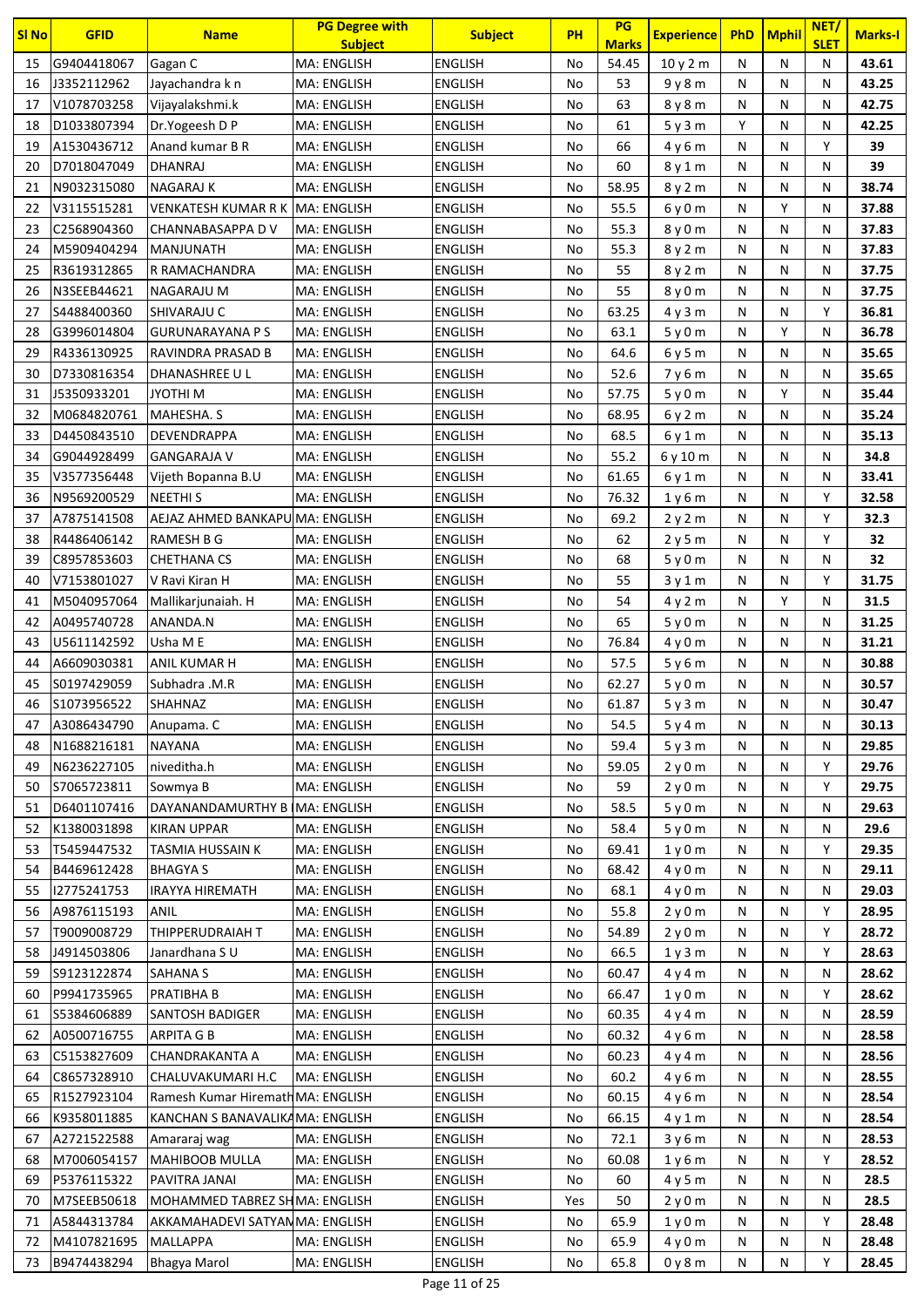| Sl No | GFID | Name | PG Degree with Subject | Subject | PH | PG Marks | Experience | PhD | Mphil | NET/ SLET | Marks-I |
|---|---|---|---|---|---|---|---|---|---|---|---|
| 15 | G9404418067 | Gagan C | MA: ENGLISH | ENGLISH | No | 54.45 | 10 y 2 m | N | N | N | 43.61 |
| 16 | J3352112962 | Jayachandra k n | MA: ENGLISH | ENGLISH | No | 53 | 9 y 8 m | N | N | N | 43.25 |
| 17 | V1078703258 | Vijayalakshmi.k | MA: ENGLISH | ENGLISH | No | 63 | 8 y 8 m | N | N | N | 42.75 |
| 18 | D1033807394 | Dr.Yogeesh D P | MA: ENGLISH | ENGLISH | No | 61 | 5 y 3 m | Y | N | N | 42.25 |
| 19 | A1530436712 | Anand kumar B R | MA: ENGLISH | ENGLISH | No | 66 | 4 y 6 m | N | N | Y | 39 |
| 20 | D7018047049 | DHANRAJ | MA: ENGLISH | ENGLISH | No | 60 | 8 y 1 m | N | N | N | 39 |
| 21 | N9032315080 | NAGARAJ K | MA: ENGLISH | ENGLISH | No | 58.95 | 8 y 2 m | N | N | N | 38.74 |
| 22 | V3115515281 | VENKATESH KUMAR R K | MA: ENGLISH | ENGLISH | No | 55.5 | 6 y 0 m | N | Y | N | 37.88 |
| 23 | C2568904360 | CHANNABASAPPA D V | MA: ENGLISH | ENGLISH | No | 55.3 | 8 y 0 m | N | N | N | 37.83 |
| 24 | M5909404294 | MANJUNATH | MA: ENGLISH | ENGLISH | No | 55.3 | 8 y 2 m | N | N | N | 37.83 |
| 25 | R3619312865 | R RAMACHANDRA | MA: ENGLISH | ENGLISH | No | 55 | 8 y 2 m | N | N | N | 37.75 |
| 26 | N3SEEB44621 | NAGARAJU M | MA: ENGLISH | ENGLISH | No | 55 | 8 y 0 m | N | N | N | 37.75 |
| 27 | S4488400360 | SHIVARAJU C | MA: ENGLISH | ENGLISH | No | 63.25 | 4 y 3 m | N | N | Y | 36.81 |
| 28 | G3996014804 | GURUNARAYANA P S | MA: ENGLISH | ENGLISH | No | 63.1 | 5 y 0 m | N | Y | N | 36.78 |
| 29 | R4336130925 | RAVINDRA PRASAD B | MA: ENGLISH | ENGLISH | No | 64.6 | 6 y 5 m | N | N | N | 35.65 |
| 30 | D7330816354 | DHANASHREE U L | MA: ENGLISH | ENGLISH | No | 52.6 | 7 y 6 m | N | N | N | 35.65 |
| 31 | J5350933201 | JYOTHI M | MA: ENGLISH | ENGLISH | No | 57.75 | 5 y 0 m | N | Y | N | 35.44 |
| 32 | M0684820761 | MAHESHA. S | MA: ENGLISH | ENGLISH | No | 68.95 | 6 y 2 m | N | N | N | 35.24 |
| 33 | D4450843510 | DEVENDRAPPA | MA: ENGLISH | ENGLISH | No | 68.5 | 6 y 1 m | N | N | N | 35.13 |
| 34 | G9044928499 | GANGARAJA V | MA: ENGLISH | ENGLISH | No | 55.2 | 6 y 10 m | N | N | N | 34.8 |
| 35 | V3577356448 | Vijeth Bopanna B.U | MA: ENGLISH | ENGLISH | No | 61.65 | 6 y 1 m | N | N | N | 33.41 |
| 36 | N9569200529 | NEETHI S | MA: ENGLISH | ENGLISH | No | 76.32 | 1 y 6 m | N | N | Y | 32.58 |
| 37 | A7875141508 | AEJAZ AHMED BANKAPU | MA: ENGLISH | ENGLISH | No | 69.2 | 2 y 2 m | N | N | Y | 32.3 |
| 38 | R4486406142 | RAMESH B G | MA: ENGLISH | ENGLISH | No | 62 | 2 y 5 m | N | N | Y | 32 |
| 39 | C8957853603 | CHETHANA CS | MA: ENGLISH | ENGLISH | No | 68 | 5 y 0 m | N | N | N | 32 |
| 40 | V7153801027 | V Ravi Kiran H | MA: ENGLISH | ENGLISH | No | 55 | 3 y 1 m | N | N | Y | 31.75 |
| 41 | M5040957064 | Mallikarjunaiah. H | MA: ENGLISH | ENGLISH | No | 54 | 4 y 2 m | N | Y | N | 31.5 |
| 42 | A0495740728 | ANANDA.N | MA: ENGLISH | ENGLISH | No | 65 | 5 y 0 m | N | N | N | 31.25 |
| 43 | U5611142592 | Usha M E | MA: ENGLISH | ENGLISH | No | 76.84 | 4 y 0 m | N | N | N | 31.21 |
| 44 | A6609030381 | ANIL KUMAR H | MA: ENGLISH | ENGLISH | No | 57.5 | 5 y 6 m | N | N | N | 30.88 |
| 45 | S0197429059 | Subhadra .M.R | MA: ENGLISH | ENGLISH | No | 62.27 | 5 y 0 m | N | N | N | 30.57 |
| 46 | S1073956522 | SHAHNAZ | MA: ENGLISH | ENGLISH | No | 61.87 | 5 y 3 m | N | N | N | 30.47 |
| 47 | A3086434790 | Anupama. C | MA: ENGLISH | ENGLISH | No | 54.5 | 5 y 4 m | N | N | N | 30.13 |
| 48 | N1688216181 | NAYANA | MA: ENGLISH | ENGLISH | No | 59.4 | 5 y 3 m | N | N | N | 29.85 |
| 49 | N6236227105 | niveditha.h | MA: ENGLISH | ENGLISH | No | 59.05 | 2 y 0 m | N | N | Y | 29.76 |
| 50 | S7065723811 | Sowmya B | MA: ENGLISH | ENGLISH | No | 59 | 2 y 0 m | N | N | Y | 29.75 |
| 51 | D6401107416 | DAYANANDAMURTHY B | MA: ENGLISH | ENGLISH | No | 58.5 | 5 y 0 m | N | N | N | 29.63 |
| 52 | K1380031898 | KIRAN UPPAR | MA: ENGLISH | ENGLISH | No | 58.4 | 5 y 0 m | N | N | N | 29.6 |
| 53 | T5459447532 | TASMIA HUSSAIN K | MA: ENGLISH | ENGLISH | No | 69.41 | 1 y 0 m | N | N | Y | 29.35 |
| 54 | B4469612428 | BHAGYA S | MA: ENGLISH | ENGLISH | No | 68.42 | 4 y 0 m | N | N | N | 29.11 |
| 55 | I2775241753 | IRAYYA HIREMATH | MA: ENGLISH | ENGLISH | No | 68.1 | 4 y 0 m | N | N | N | 29.03 |
| 56 | A9876115193 | ANIL | MA: ENGLISH | ENGLISH | No | 55.8 | 2 y 0 m | N | N | Y | 28.95 |
| 57 | T9009008729 | THIPPERUDRAIAH T | MA: ENGLISH | ENGLISH | No | 54.89 | 2 y 0 m | N | N | Y | 28.72 |
| 58 | J4914503806 | Janardhana S U | MA: ENGLISH | ENGLISH | No | 66.5 | 1 y 3 m | N | N | Y | 28.63 |
| 59 | S9123122874 | SAHANA S | MA: ENGLISH | ENGLISH | No | 60.47 | 4 y 4 m | N | N | N | 28.62 |
| 60 | P9941735965 | PRATIBHA B | MA: ENGLISH | ENGLISH | No | 66.47 | 1 y 0 m | N | N | Y | 28.62 |
| 61 | S5384606889 | SANTOSH BADIGER | MA: ENGLISH | ENGLISH | No | 60.35 | 4 y 4 m | N | N | N | 28.59 |
| 62 | A0500716755 | ARPITA G B | MA: ENGLISH | ENGLISH | No | 60.32 | 4 y 6 m | N | N | N | 28.58 |
| 63 | C5153827609 | CHANDRAKANTA A | MA: ENGLISH | ENGLISH | No | 60.23 | 4 y 4 m | N | N | N | 28.56 |
| 64 | C8657328910 | CHALUVAKUMARI H.C | MA: ENGLISH | ENGLISH | No | 60.2 | 4 y 6 m | N | N | N | 28.55 |
| 65 | R1527923104 | Ramesh Kumar Hiremath | MA: ENGLISH | ENGLISH | No | 60.15 | 4 y 6 m | N | N | N | 28.54 |
| 66 | K9358011885 | KANCHAN S BANAVALIKA | MA: ENGLISH | ENGLISH | No | 66.15 | 4 y 1 m | N | N | N | 28.54 |
| 67 | A2721522588 | Amararaj wag | MA: ENGLISH | ENGLISH | No | 72.1 | 3 y 6 m | N | N | N | 28.53 |
| 68 | M7006054157 | MAHIBOOB MULLA | MA: ENGLISH | ENGLISH | No | 60.08 | 1 y 6 m | N | N | Y | 28.52 |
| 69 | P5376115322 | PAVITRA JANAI | MA: ENGLISH | ENGLISH | No | 60 | 4 y 5 m | N | N | N | 28.5 |
| 70 | M7SEEB50618 | MOHAMMED TABREZ SH | MA: ENGLISH | ENGLISH | Yes | 50 | 2 y 0 m | N | N | N | 28.5 |
| 71 | A5844313784 | AKKAMAHADEVI SATYAN | MA: ENGLISH | ENGLISH | No | 65.9 | 1 y 0 m | N | N | Y | 28.48 |
| 72 | M4107821695 | MALLAPPA | MA: ENGLISH | ENGLISH | No | 65.9 | 4 y 0 m | N | N | N | 28.48 |
| 73 | B9474438294 | Bhagya Marol | MA: ENGLISH | ENGLISH | No | 65.8 | 0 y 8 m | N | N | Y | 28.45 |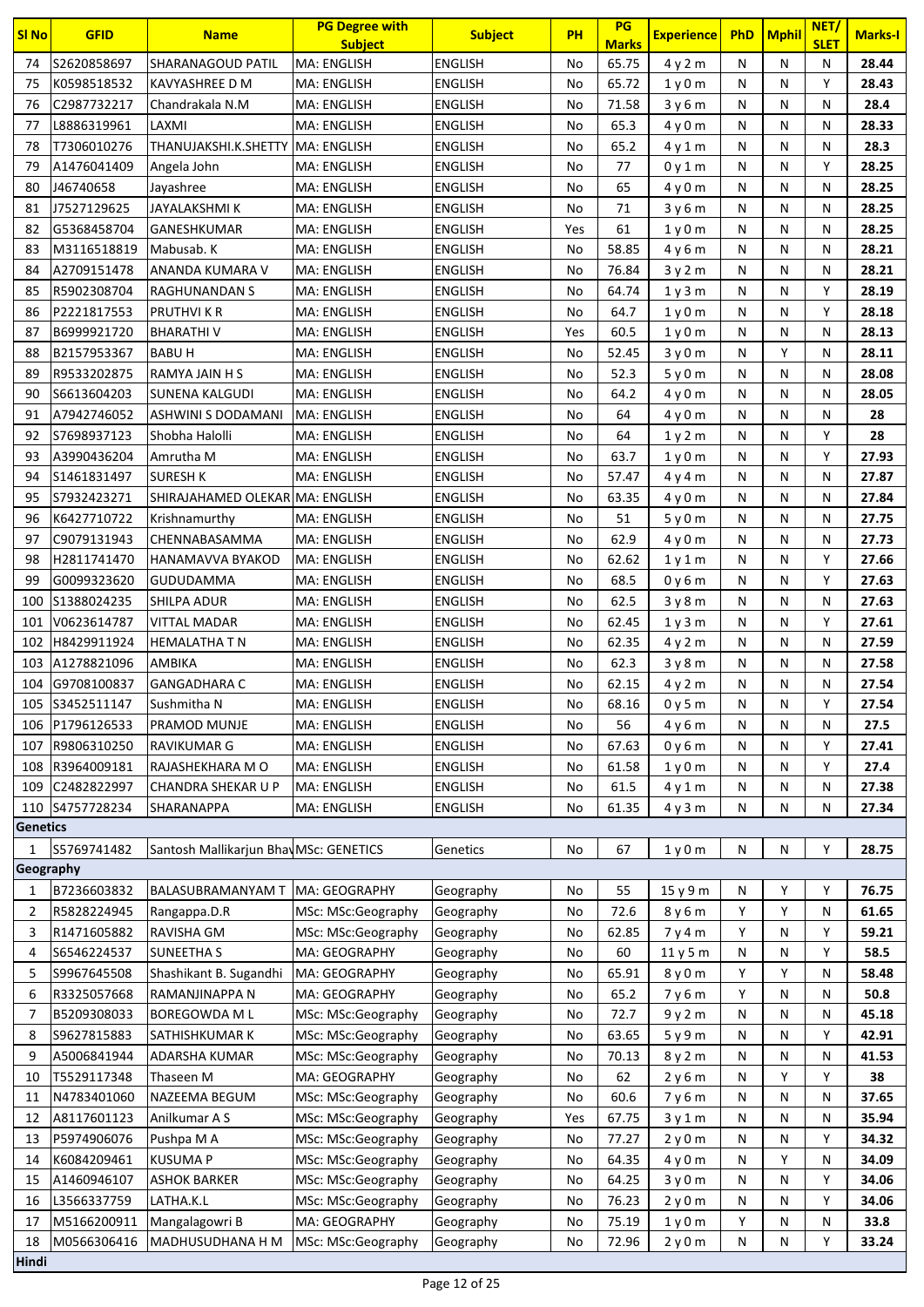| Sl No | GFID | Name | PG Degree with Subject | Subject | PH | PG Marks | Experience | PhD | Mphil | NET/ SLET | Marks-I |
|---|---|---|---|---|---|---|---|---|---|---|---|
| 74 | S2620858697 | SHARANAGOUD PATIL | MA: ENGLISH | ENGLISH | No | 65.75 | 4 y 2 m | N | N | N | 28.44 |
| 75 | K0598518532 | KAVYASHREE D M | MA: ENGLISH | ENGLISH | No | 65.72 | 1 y 0 m | N | N | Y | 28.43 |
| 76 | C2987732217 | Chandrakala N.M | MA: ENGLISH | ENGLISH | No | 71.58 | 3 y 6 m | N | N | N | 28.4 |
| 77 | L8886319961 | LAXMI | MA: ENGLISH | ENGLISH | No | 65.3 | 4 y 0 m | N | N | N | 28.33 |
| 78 | T7306010276 | THANUJAKSHI.K.SHETTY | MA: ENGLISH | ENGLISH | No | 65.2 | 4 y 1 m | N | N | N | 28.3 |
| 79 | A1476041409 | Angela John | MA: ENGLISH | ENGLISH | No | 77 | 0 y 1 m | N | N | Y | 28.25 |
| 80 | J46740658 | Jayashree | MA: ENGLISH | ENGLISH | No | 65 | 4 y 0 m | N | N | N | 28.25 |
| 81 | J7527129625 | JAYALAKSHMI K | MA: ENGLISH | ENGLISH | No | 71 | 3 y 6 m | N | N | N | 28.25 |
| 82 | G5368458704 | GANESHKUMAR | MA: ENGLISH | ENGLISH | Yes | 61 | 1 y 0 m | N | N | N | 28.25 |
| 83 | M3116518819 | Mabusab. K | MA: ENGLISH | ENGLISH | No | 58.85 | 4 y 6 m | N | N | N | 28.21 |
| 84 | A2709151478 | ANANDA KUMARA V | MA: ENGLISH | ENGLISH | No | 76.84 | 3 y 2 m | N | N | N | 28.21 |
| 85 | R5902308704 | RAGHUNANDAN S | MA: ENGLISH | ENGLISH | No | 64.74 | 1 y 3 m | N | N | Y | 28.19 |
| 86 | P2221817553 | PRUTHVI K R | MA: ENGLISH | ENGLISH | No | 64.7 | 1 y 0 m | N | N | Y | 28.18 |
| 87 | B6999921720 | BHARATHI V | MA: ENGLISH | ENGLISH | Yes | 60.5 | 1 y 0 m | N | N | N | 28.13 |
| 88 | B2157953367 | BABU H | MA: ENGLISH | ENGLISH | No | 52.45 | 3 y 0 m | N | Y | N | 28.11 |
| 89 | R9533202875 | RAMYA JAIN H S | MA: ENGLISH | ENGLISH | No | 52.3 | 5 y 0 m | N | N | N | 28.08 |
| 90 | S6613604203 | SUNENA KALGUDI | MA: ENGLISH | ENGLISH | No | 64.2 | 4 y 0 m | N | N | N | 28.05 |
| 91 | A7942746052 | ASHWINI S DODAMANI | MA: ENGLISH | ENGLISH | No | 64 | 4 y 0 m | N | N | N | 28 |
| 92 | S7698937123 | Shobha Halolli | MA: ENGLISH | ENGLISH | No | 64 | 1 y 2 m | N | N | Y | 28 |
| 93 | A3990436204 | Amrutha M | MA: ENGLISH | ENGLISH | No | 63.7 | 1 y 0 m | N | N | Y | 27.93 |
| 94 | S1461831497 | SURESH K | MA: ENGLISH | ENGLISH | No | 57.47 | 4 y 4 m | N | N | N | 27.87 |
| 95 | S7932423271 | SHIRAJAHAMED OLEKAR | MA: ENGLISH | ENGLISH | No | 63.35 | 4 y 0 m | N | N | N | 27.84 |
| 96 | K6427710722 | Krishnamurthy | MA: ENGLISH | ENGLISH | No | 51 | 5 y 0 m | N | N | N | 27.75 |
| 97 | C9079131943 | CHENNABASAMMA | MA: ENGLISH | ENGLISH | No | 62.9 | 4 y 0 m | N | N | N | 27.73 |
| 98 | H2811741470 | HANAMAVVA BYAKOD | MA: ENGLISH | ENGLISH | No | 62.62 | 1 y 1 m | N | N | Y | 27.66 |
| 99 | G0099323620 | GUDUDAMMA | MA: ENGLISH | ENGLISH | No | 68.5 | 0 y 6 m | N | N | Y | 27.63 |
| 100 | S1388024235 | SHILPA ADUR | MA: ENGLISH | ENGLISH | No | 62.5 | 3 y 8 m | N | N | N | 27.63 |
| 101 | V0623614787 | VITTAL MADAR | MA: ENGLISH | ENGLISH | No | 62.45 | 1 y 3 m | N | N | Y | 27.61 |
| 102 | H8429911924 | HEMALATHA T N | MA: ENGLISH | ENGLISH | No | 62.35 | 4 y 2 m | N | N | N | 27.59 |
| 103 | A1278821096 | AMBIKA | MA: ENGLISH | ENGLISH | No | 62.3 | 3 y 8 m | N | N | N | 27.58 |
| 104 | G9708100837 | GANGADHARA C | MA: ENGLISH | ENGLISH | No | 62.15 | 4 y 2 m | N | N | N | 27.54 |
| 105 | S3452511147 | Sushmitha N | MA: ENGLISH | ENGLISH | No | 68.16 | 0 y 5 m | N | N | Y | 27.54 |
| 106 | P1796126533 | PRAMOD MUNJE | MA: ENGLISH | ENGLISH | No | 56 | 4 y 6 m | N | N | N | 27.5 |
| 107 | R9806310250 | RAVIKUMAR G | MA: ENGLISH | ENGLISH | No | 67.63 | 0 y 6 m | N | N | Y | 27.41 |
| 108 | R3964009181 | RAJASHEKHARA M O | MA: ENGLISH | ENGLISH | No | 61.58 | 1 y 0 m | N | N | Y | 27.4 |
| 109 | C2482822997 | CHANDRA SHEKAR U P | MA: ENGLISH | ENGLISH | No | 61.5 | 4 y 1 m | N | N | N | 27.38 |
| 110 | S4757728234 | SHARANAPPA | MA: ENGLISH | ENGLISH | No | 61.35 | 4 y 3 m | N | N | N | 27.34 |
| **Genetics** | | | | | | | | | | | |
| 1 | S5769741482 | Santosh Mallikarjun Bha | MSc: GENETICS | Genetics | No | 67 | 1 y 0 m | N | N | Y | 28.75 |
| **Geography** | | | | | | | | | | | |
| 1 | B7236603832 | BALASUBRAMANYAM T | MA: GEOGRAPHY | Geography | No | 55 | 15 y 9 m | N | Y | Y | 76.75 |
| 2 | R5828224945 | Rangappa.D.R | MSc: MSc:Geography | Geography | No | 72.6 | 8 y 6 m | Y | Y | N | 61.65 |
| 3 | R1471605882 | RAVISHA GM | MSc: MSc:Geography | Geography | No | 62.85 | 7 y 4 m | Y | N | Y | 59.21 |
| 4 | S6546224537 | SUNEETHA S | MA: GEOGRAPHY | Geography | No | 60 | 11 y 5 m | N | N | Y | 58.5 |
| 5 | S9967645508 | Shashikant B. Sugandhi | MA: GEOGRAPHY | Geography | No | 65.91 | 8 y 0 m | Y | Y | N | 58.48 |
| 6 | R3325057668 | RAMANJINAPPA N | MA: GEOGRAPHY | Geography | No | 65.2 | 7 y 6 m | Y | N | N | 50.8 |
| 7 | B5209308033 | BOREGOWDA M L | MSc: MSc:Geography | Geography | No | 72.7 | 9 y 2 m | N | N | N | 45.18 |
| 8 | S9627815883 | SATHISHKUMAR K | MSc: MSc:Geography | Geography | No | 63.65 | 5 y 9 m | N | N | Y | 42.91 |
| 9 | A5006841944 | ADARSHA KUMAR | MSc: MSc:Geography | Geography | No | 70.13 | 8 y 2 m | N | N | N | 41.53 |
| 10 | T5529117348 | Thaseen M | MA: GEOGRAPHY | Geography | No | 62 | 2 y 6 m | N | Y | Y | 38 |
| 11 | N4783401060 | NAZEEMA BEGUM | MSc: MSc:Geography | Geography | No | 60.6 | 7 y 6 m | N | N | N | 37.65 |
| 12 | A8117601123 | Anilkumar A S | MSc: MSc:Geography | Geography | Yes | 67.75 | 3 y 1 m | N | N | N | 35.94 |
| 13 | P5974906076 | Pushpa M A | MSc: MSc:Geography | Geography | No | 77.27 | 2 y 0 m | N | N | Y | 34.32 |
| 14 | K6084209461 | KUSUMA P | MSc: MSc:Geography | Geography | No | 64.35 | 4 y 0 m | N | Y | N | 34.09 |
| 15 | A1460946107 | ASHOK BARKER | MSc: MSc:Geography | Geography | No | 64.25 | 3 y 0 m | N | N | Y | 34.06 |
| 16 | L3566337759 | LATHA.K.L | MSc: MSc:Geography | Geography | No | 76.23 | 2 y 0 m | N | N | Y | 34.06 |
| 17 | M5166200911 | Mangalagowri B | MA: GEOGRAPHY | Geography | No | 75.19 | 1 y 0 m | Y | N | N | 33.8 |
| 18 | M0566306416 | MADHUSUDHANA H M | MSc: MSc:Geography | Geography | No | 72.96 | 2 y 0 m | N | N | Y | 33.24 |
| **Hindi** | | | | | | | | | | | |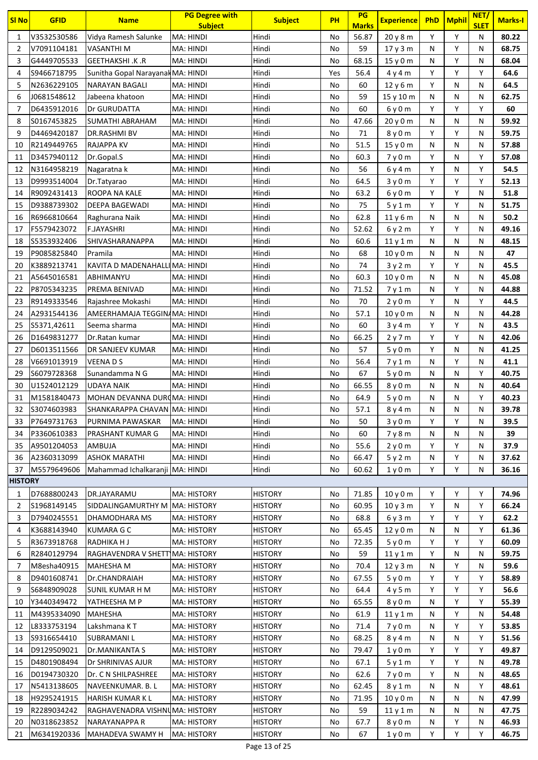| Sl No | GFID | Name | PG Degree with Subject | Subject | PH | PG Marks | Experience | PhD | Mphil | NET/ SLET | Marks-I |
|---|---|---|---|---|---|---|---|---|---|---|---|
| 1 | V3532530586 | Vidya Ramesh Salunke | MA: HINDI | Hindi | No | 56.87 | 20 y 8 m | Y | Y | N | 80.22 |
| 2 | V7091104181 | VASANTHI M | MA: HINDI | Hindi | No | 59 | 17 y 3 m | N | Y | N | 68.75 |
| 3 | G4449705533 | GEETHAKSHI .K .R | MA: HINDI | Hindi | No | 68.15 | 15 y 0 m | N | Y | N | 68.04 |
| 4 | S9466718795 | Sunitha Gopal Narayanak | MA: HINDI | Hindi | Yes | 56.4 | 4 y 4 m | Y | Y | Y | 64.6 |
| 5 | N2636229105 | NARAYAN BAGALI | MA: HINDI | Hindi | No | 60 | 12 y 6 m | Y | N | N | 64.5 |
| 6 | J0681548612 | Jabeena khatoon | MA: HINDI | Hindi | No | 59 | 15 y 10 m | N | N | N | 62.75 |
| 7 | D6435912016 | Dr GURUDATTA | MA: HINDI | Hindi | No | 60 | 6 y 0 m | Y | Y | Y | 60 |
| 8 | S0167453825 | SUMATHI ABRAHAM | MA: HINDI | Hindi | No | 47.66 | 20 y 0 m | N | N | N | 59.92 |
| 9 | D4469420187 | DR.RASHMI BV | MA: HINDI | Hindi | No | 71 | 8 y 0 m | Y | Y | N | 59.75 |
| 10 | R2149449765 | RAJAPPA KV | MA: HINDI | Hindi | No | 51.5 | 15 y 0 m | N | N | N | 57.88 |
| 11 | D3457940112 | Dr.Gopal.S | MA: HINDI | Hindi | No | 60.3 | 7 y 0 m | Y | N | Y | 57.08 |
| 12 | N3164958219 | Nagaratna k | MA: HINDI | Hindi | No | 56 | 6 y 4 m | Y | N | Y | 54.5 |
| 13 | D9993514004 | Dr.Tatyarao | MA: HINDI | Hindi | No | 64.5 | 3 y 0 m | Y | Y | Y | 52.13 |
| 14 | R9092431413 | ROOPA NA KALE | MA: HINDI | Hindi | No | 63.2 | 6 y 0 m | Y | Y | N | 51.8 |
| 15 | D9388739302 | DEEPA BAGEWADI | MA: HINDI | Hindi | No | 75 | 5 y 1 m | Y | Y | N | 51.75 |
| 16 | R6966810664 | Raghurana Naik | MA: HINDI | Hindi | No | 62.8 | 11 y 6 m | N | N | N | 50.2 |
| 17 | F5579423072 | F.JAYASHRI | MA: HINDI | Hindi | No | 52.62 | 6 y 2 m | Y | Y | N | 49.16 |
| 18 | S5353932406 | SHIVASHARANAPPA | MA: HINDI | Hindi | No | 60.6 | 11 y 1 m | N | N | N | 48.15 |
| 19 | P9085825840 | Pramila | MA: HINDI | Hindi | No | 68 | 10 y 0 m | N | N | N | 47 |
| 20 | K3889213741 | KAVITA D MADENAHALLI | MA: HINDI | Hindi | No | 74 | 3 y 2 m | Y | Y | N | 45.5 |
| 21 | A5645016581 | ABHIMANYU | MA: HINDI | Hindi | No | 60.3 | 10 y 0 m | N | N | N | 45.08 |
| 22 | P8705343235 | PREMA BENIVAD | MA: HINDI | Hindi | No | 71.52 | 7 y 1 m | N | Y | N | 44.88 |
| 23 | R9149333546 | Rajashree Mokashi | MA: HINDI | Hindi | No | 70 | 2 y 0 m | Y | N | Y | 44.5 |
| 24 | A2931544136 | AMEERHAMAJA TEGGIN | MA: HINDI | Hindi | No | 57.1 | 10 y 0 m | N | N | N | 44.28 |
| 25 | S5371,42611 | Seema sharma | MA: HINDI | Hindi | No | 60 | 3 y 4 m | Y | Y | N | 43.5 |
| 26 | D1649831277 | Dr.Ratan kumar | MA: HINDI | Hindi | No | 66.25 | 2 y 7 m | Y | Y | N | 42.06 |
| 27 | D6013511566 | DR SANJEEV KUMAR | MA: HINDI | Hindi | No | 57 | 5 y 0 m | Y | N | N | 41.25 |
| 28 | V6691013919 | VEENA D S | MA: HINDI | Hindi | No | 56.4 | 7 y 1 m | N | Y | N | 41.1 |
| 29 | S6079728368 | Sunandamma N G | MA: HINDI | Hindi | No | 67 | 5 y 0 m | N | N | Y | 40.75 |
| 30 | U1524012129 | UDAYA NAIK | MA: HINDI | Hindi | No | 66.55 | 8 y 0 m | N | N | N | 40.64 |
| 31 | M1581840473 | MOHAN DEVANNA DURG | MA: HINDI | Hindi | No | 64.9 | 5 y 0 m | N | N | Y | 40.23 |
| 32 | S3074603983 | SHANKARAPPA CHAVAN | MA: HINDI | Hindi | No | 57.1 | 8 y 4 m | N | N | N | 39.78 |
| 33 | P7649731763 | PURNIMA PAWASKAR | MA: HINDI | Hindi | No | 50 | 3 y 0 m | Y | Y | N | 39.5 |
| 34 | P3360610383 | PRASHANT KUMAR G | MA: HINDI | Hindi | No | 60 | 7 y 8 m | N | N | N | 39 |
| 35 | A9501204053 | AMBUJA | MA: HINDI | Hindi | No | 55.6 | 2 y 0 m | Y | Y | N | 37.9 |
| 36 | A2360313099 | ASHOK MARATHI | MA: HINDI | Hindi | No | 66.47 | 5 y 2 m | N | Y | N | 37.62 |
| 37 | M5579649606 | Mahammad Ichalkaranji | MA: HINDI | Hindi | No | 60.62 | 1 y 0 m | Y | Y | N | 36.16 |
| **HISTORY** | | | | | | | | | | | |
| 1 | D7688800243 | DR.JAYARAMU | MA: HISTORY | HISTORY | No | 71.85 | 10 y 0 m | Y | Y | Y | 74.96 |
| 2 | S1968149145 | SIDDALINGAMURTHY M | MA: HISTORY | HISTORY | No | 60.95 | 10 y 3 m | Y | N | Y | 66.24 |
| 3 | D7940245551 | DHAMODHARA MS | MA: HISTORY | HISTORY | No | 68.8 | 6 y 3 m | Y | Y | Y | 62.2 |
| 4 | K3688143940 | KUMARA G C | MA: HISTORY | HISTORY | No | 65.45 | 12 y 0 m | N | N | Y | 61.36 |
| 5 | R3673918768 | RADHIKA H J | MA: HISTORY | HISTORY | No | 72.35 | 5 y 0 m | Y | Y | Y | 60.09 |
| 6 | R2840129794 | RAGHAVENDRA V SHETT | MA: HISTORY | HISTORY | No | 59 | 11 y 1 m | Y | N | N | 59.75 |
| 7 | M8esha40915 | MAHESHA M | MA: HISTORY | HISTORY | No | 70.4 | 12 y 3 m | N | Y | N | 59.6 |
| 8 | D9401608741 | Dr.CHANDRAIAH | MA: HISTORY | HISTORY | No | 67.55 | 5 y 0 m | Y | Y | Y | 58.89 |
| 9 | S6848909028 | SUNIL KUMAR H M | MA: HISTORY | HISTORY | No | 64.4 | 4 y 5 m | Y | Y | Y | 56.6 |
| 10 | Y3440349472 | YATHEESHA M P | MA: HISTORY | HISTORY | No | 65.55 | 8 y 0 m | N | Y | Y | 55.39 |
| 11 | M4395334090 | MAHESHA | MA: HISTORY | HISTORY | No | 61.9 | 11 y 1 m | N | Y | N | 54.48 |
| 12 | L8333753194 | Lakshmana K T | MA: HISTORY | HISTORY | No | 71.4 | 7 y 0 m | N | Y | Y | 53.85 |
| 13 | S9316654410 | SUBRAMANI L | MA: HISTORY | HISTORY | No | 68.25 | 8 y 4 m | N | N | Y | 51.56 |
| 14 | D9129509021 | Dr.MANIKANTA S | MA: HISTORY | HISTORY | No | 79.47 | 1 y 0 m | Y | Y | Y | 49.87 |
| 15 | D4801908494 | Dr SHRINIVAS AJUR | MA: HISTORY | HISTORY | No | 67.1 | 5 y 1 m | Y | Y | N | 49.78 |
| 16 | D0194730320 | Dr. C N SHILPASHREE | MA: HISTORY | HISTORY | No | 62.6 | 7 y 0 m | Y | N | N | 48.65 |
| 17 | N5413138605 | NAVEENKUMAR. B. L | MA: HISTORY | HISTORY | No | 62.45 | 8 y 1 m | N | N | Y | 48.61 |
| 18 | H9295241915 | HARISH KUMAR K L | MA: HISTORY | HISTORY | No | 71.95 | 10 y 0 m | N | N | N | 47.99 |
| 19 | R2289034242 | RAGHAVENADRA VISHNU | MA: HISTORY | HISTORY | No | 59 | 11 y 1 m | N | N | N | 47.75 |
| 20 | N0318623852 | NARAYANAPPA R | MA: HISTORY | HISTORY | No | 67.7 | 8 y 0 m | N | Y | N | 46.93 |
| 21 | M6341920336 | MAHADEVA SWAMY H | MA: HISTORY | HISTORY | No | 67 | 1 y 0 m | Y | Y | Y | 46.75 |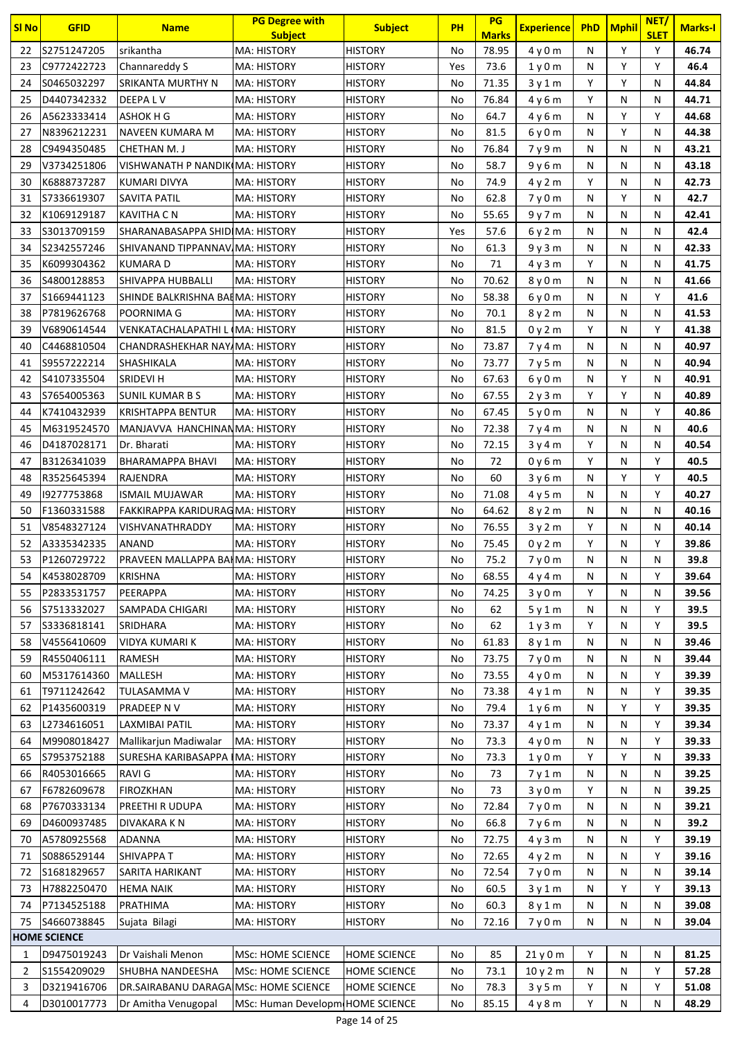| Sl No | GFID | Name | PG Degree with Subject | Subject | PH | PG Marks | Experience | PhD | Mphil | NET/ SLET | Marks-I |
|---|---|---|---|---|---|---|---|---|---|---|---|
| 22 | S2751247205 | srikantha | MA: HISTORY | HISTORY | No | 78.95 | 4 y 0 m | N | Y | Y | 46.74 |
| 23 | C9772422723 | Channareddy S | MA: HISTORY | HISTORY | Yes | 73.6 | 1 y 0 m | N | Y | Y | 46.4 |
| 24 | S0465032297 | SRIKANTA MURTHY N | MA: HISTORY | HISTORY | No | 71.35 | 3 y 1 m | Y | Y | N | 44.84 |
| 25 | D4407342332 | DEEPA L V | MA: HISTORY | HISTORY | No | 76.84 | 4 y 6 m | Y | N | N | 44.71 |
| 26 | A5623333414 | ASHOK H G | MA: HISTORY | HISTORY | No | 64.7 | 4 y 6 m | N | Y | Y | 44.68 |
| 27 | N8396212231 | NAVEEN KUMARA M | MA: HISTORY | HISTORY | No | 81.5 | 6 y 0 m | N | Y | N | 44.38 |
| 28 | C9494350485 | CHETHAN M. J | MA: HISTORY | HISTORY | No | 76.84 | 7 y 9 m | N | N | N | 43.21 |
| 29 | V3734251806 | VISHWANATH P NANDIK | MA: HISTORY | HISTORY | No | 58.7 | 9 y 6 m | N | N | N | 43.18 |
| 30 | K6888737287 | KUMARI DIVYA | MA: HISTORY | HISTORY | No | 74.9 | 4 y 2 m | Y | N | N | 42.73 |
| 31 | S7336619307 | SAVITA PATIL | MA: HISTORY | HISTORY | No | 62.8 | 7 y 0 m | N | Y | N | 42.7 |
| 32 | K1069129187 | KAVITHA C N | MA: HISTORY | HISTORY | No | 55.65 | 9 y 7 m | N | N | N | 42.41 |
| 33 | S3013709159 | SHARANABASAPPA SHID | MA: HISTORY | HISTORY | Yes | 57.6 | 6 y 2 m | N | N | N | 42.4 |
| 34 | S2342557246 | SHIVANAND TIPPANNAV | MA: HISTORY | HISTORY | No | 61.3 | 9 y 3 m | N | N | N | 42.33 |
| 35 | K6099304362 | KUMARA D | MA: HISTORY | HISTORY | No | 71 | 4 y 3 m | Y | N | N | 41.75 |
| 36 | S4800128853 | SHIVAPPA HUBBALLI | MA: HISTORY | HISTORY | No | 70.62 | 8 y 0 m | N | N | N | 41.66 |
| 37 | S1669441123 | SHINDE BALKRISHNA BA | MA: HISTORY | HISTORY | No | 58.38 | 6 y 0 m | N | N | Y | 41.6 |
| 38 | P7819626768 | POORNIMA G | MA: HISTORY | HISTORY | No | 70.1 | 8 y 2 m | N | N | N | 41.53 |
| 39 | V6890614544 | VENKATACHALAPATHI L | MA: HISTORY | HISTORY | No | 81.5 | 0 y 2 m | Y | N | Y | 41.38 |
| 40 | C4468810504 | CHANDRASHEKHAR NAY | MA: HISTORY | HISTORY | No | 73.87 | 7 y 4 m | N | N | N | 40.97 |
| 41 | S9557222214 | SHASHIKALA | MA: HISTORY | HISTORY | No | 73.77 | 7 y 5 m | N | N | N | 40.94 |
| 42 | S4107335504 | SRIDEVI H | MA: HISTORY | HISTORY | No | 67.63 | 6 y 0 m | N | Y | N | 40.91 |
| 43 | S7654005363 | SUNIL KUMAR B S | MA: HISTORY | HISTORY | No | 67.55 | 2 y 3 m | Y | Y | N | 40.89 |
| 44 | K7410432939 | KRISHTAPPA BENTUR | MA: HISTORY | HISTORY | No | 67.45 | 5 y 0 m | N | N | Y | 40.86 |
| 45 | M6319524570 | MANJAVVA HANCHINAN | MA: HISTORY | HISTORY | No | 72.38 | 7 y 4 m | N | N | N | 40.6 |
| 46 | D4187028171 | Dr. Bharati | MA: HISTORY | HISTORY | No | 72.15 | 3 y 4 m | Y | N | N | 40.54 |
| 47 | B3126341039 | BHARAMAPPA BHAVI | MA: HISTORY | HISTORY | No | 72 | 0 y 6 m | Y | N | Y | 40.5 |
| 48 | R3525645394 | RAJENDRA | MA: HISTORY | HISTORY | No | 60 | 3 y 6 m | N | Y | Y | 40.5 |
| 49 | I9277753868 | ISMAIL MUJAWAR | MA: HISTORY | HISTORY | No | 71.08 | 4 y 5 m | N | N | Y | 40.27 |
| 50 | F1360331588 | FAKKIRAPPA KARIDURAG | MA: HISTORY | HISTORY | No | 64.62 | 8 y 2 m | N | N | N | 40.16 |
| 51 | V8548327124 | VISHVANATHRADDY | MA: HISTORY | HISTORY | No | 76.55 | 3 y 2 m | Y | N | N | 40.14 |
| 52 | A3335342335 | ANAND | MA: HISTORY | HISTORY | No | 75.45 | 0 y 2 m | Y | N | Y | 39.86 |
| 53 | P1260729722 | PRAVEEN MALLAPPA BA | MA: HISTORY | HISTORY | No | 75.2 | 7 y 0 m | N | N | N | 39.8 |
| 54 | K4538028709 | KRISHNA | MA: HISTORY | HISTORY | No | 68.55 | 4 y 4 m | N | N | Y | 39.64 |
| 55 | P2833531757 | PEERAPPA | MA: HISTORY | HISTORY | No | 74.25 | 3 y 0 m | Y | N | N | 39.56 |
| 56 | S7513332027 | SAMPADA CHIGARI | MA: HISTORY | HISTORY | No | 62 | 5 y 1 m | N | N | Y | 39.5 |
| 57 | S3336818141 | SRIDHARA | MA: HISTORY | HISTORY | No | 62 | 1 y 3 m | Y | N | Y | 39.5 |
| 58 | V4556410609 | VIDYA KUMARI K | MA: HISTORY | HISTORY | No | 61.83 | 8 y 1 m | N | N | N | 39.46 |
| 59 | R4550406111 | RAMESH | MA: HISTORY | HISTORY | No | 73.75 | 7 y 0 m | N | N | N | 39.44 |
| 60 | M5317614360 | MALLESH | MA: HISTORY | HISTORY | No | 73.55 | 4 y 0 m | N | N | Y | 39.39 |
| 61 | T9711242642 | TULASAMMA V | MA: HISTORY | HISTORY | No | 73.38 | 4 y 1 m | N | N | Y | 39.35 |
| 62 | P1435600319 | PRADEEP N V | MA: HISTORY | HISTORY | No | 79.4 | 1 y 6 m | N | Y | Y | 39.35 |
| 63 | L2734616051 | LAXMIBAI PATIL | MA: HISTORY | HISTORY | No | 73.37 | 4 y 1 m | N | N | Y | 39.34 |
| 64 | M9908018427 | Mallikarjun Madiwalar | MA: HISTORY | HISTORY | No | 73.3 | 4 y 0 m | N | N | Y | 39.33 |
| 65 | S7953752188 | SURESHA KARIBASAPPA | MA: HISTORY | HISTORY | No | 73.3 | 1 y 0 m | Y | Y | N | 39.33 |
| 66 | R4053016665 | RAVI G | MA: HISTORY | HISTORY | No | 73 | 7 y 1 m | N | N | N | 39.25 |
| 67 | F6782609678 | FIROZKHAN | MA: HISTORY | HISTORY | No | 73 | 3 y 0 m | Y | N | N | 39.25 |
| 68 | P7670333134 | PREETHI R UDUPA | MA: HISTORY | HISTORY | No | 72.84 | 7 y 0 m | N | N | N | 39.21 |
| 69 | D4600937485 | DIVAKARA K N | MA: HISTORY | HISTORY | No | 66.8 | 7 y 6 m | N | N | N | 39.2 |
| 70 | A5780925568 | ADANNA | MA: HISTORY | HISTORY | No | 72.75 | 4 y 3 m | N | N | Y | 39.19 |
| 71 | S0886529144 | SHIVAPPA T | MA: HISTORY | HISTORY | No | 72.65 | 4 y 2 m | N | N | Y | 39.16 |
| 72 | S1681829657 | SARITA HARIKANT | MA: HISTORY | HISTORY | No | 72.54 | 7 y 0 m | N | N | N | 39.14 |
| 73 | H7882250470 | HEMA NAIK | MA: HISTORY | HISTORY | No | 60.5 | 3 y 1 m | N | Y | Y | 39.13 |
| 74 | P7134525188 | PRATHIMA | MA: HISTORY | HISTORY | No | 60.3 | 8 y 1 m | N | N | N | 39.08 |
| 75 | S4660738845 | Sujata Bilagi | MA: HISTORY | HISTORY | No | 72.16 | 7 y 0 m | N | N | N | 39.04 |
| **HOME SCIENCE** | | | | | | | | | | | |
| 1 | D9475019243 | Dr Vaishali Menon | MSc: HOME SCIENCE | HOME SCIENCE | No | 85 | 21 y 0 m | Y | N | N | 81.25 |
| 2 | S1554209029 | SHUBHA NANDEESHA | MSc: HOME SCIENCE | HOME SCIENCE | No | 73.1 | 10 y 2 m | N | N | Y | 57.28 |
| 3 | D3219416706 | DR.SAIRABANU DARAGA | MSc: HOME SCIENCE | HOME SCIENCE | No | 78.3 | 3 y 5 m | Y | N | Y | 51.08 |
| 4 | D3010017773 | Dr Amitha Venugopal | MSc: Human Developm | HOME SCIENCE | No | 85.15 | 4 y 8 m | Y | N | N | 48.29 |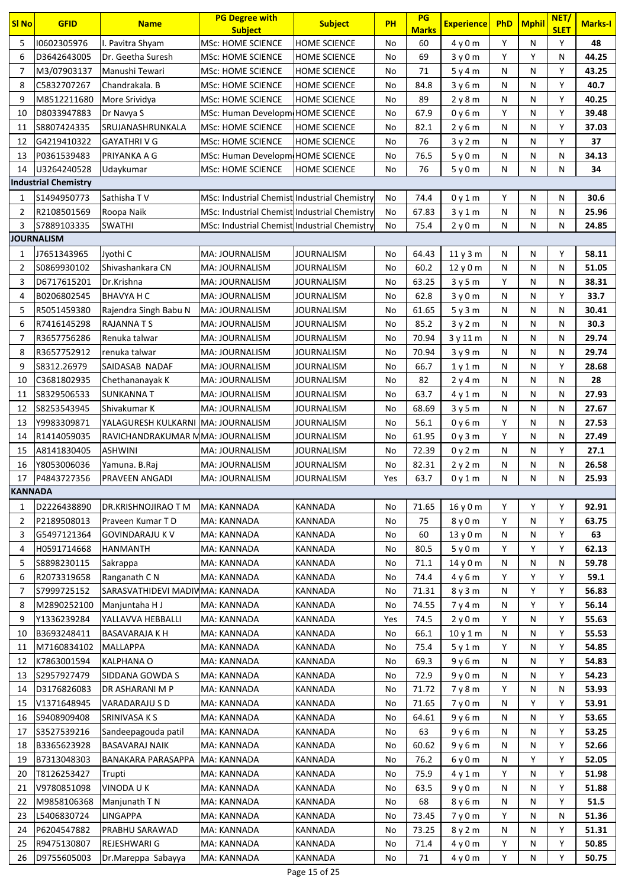| Sl No | GFID | Name | PG Degree with Subject | Subject | PH | PG Marks | Experience | PhD | Mphil | NET/ SLET | Marks-I |
|---|---|---|---|---|---|---|---|---|---|---|---|
| 5 | I0602305976 | I. Pavitra Shyam | MSc: HOME SCIENCE | HOME SCIENCE | No | 60 | 4 y 0 m | Y | N | Y | 48 |
| 6 | D3642643005 | Dr. Geetha Suresh | MSc: HOME SCIENCE | HOME SCIENCE | No | 69 | 3 y 0 m | Y | Y | N | 44.25 |
| 7 | M3/07903137 | Manushi Tewari | MSc: HOME SCIENCE | HOME SCIENCE | No | 71 | 5 y 4 m | N | N | Y | 43.25 |
| 8 | C5832707267 | Chandrakala. B | MSc: HOME SCIENCE | HOME SCIENCE | No | 84.8 | 3 y 6 m | N | N | Y | 40.7 |
| 9 | M8512211680 | More Srividya | MSc: HOME SCIENCE | HOME SCIENCE | No | 89 | 2 y 8 m | N | N | Y | 40.25 |
| 10 | D8033947883 | Dr Navya S | MSc: Human Developm | HOME SCIENCE | No | 67.9 | 0 y 6 m | Y | N | Y | 39.48 |
| 11 | S8807424335 | SRUJANASHRUNKALA | MSc: HOME SCIENCE | HOME SCIENCE | No | 82.1 | 2 y 6 m | N | N | Y | 37.03 |
| 12 | G4219410322 | GAYATHRI V G | MSc: HOME SCIENCE | HOME SCIENCE | No | 76 | 3 y 2 m | N | N | Y | 37 |
| 13 | P0361539483 | PRIYANKA A G | MSc: Human Developm | HOME SCIENCE | No | 76.5 | 5 y 0 m | N | N | N | 34.13 |
| 14 | U3264240528 | Udaykumar | MSc: HOME SCIENCE | HOME SCIENCE | No | 76 | 5 y 0 m | N | N | N | 34 |
| **Industrial Chemistry** | | | | | | | | | | | |
| 1 | S1494950773 | Sathisha T V | MSc: Industrial Chemist | Industrial Chemistry | No | 74.4 | 0 y 1 m | Y | N | N | 30.6 |
| 2 | R2108501569 | Roopa Naik | MSc: Industrial Chemist | Industrial Chemistry | No | 67.83 | 3 y 1 m | N | N | N | 25.96 |
| 3 | S7889103335 | SWATHI | MSc: Industrial Chemist | Industrial Chemistry | No | 75.4 | 2 y 0 m | N | N | N | 24.85 |
| **JOURNALISM** | | | | | | | | | | | |
| 1 | J7651343965 | Jyothi C | MA: JOURNALISM | JOURNALISM | No | 64.43 | 11 y 3 m | N | N | Y | 58.11 |
| 2 | S0869930102 | Shivashankara CN | MA: JOURNALISM | JOURNALISM | No | 60.2 | 12 y 0 m | N | N | N | 51.05 |
| 3 | D6717615201 | Dr.Krishna | MA: JOURNALISM | JOURNALISM | No | 63.25 | 3 y 5 m | Y | N | N | 38.31 |
| 4 | B0206802545 | BHAVYA H C | MA: JOURNALISM | JOURNALISM | No | 62.8 | 3 y 0 m | N | N | Y | 33.7 |
| 5 | R5051459380 | Rajendra Singh Babu N | MA: JOURNALISM | JOURNALISM | No | 61.65 | 5 y 3 m | N | N | N | 30.41 |
| 6 | R7416145298 | RAJANNA T S | MA: JOURNALISM | JOURNALISM | No | 85.2 | 3 y 2 m | N | N | N | 30.3 |
| 7 | R3657756286 | Renuka talwar | MA: JOURNALISM | JOURNALISM | No | 70.94 | 3 y 11 m | N | N | N | 29.74 |
| 8 | R3657752912 | renuka talwar | MA: JOURNALISM | JOURNALISM | No | 70.94 | 3 y 9 m | N | N | N | 29.74 |
| 9 | S8312.26979 | SAIDASAB NADAF | MA: JOURNALISM | JOURNALISM | No | 66.7 | 1 y 1 m | N | N | Y | 28.68 |
| 10 | C3681802935 | Chethananayak K | MA: JOURNALISM | JOURNALISM | No | 82 | 2 y 4 m | N | N | N | 28 |
| 11 | S8329506533 | SUNKANNA T | MA: JOURNALISM | JOURNALISM | No | 63.7 | 4 y 1 m | N | N | N | 27.93 |
| 12 | S8253543945 | Shivakumar K | MA: JOURNALISM | JOURNALISM | No | 68.69 | 3 y 5 m | N | N | N | 27.67 |
| 13 | Y9983309871 | YALAGURESH KULKARNI | MA: JOURNALISM | JOURNALISM | No | 56.1 | 0 y 6 m | Y | N | N | 27.53 |
| 14 | R1414059035 | RAVICHANDRAKUMAR M | MA: JOURNALISM | JOURNALISM | No | 61.95 | 0 y 3 m | Y | N | N | 27.49 |
| 15 | A8141830405 | ASHWINI | MA: JOURNALISM | JOURNALISM | No | 72.39 | 0 y 2 m | N | N | Y | 27.1 |
| 16 | Y8053006036 | Yamuna. B.Raj | MA: JOURNALISM | JOURNALISM | No | 82.31 | 2 y 2 m | N | N | N | 26.58 |
| 17 | P4843727356 | PRAVEEN ANGADI | MA: JOURNALISM | JOURNALISM | Yes | 63.7 | 0 y 1 m | N | N | N | 25.93 |
| **KANNADA** | | | | | | | | | | | |
| 1 | D2226438890 | DR.KRISHNOJIRAO T M | MA: KANNADA | KANNADA | No | 71.65 | 16 y 0 m | Y | Y | Y | 92.91 |
| 2 | P2189508013 | Praveen Kumar T D | MA: KANNADA | KANNADA | No | 75 | 8 y 0 m | Y | N | Y | 63.75 |
| 3 | G5497121364 | GOVINDARAJU K V | MA: KANNADA | KANNADA | No | 60 | 13 y 0 m | N | N | Y | 63 |
| 4 | H0591714668 | HANMANTH | MA: KANNADA | KANNADA | No | 80.5 | 5 y 0 m | Y | Y | Y | 62.13 |
| 5 | S8898230115 | Sakrappa | MA: KANNADA | KANNADA | No | 71.1 | 14 y 0 m | N | N | N | 59.78 |
| 6 | R2073319658 | Ranganath C N | MA: KANNADA | KANNADA | No | 74.4 | 4 y 6 m | Y | Y | Y | 59.1 |
| 7 | S7999725152 | SARASVATHIDEVI MADIV | MA: KANNADA | KANNADA | No | 71.31 | 8 y 3 m | N | Y | Y | 56.83 |
| 8 | M2890252100 | Manjuntaha H J | MA: KANNADA | KANNADA | No | 74.55 | 7 y 4 m | N | Y | Y | 56.14 |
| 9 | Y1336239284 | YALLAVVA HEBBALLI | MA: KANNADA | KANNADA | Yes | 74.5 | 2 y 0 m | Y | N | Y | 55.63 |
| 10 | B3693248411 | BASAVARAJA K H | MA: KANNADA | KANNADA | No | 66.1 | 10 y 1 m | N | N | Y | 55.53 |
| 11 | M7160834102 | MALLAPPA | MA: KANNADA | KANNADA | No | 75.4 | 5 y 1 m | Y | N | Y | 54.85 |
| 12 | K7863001594 | KALPHANA O | MA: KANNADA | KANNADA | No | 69.3 | 9 y 6 m | N | N | Y | 54.83 |
| 13 | S2957927479 | SIDDANA GOWDA S | MA: KANNADA | KANNADA | No | 72.9 | 9 y 0 m | N | N | Y | 54.23 |
| 14 | D3176826083 | DR ASHARANI M P | MA: KANNADA | KANNADA | No | 71.72 | 7 y 8 m | Y | N | N | 53.93 |
| 15 | V1371648945 | VARADARAJU S D | MA: KANNADA | KANNADA | No | 71.65 | 7 y 0 m | N | Y | Y | 53.91 |
| 16 | S9408909408 | SRINIVASA K S | MA: KANNADA | KANNADA | No | 64.61 | 9 y 6 m | N | N | Y | 53.65 |
| 17 | S3527539216 | Sandeepagouda patil | MA: KANNADA | KANNADA | No | 63 | 9 y 6 m | N | N | Y | 53.25 |
| 18 | B3365623928 | BASAVARAJ NAIK | MA: KANNADA | KANNADA | No | 60.62 | 9 y 6 m | N | N | Y | 52.66 |
| 19 | B7313048303 | BANAKARA PARASAPPA | MA: KANNADA | KANNADA | No | 76.2 | 6 y 0 m | N | Y | Y | 52.05 |
| 20 | T8126253427 | Trupti | MA: KANNADA | KANNADA | No | 75.9 | 4 y 1 m | Y | N | Y | 51.98 |
| 21 | V9780851098 | VINODA U K | MA: KANNADA | KANNADA | No | 63.5 | 9 y 0 m | N | N | Y | 51.88 |
| 22 | M9858106368 | Manjunath T N | MA: KANNADA | KANNADA | No | 68 | 8 y 6 m | N | N | Y | 51.5 |
| 23 | L5406830724 | LINGAPPA | MA: KANNADA | KANNADA | No | 73.45 | 7 y 0 m | Y | N | N | 51.36 |
| 24 | P6204547882 | PRABHU SARAWAD | MA: KANNADA | KANNADA | No | 73.25 | 8 y 2 m | N | N | Y | 51.31 |
| 25 | R9475130807 | REJESHWARI G | MA: KANNADA | KANNADA | No | 71.4 | 4 y 0 m | Y | N | Y | 50.85 |
| 26 | D9755605003 | Dr.Mareppa Sabayya | MA: KANNADA | KANNADA | No | 71 | 4 y 0 m | Y | N | Y | 50.75 |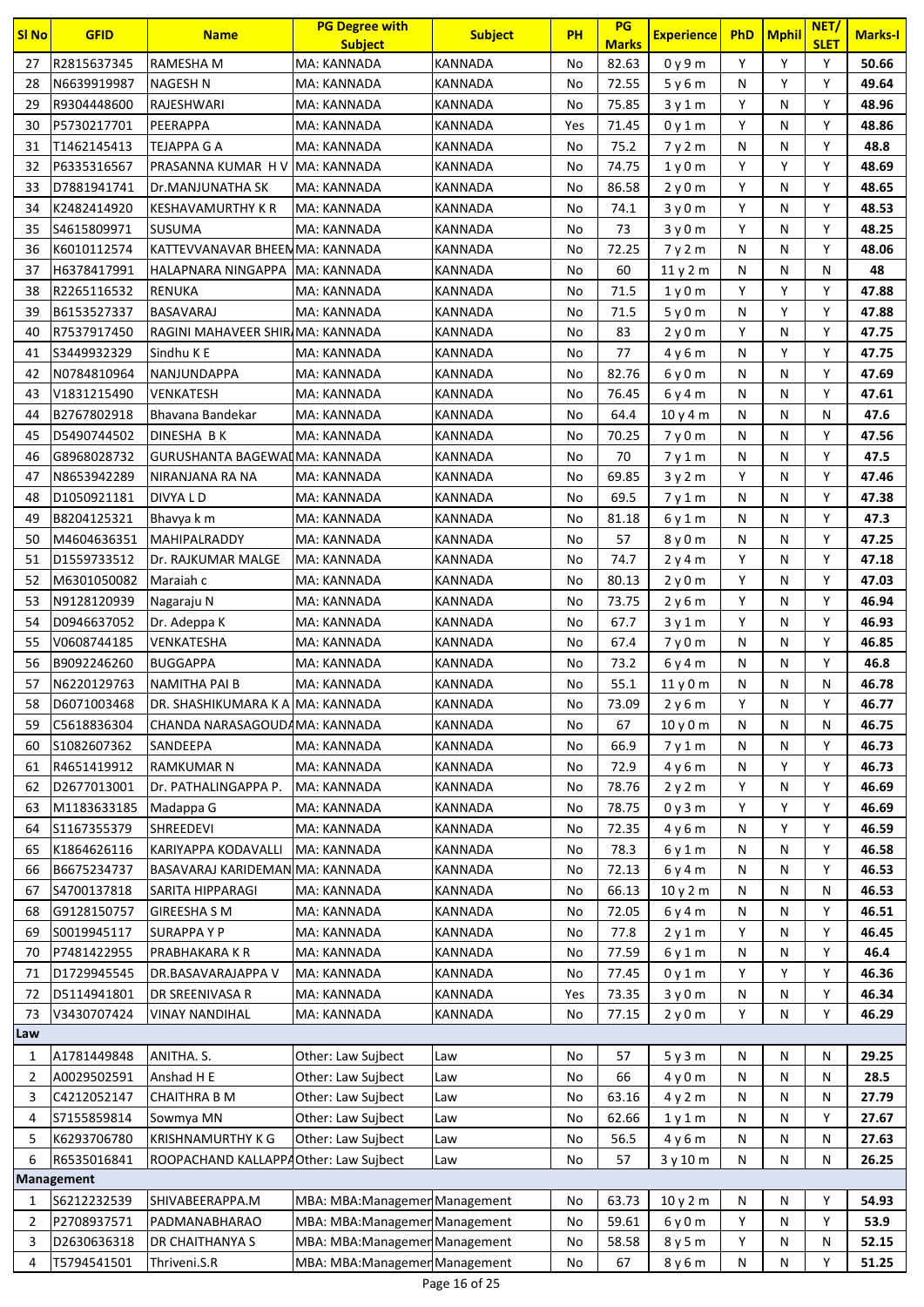| Sl No | GFID | Name | PG Degree with Subject | Subject | PH | PG Marks | Experience | PhD | Mphil | NET/ SLET | Marks-I |
|---|---|---|---|---|---|---|---|---|---|---|---|
| 27 | R2815637345 | RAMESHA M | MA: KANNADA | KANNADA | No | 82.63 | 0 y 9 m | Y | Y | Y | 50.66 |
| 28 | N6639919987 | NAGESH N | MA: KANNADA | KANNADA | No | 72.55 | 5 y 6 m | N | Y | Y | 49.64 |
| 29 | R9304448600 | RAJESHWARI | MA: KANNADA | KANNADA | No | 75.85 | 3 y 1 m | Y | N | Y | 48.96 |
| 30 | P5730217701 | PEERAPPA | MA: KANNADA | KANNADA | Yes | 71.45 | 0 y 1 m | Y | N | Y | 48.86 |
| 31 | T1462145413 | TEJAPPA G A | MA: KANNADA | KANNADA | No | 75.2 | 7 y 2 m | N | N | Y | 48.8 |
| 32 | P6335316567 | PRASANNA KUMAR H V | MA: KANNADA | KANNADA | No | 74.75 | 1 y 0 m | Y | Y | Y | 48.69 |
| 33 | D7881941741 | Dr.MANJUNATHA SK | MA: KANNADA | KANNADA | No | 86.58 | 2 y 0 m | Y | N | Y | 48.65 |
| 34 | K2482414920 | KESHAVAMURTHY K R | MA: KANNADA | KANNADA | No | 74.1 | 3 y 0 m | Y | N | Y | 48.53 |
| 35 | S4615809971 | SUSUMA | MA: KANNADA | KANNADA | No | 73 | 3 y 0 m | Y | N | Y | 48.25 |
| 36 | K6010112574 | KATTEVVANAVAR BHEEM | MA: KANNADA | KANNADA | No | 72.25 | 7 y 2 m | N | N | Y | 48.06 |
| 37 | H6378417991 | HALAPNARA NINGAPPA | MA: KANNADA | KANNADA | No | 60 | 11 y 2 m | N | N | N | 48 |
| 38 | R2265116532 | RENUKA | MA: KANNADA | KANNADA | No | 71.5 | 1 y 0 m | Y | Y | Y | 47.88 |
| 39 | B6153527337 | BASAVARAJ | MA: KANNADA | KANNADA | No | 71.5 | 5 y 0 m | N | Y | Y | 47.88 |
| 40 | R7537917450 | RAGINI MAHAVEER SHIR | MA: KANNADA | KANNADA | No | 83 | 2 y 0 m | Y | N | Y | 47.75 |
| 41 | S3449932329 | Sindhu K E | MA: KANNADA | KANNADA | No | 77 | 4 y 6 m | N | Y | Y | 47.75 |
| 42 | N0784810964 | NANJUNDAPPA | MA: KANNADA | KANNADA | No | 82.76 | 6 y 0 m | N | N | Y | 47.69 |
| 43 | V1831215490 | VENKATESH | MA: KANNADA | KANNADA | No | 76.45 | 6 y 4 m | N | N | Y | 47.61 |
| 44 | B2767802918 | Bhavana Bandekar | MA: KANNADA | KANNADA | No | 64.4 | 10 y 4 m | N | N | N | 47.6 |
| 45 | D5490744502 | DINESHA B K | MA: KANNADA | KANNADA | No | 70.25 | 7 y 0 m | N | N | Y | 47.56 |
| 46 | G8968028732 | GURUSHANTA BAGEWAD | MA: KANNADA | KANNADA | No | 70 | 7 y 1 m | N | N | Y | 47.5 |
| 47 | N8653942289 | NIRANJANA RA NA | MA: KANNADA | KANNADA | No | 69.85 | 3 y 2 m | Y | N | Y | 47.46 |
| 48 | D1050921181 | DIVYA L D | MA: KANNADA | KANNADA | No | 69.5 | 7 y 1 m | N | N | Y | 47.38 |
| 49 | B8204125321 | Bhavya k m | MA: KANNADA | KANNADA | No | 81.18 | 6 y 1 m | N | N | Y | 47.3 |
| 50 | M4604636351 | MAHIPALRADDY | MA: KANNADA | KANNADA | No | 57 | 8 y 0 m | N | N | Y | 47.25 |
| 51 | D1559733512 | Dr. RAJKUMAR MALGE | MA: KANNADA | KANNADA | No | 74.7 | 2 y 4 m | Y | N | Y | 47.18 |
| 52 | M6301050082 | Maraiah c | MA: KANNADA | KANNADA | No | 80.13 | 2 y 0 m | Y | N | Y | 47.03 |
| 53 | N9128120939 | Nagaraju N | MA: KANNADA | KANNADA | No | 73.75 | 2 y 6 m | Y | N | Y | 46.94 |
| 54 | D0946637052 | Dr. Adeppa K | MA: KANNADA | KANNADA | No | 67.7 | 3 y 1 m | Y | N | Y | 46.93 |
| 55 | V0608744185 | VENKATESHA | MA: KANNADA | KANNADA | No | 67.4 | 7 y 0 m | N | N | Y | 46.85 |
| 56 | B9092246260 | BUGGAPPA | MA: KANNADA | KANNADA | No | 73.2 | 6 y 4 m | N | N | Y | 46.8 |
| 57 | N6220129763 | NAMITHA PAI B | MA: KANNADA | KANNADA | No | 55.1 | 11 y 0 m | N | N | N | 46.78 |
| 58 | D6071003468 | DR. SHASHIKUMARA K A | MA: KANNADA | KANNADA | No | 73.09 | 2 y 6 m | Y | N | Y | 46.77 |
| 59 | C5618836304 | CHANDA NARASAGOUDA | MA: KANNADA | KANNADA | No | 67 | 10 y 0 m | N | N | N | 46.75 |
| 60 | S1082607362 | SANDEEPA | MA: KANNADA | KANNADA | No | 66.9 | 7 y 1 m | N | N | Y | 46.73 |
| 61 | R4651419912 | RAMKUMAR N | MA: KANNADA | KANNADA | No | 72.9 | 4 y 6 m | N | Y | Y | 46.73 |
| 62 | D2677013001 | Dr. PATHALINGAPPA P. | MA: KANNADA | KANNADA | No | 78.76 | 2 y 2 m | Y | N | Y | 46.69 |
| 63 | M1183633185 | Madappa G | MA: KANNADA | KANNADA | No | 78.75 | 0 y 3 m | Y | Y | Y | 46.69 |
| 64 | S1167355379 | SHREEDEVI | MA: KANNADA | KANNADA | No | 72.35 | 4 y 6 m | N | Y | Y | 46.59 |
| 65 | K1864626116 | KARIYAPPA KODAVALLI | MA: KANNADA | KANNADA | No | 78.3 | 6 y 1 m | N | N | Y | 46.58 |
| 66 | B6675234737 | BASAVARAJ KARIDEMAN | MA: KANNADA | KANNADA | No | 72.13 | 6 y 4 m | N | N | Y | 46.53 |
| 67 | S4700137818 | SARITA HIPPARAGI | MA: KANNADA | KANNADA | No | 66.13 | 10 y 2 m | N | N | N | 46.53 |
| 68 | G9128150757 | GIREESHA S M | MA: KANNADA | KANNADA | No | 72.05 | 6 y 4 m | N | N | Y | 46.51 |
| 69 | S0019945117 | SURAPPA Y P | MA: KANNADA | KANNADA | No | 77.8 | 2 y 1 m | Y | N | Y | 46.45 |
| 70 | P7481422955 | PRABHAKARA K R | MA: KANNADA | KANNADA | No | 77.59 | 6 y 1 m | N | N | Y | 46.4 |
| 71 | D1729945545 | DR.BASAVARAJAPPA V | MA: KANNADA | KANNADA | No | 77.45 | 0 y 1 m | Y | Y | Y | 46.36 |
| 72 | D5114941801 | DR SREENIVASA R | MA: KANNADA | KANNADA | Yes | 73.35 | 3 y 0 m | N | N | Y | 46.34 |
| 73 | V3430707424 | VINAY NANDIHAL | MA: KANNADA | KANNADA | No | 77.15 | 2 y 0 m | Y | N | Y | 46.29 |
| **Law** | | | | | | | | | | | |
| 1 | A1781449848 | ANITHA. S. | Other: Law Sujbect | Law | No | 57 | 5 y 3 m | N | N | N | 29.25 |
| 2 | A0029502591 | Anshad H E | Other: Law Sujbect | Law | No | 66 | 4 y 0 m | N | N | N | 28.5 |
| 3 | C4212052147 | CHAITHRA B M | Other: Law Sujbect | Law | No | 63.16 | 4 y 2 m | N | N | N | 27.79 |
| 4 | S7155859814 | Sowmya MN | Other: Law Sujbect | Law | No | 62.66 | 1 y 1 m | N | N | Y | 27.67 |
| 5 | K6293706780 | KRISHNAMURTHY K G | Other: Law Sujbect | Law | No | 56.5 | 4 y 6 m | N | N | N | 27.63 |
| 6 | R6535016841 | ROOPACHAND KALLAPPA | Other: Law Sujbect | Law | No | 57 | 3 y 10 m | N | N | N | 26.25 |
| **Management** | | | | | | | | | | | |
| 1 | S6212232539 | SHIVABEERAPPA.M | MBA: MBA:Managemen | Management | No | 63.73 | 10 y 2 m | N | N | Y | 54.93 |
| 2 | P2708937571 | PADMANABHARAO | MBA: MBA:Managemen | Management | No | 59.61 | 6 y 0 m | Y | N | Y | 53.9 |
| 3 | D2630636318 | DR CHAITHANYA S | MBA: MBA:Managemen | Management | No | 58.58 | 8 y 5 m | Y | N | N | 52.15 |
| 4 | T5794541501 | Thriveni.S.R | MBA: MBA:Managemen | Management | No | 67 | 8 y 6 m | N | N | Y | 51.25 |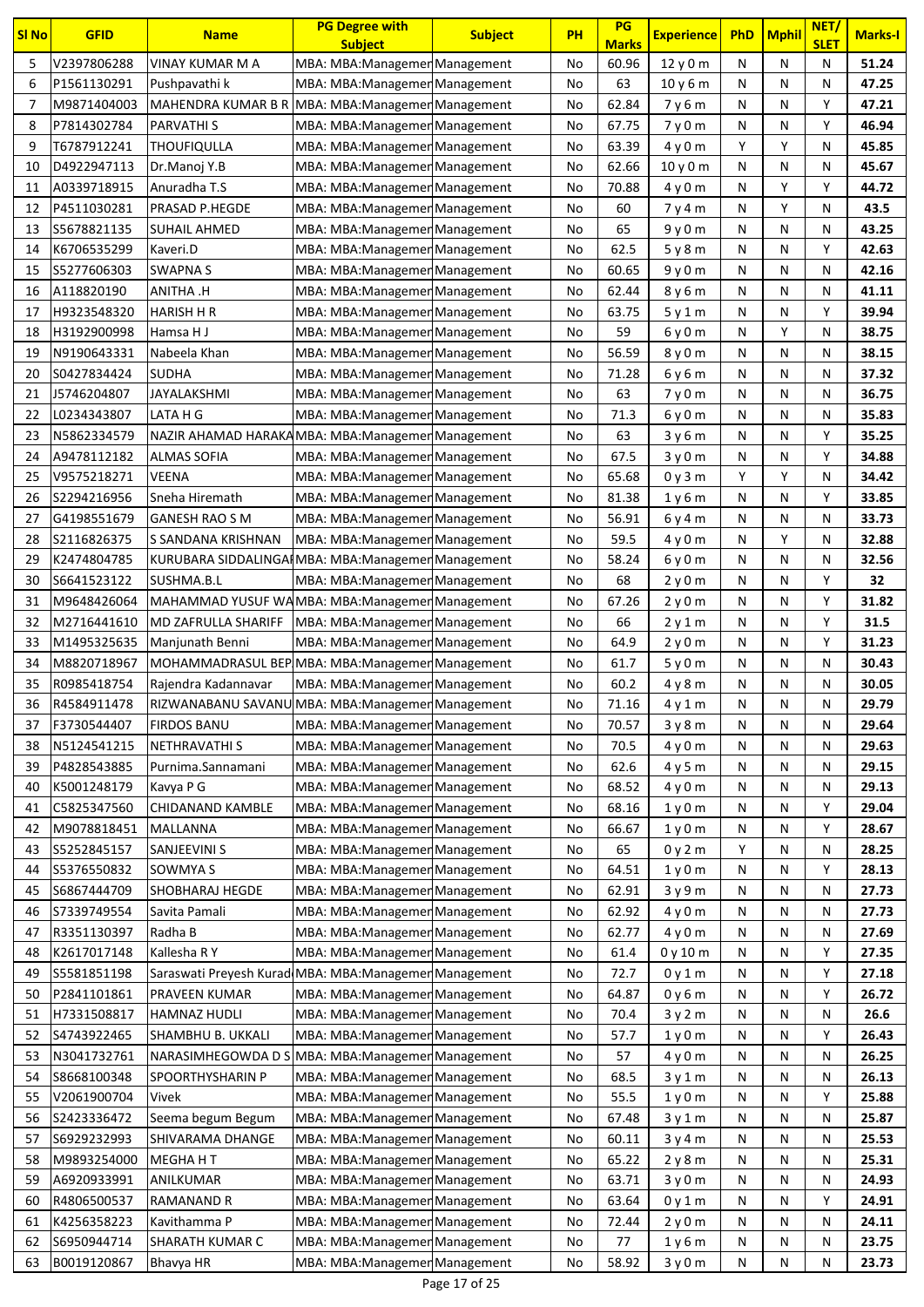| Sl No | GFID | Name | PG Degree with Subject | Subject | PH | PG Marks | Experience | PhD | Mphil | NET/ SLET | Marks-I |
|---|---|---|---|---|---|---|---|---|---|---|---|
| 5 | V2397806288 | VINAY KUMAR M A | MBA: MBA:Managemen | Management | No | 60.96 | 12 y 0 m | N | N | N | 51.24 |
| 6 | P1561130291 | Pushpavathi k | MBA: MBA:Managemen | Management | No | 63 | 10 y 6 m | N | N | N | 47.25 |
| 7 | M9871404003 | MAHENDRA KUMAR B R | MBA: MBA:Managemen | Management | No | 62.84 | 7 y 6 m | N | N | Y | 47.21 |
| 8 | P7814302784 | PARVATHI S | MBA: MBA:Managemen | Management | No | 67.75 | 7 y 0 m | N | N | Y | 46.94 |
| 9 | T6787912241 | THOUFIQULLA | MBA: MBA:Managemen | Management | No | 63.39 | 4 y 0 m | Y | Y | N | 45.85 |
| 10 | D4922947113 | Dr.Manoj Y.B | MBA: MBA:Managemen | Management | No | 62.66 | 10 y 0 m | N | N | N | 45.67 |
| 11 | A0339718915 | Anuradha T.S | MBA: MBA:Managemen | Management | No | 70.88 | 4 y 0 m | N | Y | Y | 44.72 |
| 12 | P4511030281 | PRASAD P.HEGDE | MBA: MBA:Managemen | Management | No | 60 | 7 y 4 m | N | Y | N | 43.5 |
| 13 | S5678821135 | SUHAIL AHMED | MBA: MBA:Managemen | Management | No | 65 | 9 y 0 m | N | N | N | 43.25 |
| 14 | K6706535299 | Kaveri.D | MBA: MBA:Managemen | Management | No | 62.5 | 5 y 8 m | N | N | Y | 42.63 |
| 15 | S5277606303 | SWAPNA S | MBA: MBA:Managemen | Management | No | 60.65 | 9 y 0 m | N | N | N | 42.16 |
| 16 | A118820190 | ANITHA .H | MBA: MBA:Managemen | Management | No | 62.44 | 8 y 6 m | N | N | N | 41.11 |
| 17 | H9323548320 | HARISH H R | MBA: MBA:Managemen | Management | No | 63.75 | 5 y 1 m | N | N | Y | 39.94 |
| 18 | H3192900998 | Hamsa H J | MBA: MBA:Managemen | Management | No | 59 | 6 y 0 m | N | Y | N | 38.75 |
| 19 | N9190643331 | Nabeela Khan | MBA: MBA:Managemen | Management | No | 56.59 | 8 y 0 m | N | N | N | 38.15 |
| 20 | S0427834424 | SUDHA | MBA: MBA:Managemen | Management | No | 71.28 | 6 y 6 m | N | N | N | 37.32 |
| 21 | J5746204807 | JAYALAKSHMI | MBA: MBA:Managemen | Management | No | 63 | 7 y 0 m | N | N | N | 36.75 |
| 22 | L0234343807 | LATA H G | MBA: MBA:Managemen | Management | No | 71.3 | 6 y 0 m | N | N | N | 35.83 |
| 23 | N5862334579 | NAZIR AHAMAD HARAKA | MBA: MBA:Managemen | Management | No | 63 | 3 y 6 m | N | N | Y | 35.25 |
| 24 | A9478112182 | ALMAS SOFIA | MBA: MBA:Managemen | Management | No | 67.5 | 3 y 0 m | N | N | Y | 34.88 |
| 25 | V9575218271 | VEENA | MBA: MBA:Managemen | Management | No | 65.68 | 0 y 3 m | Y | Y | N | 34.42 |
| 26 | S2294216956 | Sneha Hiremath | MBA: MBA:Managemen | Management | No | 81.38 | 1 y 6 m | N | N | Y | 33.85 |
| 27 | G4198551679 | GANESH RAO S M | MBA: MBA:Managemen | Management | No | 56.91 | 6 y 4 m | N | N | N | 33.73 |
| 28 | S2116826375 | S SANDANA KRISHNAN | MBA: MBA:Managemen | Management | No | 59.5 | 4 y 0 m | N | Y | N | 32.88 |
| 29 | K2474804785 | KURUBARA SIDDALINGA | MBA: MBA:Managemen | Management | No | 58.24 | 6 y 0 m | N | N | N | 32.56 |
| 30 | S6641523122 | SUSHMA.B.L | MBA: MBA:Managemen | Management | No | 68 | 2 y 0 m | N | N | Y | 32 |
| 31 | M9648426064 | MAHAMMAD YUSUF WA | MBA: MBA:Managemen | Management | No | 67.26 | 2 y 0 m | N | N | Y | 31.82 |
| 32 | M2716441610 | MD ZAFRULLA SHARIFF | MBA: MBA:Managemen | Management | No | 66 | 2 y 1 m | N | N | Y | 31.5 |
| 33 | M1495325635 | Manjunath Benni | MBA: MBA:Managemen | Management | No | 64.9 | 2 y 0 m | N | N | Y | 31.23 |
| 34 | M8820718967 | MOHAMMADRASUL BEP | MBA: MBA:Managemen | Management | No | 61.7 | 5 y 0 m | N | N | N | 30.43 |
| 35 | R0985418754 | Rajendra Kadannavar | MBA: MBA:Managemen | Management | No | 60.2 | 4 y 8 m | N | N | N | 30.05 |
| 36 | R4584911478 | RIZWANABANU SAVANU | MBA: MBA:Managemen | Management | No | 71.16 | 4 y 1 m | N | N | N | 29.79 |
| 37 | F3730544407 | FIRDOS BANU | MBA: MBA:Managemen | Management | No | 70.57 | 3 y 8 m | N | N | N | 29.64 |
| 38 | N5124541215 | NETHRAVATHI S | MBA: MBA:Managemen | Management | No | 70.5 | 4 y 0 m | N | N | N | 29.63 |
| 39 | P4828543885 | Purnima.Sannamani | MBA: MBA:Managemen | Management | No | 62.6 | 4 y 5 m | N | N | N | 29.15 |
| 40 | K5001248179 | Kavya P G | MBA: MBA:Managemen | Management | No | 68.52 | 4 y 0 m | N | N | N | 29.13 |
| 41 | C5825347560 | CHIDANAND KAMBLE | MBA: MBA:Managemen | Management | No | 68.16 | 1 y 0 m | N | N | Y | 29.04 |
| 42 | M9078818451 | MALLANNA | MBA: MBA:Managemen | Management | No | 66.67 | 1 y 0 m | N | N | Y | 28.67 |
| 43 | S5252845157 | SANJEEVINI S | MBA: MBA:Managemen | Management | No | 65 | 0 y 2 m | Y | N | N | 28.25 |
| 44 | S5376550832 | SOWMYA S | MBA: MBA:Managemen | Management | No | 64.51 | 1 y 0 m | N | N | Y | 28.13 |
| 45 | S6867444709 | SHOBHARAJ HEGDE | MBA: MBA:Managemen | Management | No | 62.91 | 3 y 9 m | N | N | N | 27.73 |
| 46 | S7339749554 | Savita Pamali | MBA: MBA:Managemen | Management | No | 62.92 | 4 y 0 m | N | N | N | 27.73 |
| 47 | R3351130397 | Radha B | MBA: MBA:Managemen | Management | No | 62.77 | 4 y 0 m | N | N | N | 27.69 |
| 48 | K2617017148 | Kallesha R Y | MBA: MBA:Managemen | Management | No | 61.4 | 0 y 10 m | N | N | Y | 27.35 |
| 49 | S5581851198 | Saraswati Preyesh Kurad | MBA: MBA:Managemen | Management | No | 72.7 | 0 y 1 m | N | N | Y | 27.18 |
| 50 | P2841101861 | PRAVEEN KUMAR | MBA: MBA:Managemen | Management | No | 64.87 | 0 y 6 m | N | N | Y | 26.72 |
| 51 | H7331508817 | HAMNAZ HUDLI | MBA: MBA:Managemen | Management | No | 70.4 | 3 y 2 m | N | N | N | 26.6 |
| 52 | S4743922465 | SHAMBHU B. UKKALI | MBA: MBA:Managemen | Management | No | 57.7 | 1 y 0 m | N | N | Y | 26.43 |
| 53 | N3041732761 | NARASIMHEGOWDA D S | MBA: MBA:Managemen | Management | No | 57 | 4 y 0 m | N | N | N | 26.25 |
| 54 | S8668100348 | SPOORTHYSHARIN P | MBA: MBA:Managemen | Management | No | 68.5 | 3 y 1 m | N | N | N | 26.13 |
| 55 | V2061900704 | Vivek | MBA: MBA:Managemen | Management | No | 55.5 | 1 y 0 m | N | N | Y | 25.88 |
| 56 | S2423336472 | Seema begum Begum | MBA: MBA:Managemen | Management | No | 67.48 | 3 y 1 m | N | N | N | 25.87 |
| 57 | S6929232993 | SHIVARAMA DHANGE | MBA: MBA:Managemen | Management | No | 60.11 | 3 y 4 m | N | N | N | 25.53 |
| 58 | M9893254000 | MEGHA H T | MBA: MBA:Managemen | Management | No | 65.22 | 2 y 8 m | N | N | N | 25.31 |
| 59 | A6920933991 | ANILKUMAR | MBA: MBA:Managemen | Management | No | 63.71 | 3 y 0 m | N | N | N | 24.93 |
| 60 | R4806500537 | RAMANAND R | MBA: MBA:Managemen | Management | No | 63.64 | 0 y 1 m | N | N | Y | 24.91 |
| 61 | K4256358223 | Kavithamma P | MBA: MBA:Managemen | Management | No | 72.44 | 2 y 0 m | N | N | N | 24.11 |
| 62 | S6950944714 | SHARATH KUMAR C | MBA: MBA:Managemen | Management | No | 77 | 1 y 6 m | N | N | N | 23.75 |
| 63 | B0019120867 | Bhavya HR | MBA: MBA:Managemen | Management | No | 58.92 | 3 y 0 m | N | N | N | 23.73 |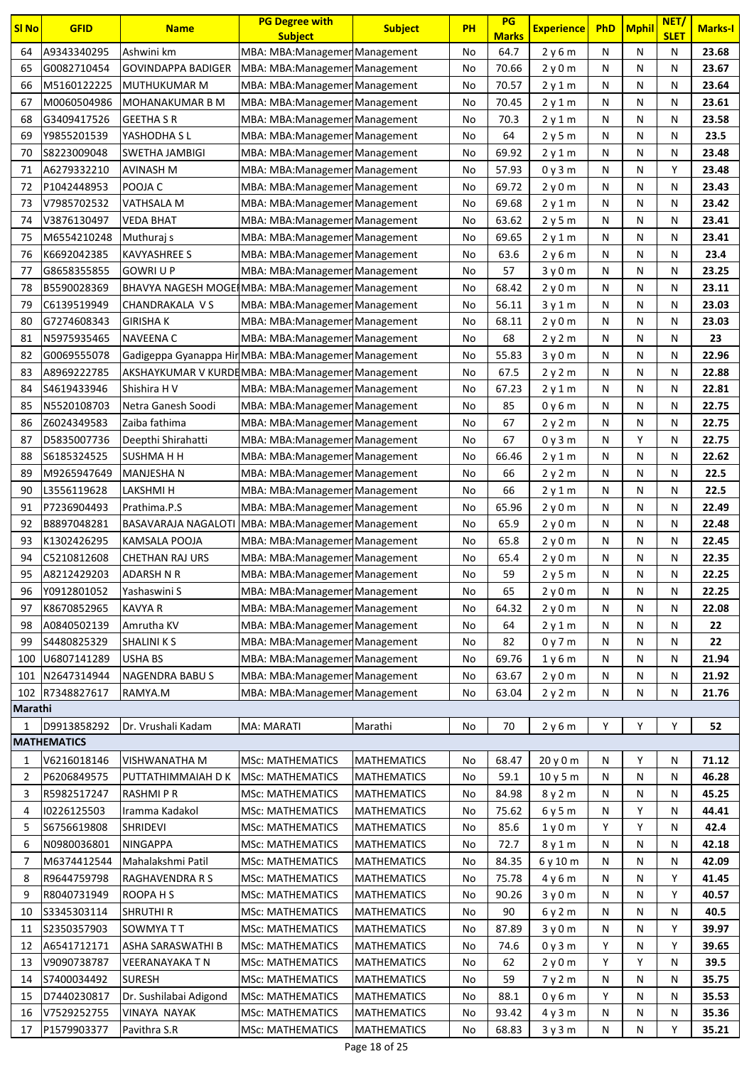| Sl No | GFID | Name | PG Degree with Subject | Subject | PH | PG Marks | Experience | PhD | Mphil | NET/ SLET | Marks-I |
|---|---|---|---|---|---|---|---|---|---|---|---|
| 64 | A9343340295 | Ashwini km | MBA: MBA:Managemer | Management | No | 64.7 | 2 y 6 m | N | N | N | 23.68 |
| 65 | G0082710454 | GOVINDAPPA BADIGER | MBA: MBA:Managemer | Management | No | 70.66 | 2 y 0 m | N | N | N | 23.67 |
| 66 | M5160122225 | MUTHUKUMAR M | MBA: MBA:Managemer | Management | No | 70.57 | 2 y 1 m | N | N | N | 23.64 |
| 67 | M0060504986 | MOHANAKUMAR B M | MBA: MBA:Managemer | Management | No | 70.45 | 2 y 1 m | N | N | N | 23.61 |
| 68 | G3409417526 | GEETHA S R | MBA: MBA:Managemer | Management | No | 70.3 | 2 y 1 m | N | N | N | 23.58 |
| 69 | Y9855201539 | YASHODHA S L | MBA: MBA:Managemer | Management | No | 64 | 2 y 5 m | N | N | N | 23.5 |
| 70 | S8223009048 | SWETHA JAMBIGI | MBA: MBA:Managemer | Management | No | 69.92 | 2 y 1 m | N | N | N | 23.48 |
| 71 | A6279332210 | AVINASH M | MBA: MBA:Managemer | Management | No | 57.93 | 0 y 3 m | N | N | Y | 23.48 |
| 72 | P1042448953 | POOJA C | MBA: MBA:Managemer | Management | No | 69.72 | 2 y 0 m | N | N | N | 23.43 |
| 73 | V7985702532 | VATHSALA M | MBA: MBA:Managemer | Management | No | 69.68 | 2 y 1 m | N | N | N | 23.42 |
| 74 | V3876130497 | VEDA BHAT | MBA: MBA:Managemer | Management | No | 63.62 | 2 y 5 m | N | N | N | 23.41 |
| 75 | M6554210248 | Muthuraj s | MBA: MBA:Managemer | Management | No | 69.65 | 2 y 1 m | N | N | N | 23.41 |
| 76 | K6692042385 | KAVYASHREE S | MBA: MBA:Managemer | Management | No | 63.6 | 2 y 6 m | N | N | N | 23.4 |
| 77 | G8658355855 | GOWRI U P | MBA: MBA:Managemer | Management | No | 57 | 3 y 0 m | N | N | N | 23.25 |
| 78 | B5590028369 | BHAVYA NAGESH MOGE | MBA: MBA:Managemer | Management | No | 68.42 | 2 y 0 m | N | N | N | 23.11 |
| 79 | C6139519949 | CHANDRAKALA V S | MBA: MBA:Managemer | Management | No | 56.11 | 3 y 1 m | N | N | N | 23.03 |
| 80 | G7274608343 | GIRISHA K | MBA: MBA:Managemer | Management | No | 68.11 | 2 y 0 m | N | N | N | 23.03 |
| 81 | N5975935465 | NAVEENA C | MBA: MBA:Managemer | Management | No | 68 | 2 y 2 m | N | N | N | 23 |
| 82 | G0069555078 | Gadigeppa Gyanappa Hir | MBA: MBA:Managemer | Management | No | 55.83 | 3 y 0 m | N | N | N | 22.96 |
| 83 | A8969222785 | AKSHAYKUMAR V KURDE | MBA: MBA:Managemer | Management | No | 67.5 | 2 y 2 m | N | N | N | 22.88 |
| 84 | S4619433946 | Shishira H V | MBA: MBA:Managemer | Management | No | 67.23 | 2 y 1 m | N | N | N | 22.81 |
| 85 | N5520108703 | Netra Ganesh Soodi | MBA: MBA:Managemer | Management | No | 85 | 0 y 6 m | N | N | N | 22.75 |
| 86 | Z6024349583 | Zaiba fathima | MBA: MBA:Managemer | Management | No | 67 | 2 y 2 m | N | N | N | 22.75 |
| 87 | D5835007736 | Deepthi Shirahatti | MBA: MBA:Managemer | Management | No | 67 | 0 y 3 m | N | Y | N | 22.75 |
| 88 | S6185324525 | SUSHMA H H | MBA: MBA:Managemer | Management | No | 66.46 | 2 y 1 m | N | N | N | 22.62 |
| 89 | M9265947649 | MANJESHA N | MBA: MBA:Managemer | Management | No | 66 | 2 y 2 m | N | N | N | 22.5 |
| 90 | L3556119628 | LAKSHMI H | MBA: MBA:Managemer | Management | No | 66 | 2 y 1 m | N | N | N | 22.5 |
| 91 | P7236904493 | Prathima.P.S | MBA: MBA:Managemer | Management | No | 65.96 | 2 y 0 m | N | N | N | 22.49 |
| 92 | B8897048281 | BASAVARAJA NAGALOTI | MBA: MBA:Managemer | Management | No | 65.9 | 2 y 0 m | N | N | N | 22.48 |
| 93 | K1302426295 | KAMSALA POOJA | MBA: MBA:Managemer | Management | No | 65.8 | 2 y 0 m | N | N | N | 22.45 |
| 94 | C5210812608 | CHETHAN RAJ URS | MBA: MBA:Managemer | Management | No | 65.4 | 2 y 0 m | N | N | N | 22.35 |
| 95 | A8212429203 | ADARSH N R | MBA: MBA:Managemer | Management | No | 59 | 2 y 5 m | N | N | N | 22.25 |
| 96 | Y0912801052 | Yashaswini S | MBA: MBA:Managemer | Management | No | 65 | 2 y 0 m | N | N | N | 22.25 |
| 97 | K8670852965 | KAVYA R | MBA: MBA:Managemer | Management | No | 64.32 | 2 y 0 m | N | N | N | 22.08 |
| 98 | A0840502139 | Amrutha KV | MBA: MBA:Managemer | Management | No | 64 | 2 y 1 m | N | N | N | 22 |
| 99 | S4480825329 | SHALINI K S | MBA: MBA:Managemer | Management | No | 82 | 0 y 7 m | N | N | N | 22 |
| 100 | U6807141289 | USHA BS | MBA: MBA:Managemer | Management | No | 69.76 | 1 y 6 m | N | N | N | 21.94 |
| 101 | N2647314944 | NAGENDRA BABU S | MBA: MBA:Managemer | Management | No | 63.67 | 2 y 0 m | N | N | N | 21.92 |
| 102 | R7348827617 | RAMYA.M | MBA: MBA:Managemer | Management | No | 63.04 | 2 y 2 m | N | N | N | 21.76 |
| **Marathi** | | | | | | | | | | | |
| 1 | D9913858292 | Dr. Vrushali Kadam | MA: MARATI | Marathi | No | 70 | 2 y 6 m | Y | Y | Y | 52 |
| **MATHEMATICS** | | | | | | | | | | | |
| 1 | V6216018146 | VISHWANATHA M | MSc: MATHEMATICS | MATHEMATICS | No | 68.47 | 20 y 0 m | N | Y | N | 71.12 |
| 2 | P6206849575 | PUTTATHIMMAIAH D K | MSc: MATHEMATICS | MATHEMATICS | No | 59.1 | 10 y 5 m | N | N | N | 46.28 |
| 3 | R5982517247 | RASHMI P R | MSc: MATHEMATICS | MATHEMATICS | No | 84.98 | 8 y 2 m | N | N | N | 45.25 |
| 4 | I0226125503 | Iramma Kadakol | MSc: MATHEMATICS | MATHEMATICS | No | 75.62 | 6 y 5 m | N | Y | N | 44.41 |
| 5 | S6756619808 | SHRIDEVI | MSc: MATHEMATICS | MATHEMATICS | No | 85.6 | 1 y 0 m | Y | Y | N | 42.4 |
| 6 | N0980036801 | NINGAPPA | MSc: MATHEMATICS | MATHEMATICS | No | 72.7 | 8 y 1 m | N | N | N | 42.18 |
| 7 | M6374412544 | Mahalakshmi Patil | MSc: MATHEMATICS | MATHEMATICS | No | 84.35 | 6 y 10 m | N | N | N | 42.09 |
| 8 | R9644759798 | RAGHAVENDRA R S | MSc: MATHEMATICS | MATHEMATICS | No | 75.78 | 4 y 6 m | N | N | Y | 41.45 |
| 9 | R8040731949 | ROOPA H S | MSc: MATHEMATICS | MATHEMATICS | No | 90.26 | 3 y 0 m | N | N | Y | 40.57 |
| 10 | S3345303114 | SHRUTHI R | MSc: MATHEMATICS | MATHEMATICS | No | 90 | 6 y 2 m | N | N | N | 40.5 |
| 11 | S2350357903 | SOWMYA T T | MSc: MATHEMATICS | MATHEMATICS | No | 87.89 | 3 y 0 m | N | N | Y | 39.97 |
| 12 | A6541712171 | ASHA SARASWATHI B | MSc: MATHEMATICS | MATHEMATICS | No | 74.6 | 0 y 3 m | Y | N | Y | 39.65 |
| 13 | V9090738787 | VEERANAYAKA T N | MSc: MATHEMATICS | MATHEMATICS | No | 62 | 2 y 0 m | Y | Y | N | 39.5 |
| 14 | S7400034492 | SURESH | MSc: MATHEMATICS | MATHEMATICS | No | 59 | 7 y 2 m | N | N | N | 35.75 |
| 15 | D7440230817 | Dr. Sushilabai Adigond | MSc: MATHEMATICS | MATHEMATICS | No | 88.1 | 0 y 6 m | Y | N | N | 35.53 |
| 16 | V7529252755 | VINAYA NAYAK | MSc: MATHEMATICS | MATHEMATICS | No | 93.42 | 4 y 3 m | N | N | N | 35.36 |
| 17 | P1579903377 | Pavithra S.R | MSc: MATHEMATICS | MATHEMATICS | No | 68.83 | 3 y 3 m | N | N | Y | 35.21 |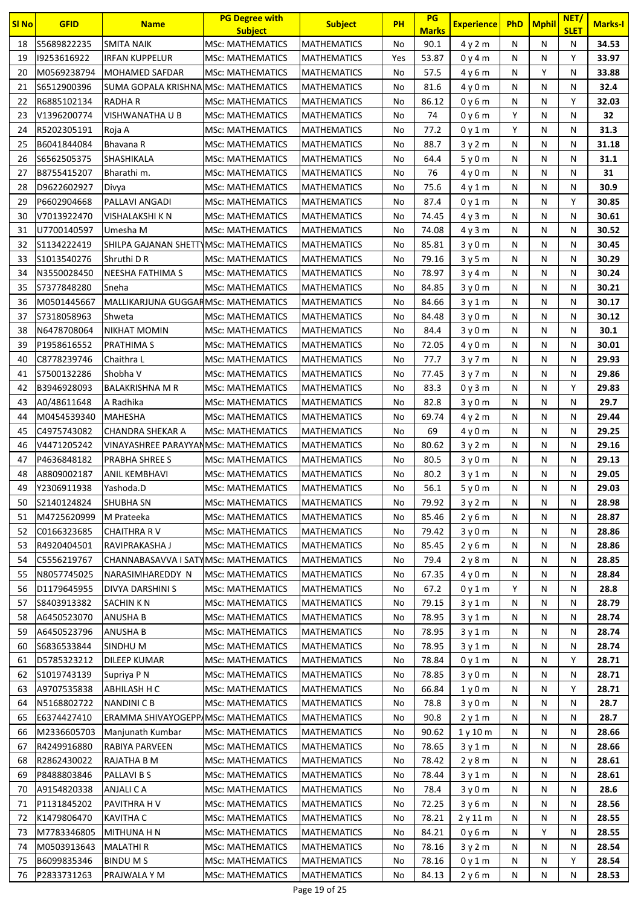| Sl No | GFID | Name | PG Degree with Subject | Subject | PH | PG Marks | Experience | PhD | Mphil | NET/ SLET | Marks-I |
|---|---|---|---|---|---|---|---|---|---|---|---|
| 18 | S5689822235 | SMITA NAIK | MSc: MATHEMATICS | MATHEMATICS | No | 90.1 | 4 y 2 m | N | N | N | 34.53 |
| 19 | I9253616922 | IRFAN KUPPELUR | MSc: MATHEMATICS | MATHEMATICS | Yes | 53.87 | 0 y 4 m | N | N | Y | 33.97 |
| 20 | M0569238794 | MOHAMED SAFDAR | MSc: MATHEMATICS | MATHEMATICS | No | 57.5 | 4 y 6 m | N | Y | N | 33.88 |
| 21 | S6512900396 | SUMA GOPALA KRISHNA | MSc: MATHEMATICS | MATHEMATICS | No | 81.6 | 4 y 0 m | N | N | N | 32.4 |
| 22 | R6885102134 | RADHA R | MSc: MATHEMATICS | MATHEMATICS | No | 86.12 | 0 y 6 m | N | N | Y | 32.03 |
| 23 | V1396200774 | VISHWANATHA U B | MSc: MATHEMATICS | MATHEMATICS | No | 74 | 0 y 6 m | Y | N | N | 32 |
| 24 | R5202305191 | Roja A | MSc: MATHEMATICS | MATHEMATICS | No | 77.2 | 0 y 1 m | Y | N | N | 31.3 |
| 25 | B6041844084 | Bhavana R | MSc: MATHEMATICS | MATHEMATICS | No | 88.7 | 3 y 2 m | N | N | N | 31.18 |
| 26 | S6562505375 | SHASHIKALA | MSc: MATHEMATICS | MATHEMATICS | No | 64.4 | 5 y 0 m | N | N | N | 31.1 |
| 27 | B8755415207 | Bharathi m. | MSc: MATHEMATICS | MATHEMATICS | No | 76 | 4 y 0 m | N | N | N | 31 |
| 28 | D9622602927 | Divya | MSc: MATHEMATICS | MATHEMATICS | No | 75.6 | 4 y 1 m | N | N | N | 30.9 |
| 29 | P6602904668 | PALLAVI ANGADI | MSc: MATHEMATICS | MATHEMATICS | No | 87.4 | 0 y 1 m | N | N | Y | 30.85 |
| 30 | V7013922470 | VISHALAKSHI K N | MSc: MATHEMATICS | MATHEMATICS | No | 74.45 | 4 y 3 m | N | N | N | 30.61 |
| 31 | U7700140597 | Umesha M | MSc: MATHEMATICS | MATHEMATICS | No | 74.08 | 4 y 3 m | N | N | N | 30.52 |
| 32 | S1134222419 | SHILPA GAJANAN SHETTY | MSc: MATHEMATICS | MATHEMATICS | No | 85.81 | 3 y 0 m | N | N | N | 30.45 |
| 33 | S1013540276 | Shruthi D R | MSc: MATHEMATICS | MATHEMATICS | No | 79.16 | 3 y 5 m | N | N | N | 30.29 |
| 34 | N3550028450 | NEESHA FATHIMA S | MSc: MATHEMATICS | MATHEMATICS | No | 78.97 | 3 y 4 m | N | N | N | 30.24 |
| 35 | S7377848280 | Sneha | MSc: MATHEMATICS | MATHEMATICS | No | 84.85 | 3 y 0 m | N | N | N | 30.21 |
| 36 | M0501445667 | MALLIKARJUNA GUGGAR | MSc: MATHEMATICS | MATHEMATICS | No | 84.66 | 3 y 1 m | N | N | N | 30.17 |
| 37 | S7318058963 | Shweta | MSc: MATHEMATICS | MATHEMATICS | No | 84.48 | 3 y 0 m | N | N | N | 30.12 |
| 38 | N6478708064 | NIKHAT MOMIN | MSc: MATHEMATICS | MATHEMATICS | No | 84.4 | 3 y 0 m | N | N | N | 30.1 |
| 39 | P1958616552 | PRATHIMA S | MSc: MATHEMATICS | MATHEMATICS | No | 72.05 | 4 y 0 m | N | N | N | 30.01 |
| 40 | C8778239746 | Chaithra L | MSc: MATHEMATICS | MATHEMATICS | No | 77.7 | 3 y 7 m | N | N | N | 29.93 |
| 41 | S7500132286 | Shobha V | MSc: MATHEMATICS | MATHEMATICS | No | 77.45 | 3 y 7 m | N | N | N | 29.86 |
| 42 | B3946928093 | BALAKRISHNA M R | MSc: MATHEMATICS | MATHEMATICS | No | 83.3 | 0 y 3 m | N | N | Y | 29.83 |
| 43 | A0/48611648 | A Radhika | MSc: MATHEMATICS | MATHEMATICS | No | 82.8 | 3 y 0 m | N | N | N | 29.7 |
| 44 | M0454539340 | MAHESHA | MSc: MATHEMATICS | MATHEMATICS | No | 69.74 | 4 y 2 m | N | N | N | 29.44 |
| 45 | C4975743082 | CHANDRA SHEKAR A | MSc: MATHEMATICS | MATHEMATICS | No | 69 | 4 y 0 m | N | N | N | 29.25 |
| 46 | V4471205242 | VINAYASHREE PARAYYAN | MSc: MATHEMATICS | MATHEMATICS | No | 80.62 | 3 y 2 m | N | N | N | 29.16 |
| 47 | P4636848182 | PRABHA SHREE S | MSc: MATHEMATICS | MATHEMATICS | No | 80.5 | 3 y 0 m | N | N | N | 29.13 |
| 48 | A8809002187 | ANIL KEMBHAVI | MSc: MATHEMATICS | MATHEMATICS | No | 80.2 | 3 y 1 m | N | N | N | 29.05 |
| 49 | Y2306911938 | Yashoda.D | MSc: MATHEMATICS | MATHEMATICS | No | 56.1 | 5 y 0 m | N | N | N | 29.03 |
| 50 | S2140124824 | SHUBHA SN | MSc: MATHEMATICS | MATHEMATICS | No | 79.92 | 3 y 2 m | N | N | N | 28.98 |
| 51 | M4725620999 | M Prateeka | MSc: MATHEMATICS | MATHEMATICS | No | 85.46 | 2 y 6 m | N | N | N | 28.87 |
| 52 | C0166323685 | CHAITHRA R V | MSc: MATHEMATICS | MATHEMATICS | No | 79.42 | 3 y 0 m | N | N | N | 28.86 |
| 53 | R4920404501 | RAVIPRAKASHA J | MSc: MATHEMATICS | MATHEMATICS | No | 85.45 | 2 y 6 m | N | N | N | 28.86 |
| 54 | C5556219767 | CHANNABASAVVA I SATY | MSc: MATHEMATICS | MATHEMATICS | No | 79.4 | 2 y 8 m | N | N | N | 28.85 |
| 55 | N8057745025 | NARASIMHAREDDY N | MSc: MATHEMATICS | MATHEMATICS | No | 67.35 | 4 y 0 m | N | N | N | 28.84 |
| 56 | D1179645955 | DIVYA DARSHINI S | MSc: MATHEMATICS | MATHEMATICS | No | 67.2 | 0 y 1 m | Y | N | N | 28.8 |
| 57 | S8403913382 | SACHIN K N | MSc: MATHEMATICS | MATHEMATICS | No | 79.15 | 3 y 1 m | N | N | N | 28.79 |
| 58 | A6450523070 | ANUSHA B | MSc: MATHEMATICS | MATHEMATICS | No | 78.95 | 3 y 1 m | N | N | N | 28.74 |
| 59 | A6450523796 | ANUSHA B | MSc: MATHEMATICS | MATHEMATICS | No | 78.95 | 3 y 1 m | N | N | N | 28.74 |
| 60 | S6836533844 | SINDHU M | MSc: MATHEMATICS | MATHEMATICS | No | 78.95 | 3 y 1 m | N | N | N | 28.74 |
| 61 | D5785323212 | DILEEP KUMAR | MSc: MATHEMATICS | MATHEMATICS | No | 78.84 | 0 y 1 m | N | N | Y | 28.71 |
| 62 | S1019743139 | Supriya P N | MSc: MATHEMATICS | MATHEMATICS | No | 78.85 | 3 y 0 m | N | N | N | 28.71 |
| 63 | A9707535838 | ABHILASH H C | MSc: MATHEMATICS | MATHEMATICS | No | 66.84 | 1 y 0 m | N | N | Y | 28.71 |
| 64 | N5168802722 | NANDINI C B | MSc: MATHEMATICS | MATHEMATICS | No | 78.8 | 3 y 0 m | N | N | N | 28.7 |
| 65 | E6374427410 | ERAMMA SHIVAYOGEPPA | MSc: MATHEMATICS | MATHEMATICS | No | 90.8 | 2 y 1 m | N | N | N | 28.7 |
| 66 | M2336605703 | Manjunath Kumbar | MSc: MATHEMATICS | MATHEMATICS | No | 90.62 | 1 y 10 m | N | N | N | 28.66 |
| 67 | R4249916880 | RABIYA PARVEEN | MSc: MATHEMATICS | MATHEMATICS | No | 78.65 | 3 y 1 m | N | N | N | 28.66 |
| 68 | R2862430022 | RAJATHA B M | MSc: MATHEMATICS | MATHEMATICS | No | 78.42 | 2 y 8 m | N | N | N | 28.61 |
| 69 | P8488803846 | PALLAVI B S | MSc: MATHEMATICS | MATHEMATICS | No | 78.44 | 3 y 1 m | N | N | N | 28.61 |
| 70 | A9154820338 | ANJALI C A | MSc: MATHEMATICS | MATHEMATICS | No | 78.4 | 3 y 0 m | N | N | N | 28.6 |
| 71 | P1131845202 | PAVITHRA H V | MSc: MATHEMATICS | MATHEMATICS | No | 72.25 | 3 y 6 m | N | N | N | 28.56 |
| 72 | K1479806470 | KAVITHA C | MSc: MATHEMATICS | MATHEMATICS | No | 78.21 | 2 y 11 m | N | N | N | 28.55 |
| 73 | M7783346805 | MITHUNA H N | MSc: MATHEMATICS | MATHEMATICS | No | 84.21 | 0 y 6 m | N | Y | N | 28.55 |
| 74 | M0503913643 | MALATHI R | MSc: MATHEMATICS | MATHEMATICS | No | 78.16 | 3 y 2 m | N | N | N | 28.54 |
| 75 | B6099835346 | BINDU M S | MSc: MATHEMATICS | MATHEMATICS | No | 78.16 | 0 y 1 m | N | N | Y | 28.54 |
| 76 | P2833731263 | PRAJWALA Y M | MSc: MATHEMATICS | MATHEMATICS | No | 84.13 | 2 y 6 m | N | N | N | 28.53 |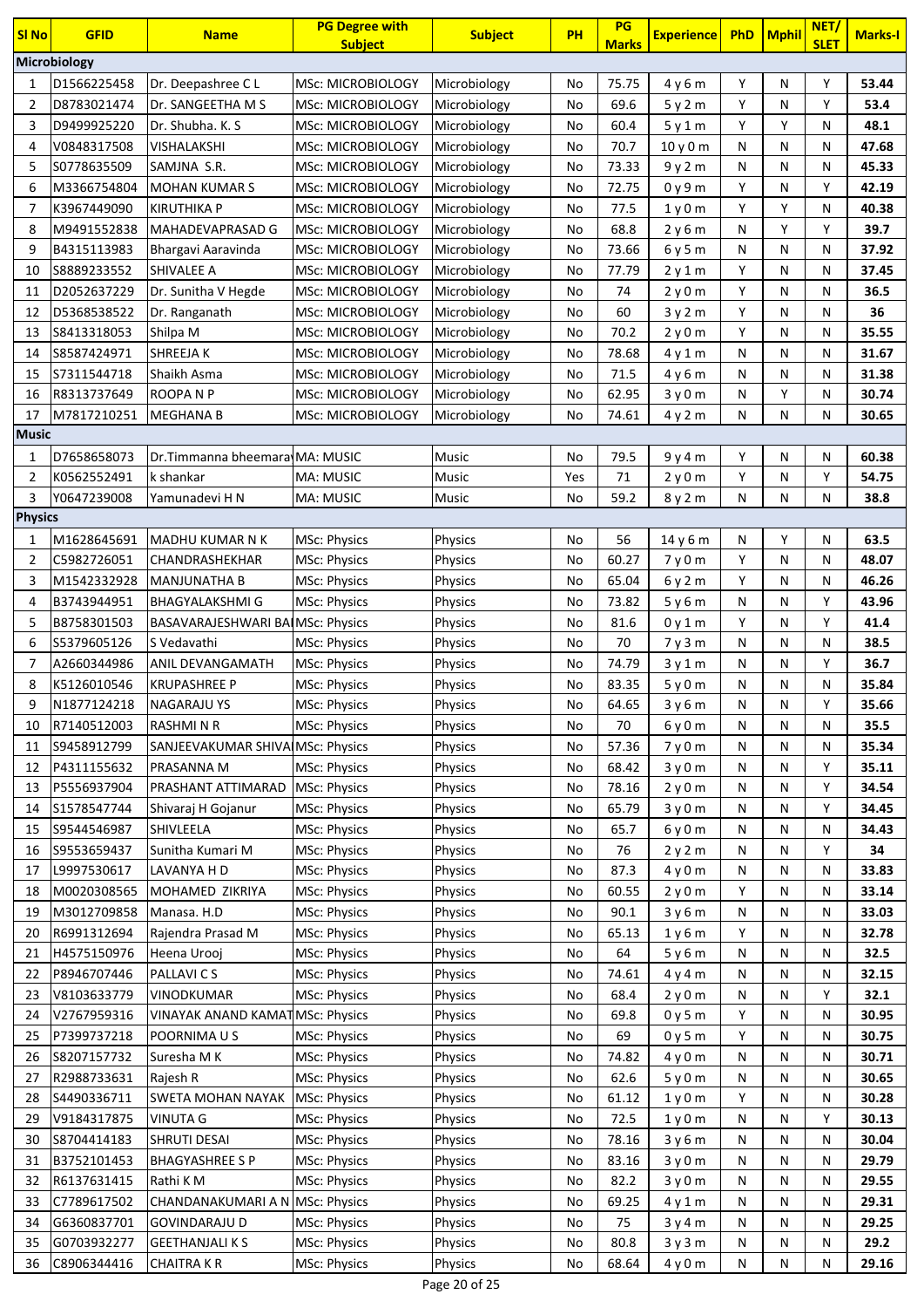| Sl No | GFID | Name | PG Degree with Subject | Subject | PH | PG Marks | Experience | PhD | Mphil | NET/ SLET | Marks-I |
|---|---|---|---|---|---|---|---|---|---|---|---|
| **Microbiology** | | | | | | | | | | | |
| 1 | D1566225458 | Dr. Deepashree C L | MSc: MICROBIOLOGY | Microbiology | No | 75.75 | 4 y 6 m | Y | N | Y | **53.44** |
| 2 | D8783021474 | Dr. SANGEETHA M S | MSc: MICROBIOLOGY | Microbiology | No | 69.6 | 5 y 2 m | Y | N | Y | **53.4** |
| 3 | D9499925220 | Dr. Shubha. K. S | MSc: MICROBIOLOGY | Microbiology | No | 60.4 | 5 y 1 m | Y | Y | N | **48.1** |
| 4 | V0848317508 | VISHALAKSHI | MSc: MICROBIOLOGY | Microbiology | No | 70.7 | 10 y 0 m | N | N | N | **47.68** |
| 5 | S0778635509 | SAMJNA S.R. | MSc: MICROBIOLOGY | Microbiology | No | 73.33 | 9 y 2 m | N | N | N | **45.33** |
| 6 | M3366754804 | MOHAN KUMAR S | MSc: MICROBIOLOGY | Microbiology | No | 72.75 | 0 y 9 m | Y | N | Y | **42.19** |
| 7 | K3967449090 | KIRUTHIKA P | MSc: MICROBIOLOGY | Microbiology | No | 77.5 | 1 y 0 m | Y | Y | N | **40.38** |
| 8 | M9491552838 | MAHADEVAPRASAD G | MSc: MICROBIOLOGY | Microbiology | No | 68.8 | 2 y 6 m | N | Y | Y | **39.7** |
| 9 | B4315113983 | Bhargavi Aaravinda | MSc: MICROBIOLOGY | Microbiology | No | 73.66 | 6 y 5 m | N | N | N | **37.92** |
| 10 | S8889233552 | SHIVALEE A | MSc: MICROBIOLOGY | Microbiology | No | 77.79 | 2 y 1 m | Y | N | N | **37.45** |
| 11 | D2052637229 | Dr. Sunitha V Hegde | MSc: MICROBIOLOGY | Microbiology | No | 74 | 2 y 0 m | Y | N | N | **36.5** |
| 12 | D5368538522 | Dr. Ranganath | MSc: MICROBIOLOGY | Microbiology | No | 60 | 3 y 2 m | Y | N | N | **36** |
| 13 | S8413318053 | Shilpa M | MSc: MICROBIOLOGY | Microbiology | No | 70.2 | 2 y 0 m | Y | N | N | **35.55** |
| 14 | S8587424971 | SHREEJA K | MSc: MICROBIOLOGY | Microbiology | No | 78.68 | 4 y 1 m | N | N | N | **31.67** |
| 15 | S7311544718 | Shaikh Asma | MSc: MICROBIOLOGY | Microbiology | No | 71.5 | 4 y 6 m | N | N | N | **31.38** |
| 16 | R8313737649 | ROOPA N P | MSc: MICROBIOLOGY | Microbiology | No | 62.95 | 3 y 0 m | N | Y | N | **30.74** |
| 17 | M7817210251 | MEGHANA B | MSc: MICROBIOLOGY | Microbiology | No | 74.61 | 4 y 2 m | N | N | N | **30.65** |
| **Music** | | | | | | | | | | | |
| 1 | D7658658073 | Dr.Timmanna bheemara | MA: MUSIC | Music | No | 79.5 | 9 y 4 m | Y | N | N | **60.38** |
| 2 | K0562552491 | k shankar | MA: MUSIC | Music | Yes | 71 | 2 y 0 m | Y | N | Y | **54.75** |
| 3 | Y0647239008 | Yamunadevi H N | MA: MUSIC | Music | No | 59.2 | 8 y 2 m | N | N | N | **38.8** |
| **Physics** | | | | | | | | | | | |
| 1 | M1628645691 | MADHU KUMAR N K | MSc: Physics | Physics | No | 56 | 14 y 6 m | N | Y | N | **63.5** |
| 2 | C5982726051 | CHANDRASHEKHAR | MSc: Physics | Physics | No | 60.27 | 7 y 0 m | Y | N | N | **48.07** |
| 3 | M1542332928 | MANJUNATHA B | MSc: Physics | Physics | No | 65.04 | 6 y 2 m | Y | N | N | **46.26** |
| 4 | B3743944951 | BHAGYALAKSHMI G | MSc: Physics | Physics | No | 73.82 | 5 y 6 m | N | N | Y | **43.96** |
| 5 | B8758301503 | BASAVARAJESHWARI BA | MSc: Physics | Physics | No | 81.6 | 0 y 1 m | Y | N | Y | **41.4** |
| 6 | S5379605126 | S Vedavathi | MSc: Physics | Physics | No | 70 | 7 y 3 m | N | N | N | **38.5** |
| 7 | A2660344986 | ANIL DEVANGAMATH | MSc: Physics | Physics | No | 74.79 | 3 y 1 m | N | N | Y | **36.7** |
| 8 | K5126010546 | KRUPASHREE P | MSc: Physics | Physics | No | 83.35 | 5 y 0 m | N | N | N | **35.84** |
| 9 | N1877124218 | NAGARAJU YS | MSc: Physics | Physics | No | 64.65 | 3 y 6 m | N | N | Y | **35.66** |
| 10 | R7140512003 | RASHMI N R | MSc: Physics | Physics | No | 70 | 6 y 0 m | N | N | N | **35.5** |
| 11 | S9458912799 | SANJEEVAKUMAR SHIVA | MSc: Physics | Physics | No | 57.36 | 7 y 0 m | N | N | N | **35.34** |
| 12 | P4311155632 | PRASANNA M | MSc: Physics | Physics | No | 68.42 | 3 y 0 m | N | N | Y | **35.11** |
| 13 | P5556937904 | PRASHANT ATTIMARAD | MSc: Physics | Physics | No | 78.16 | 2 y 0 m | N | N | Y | **34.54** |
| 14 | S1578547744 | Shivaraj H Gojanur | MSc: Physics | Physics | No | 65.79 | 3 y 0 m | N | N | Y | **34.45** |
| 15 | S9544546987 | SHIVLEELA | MSc: Physics | Physics | No | 65.7 | 6 y 0 m | N | N | N | **34.43** |
| 16 | S9553659437 | Sunitha Kumari M | MSc: Physics | Physics | No | 76 | 2 y 2 m | N | N | Y | **34** |
| 17 | L9997530617 | LAVANYA H D | MSc: Physics | Physics | No | 87.3 | 4 y 0 m | N | N | N | **33.83** |
| 18 | M0020308565 | MOHAMED ZIKRIYA | MSc: Physics | Physics | No | 60.55 | 2 y 0 m | Y | N | N | **33.14** |
| 19 | M3012709858 | Manasa. H.D | MSc: Physics | Physics | No | 90.1 | 3 y 6 m | N | N | N | **33.03** |
| 20 | R6991312694 | Rajendra Prasad M | MSc: Physics | Physics | No | 65.13 | 1 y 6 m | Y | N | N | **32.78** |
| 21 | H4575150976 | Heena Urooj | MSc: Physics | Physics | No | 64 | 5 y 6 m | N | N | N | **32.5** |
| 22 | P8946707446 | PALLAVI C S | MSc: Physics | Physics | No | 74.61 | 4 y 4 m | N | N | N | **32.15** |
| 23 | V8103633779 | VINODKUMAR | MSc: Physics | Physics | No | 68.4 | 2 y 0 m | N | N | Y | **32.1** |
| 24 | V2767959316 | VINAYAK ANAND KAMAT | MSc: Physics | Physics | No | 69.8 | 0 y 5 m | Y | N | N | **30.95** |
| 25 | P7399737218 | POORNIMA U S | MSc: Physics | Physics | No | 69 | 0 y 5 m | Y | N | N | **30.75** |
| 26 | S8207157732 | Suresha M K | MSc: Physics | Physics | No | 74.82 | 4 y 0 m | N | N | N | **30.71** |
| 27 | R2988733631 | Rajesh R | MSc: Physics | Physics | No | 62.6 | 5 y 0 m | N | N | N | **30.65** |
| 28 | S4490336711 | SWETA MOHAN NAYAK | MSc: Physics | Physics | No | 61.12 | 1 y 0 m | Y | N | N | **30.28** |
| 29 | V9184317875 | VINUTA G | MSc: Physics | Physics | No | 72.5 | 1 y 0 m | N | N | Y | **30.13** |
| 30 | S8704414183 | SHRUTI DESAI | MSc: Physics | Physics | No | 78.16 | 3 y 6 m | N | N | N | **30.04** |
| 31 | B3752101453 | BHAGYASHREE S P | MSc: Physics | Physics | No | 83.16 | 3 y 0 m | N | N | N | **29.79** |
| 32 | R6137631415 | Rathi K M | MSc: Physics | Physics | No | 82.2 | 3 y 0 m | N | N | N | **29.55** |
| 33 | C7789617502 | CHANDANAKUMARI A N | MSc: Physics | Physics | No | 69.25 | 4 y 1 m | N | N | N | **29.31** |
| 34 | G6360837701 | GOVINDARAJU D | MSc: Physics | Physics | No | 75 | 3 y 4 m | N | N | N | **29.25** |
| 35 | G0703932277 | GEETHANJALI K S | MSc: Physics | Physics | No | 80.8 | 3 y 3 m | N | N | N | **29.2** |
| 36 | C8906344416 | CHAITRA K R | MSc: Physics | Physics | No | 68.64 | 4 y 0 m | N | N | N | **29.16** |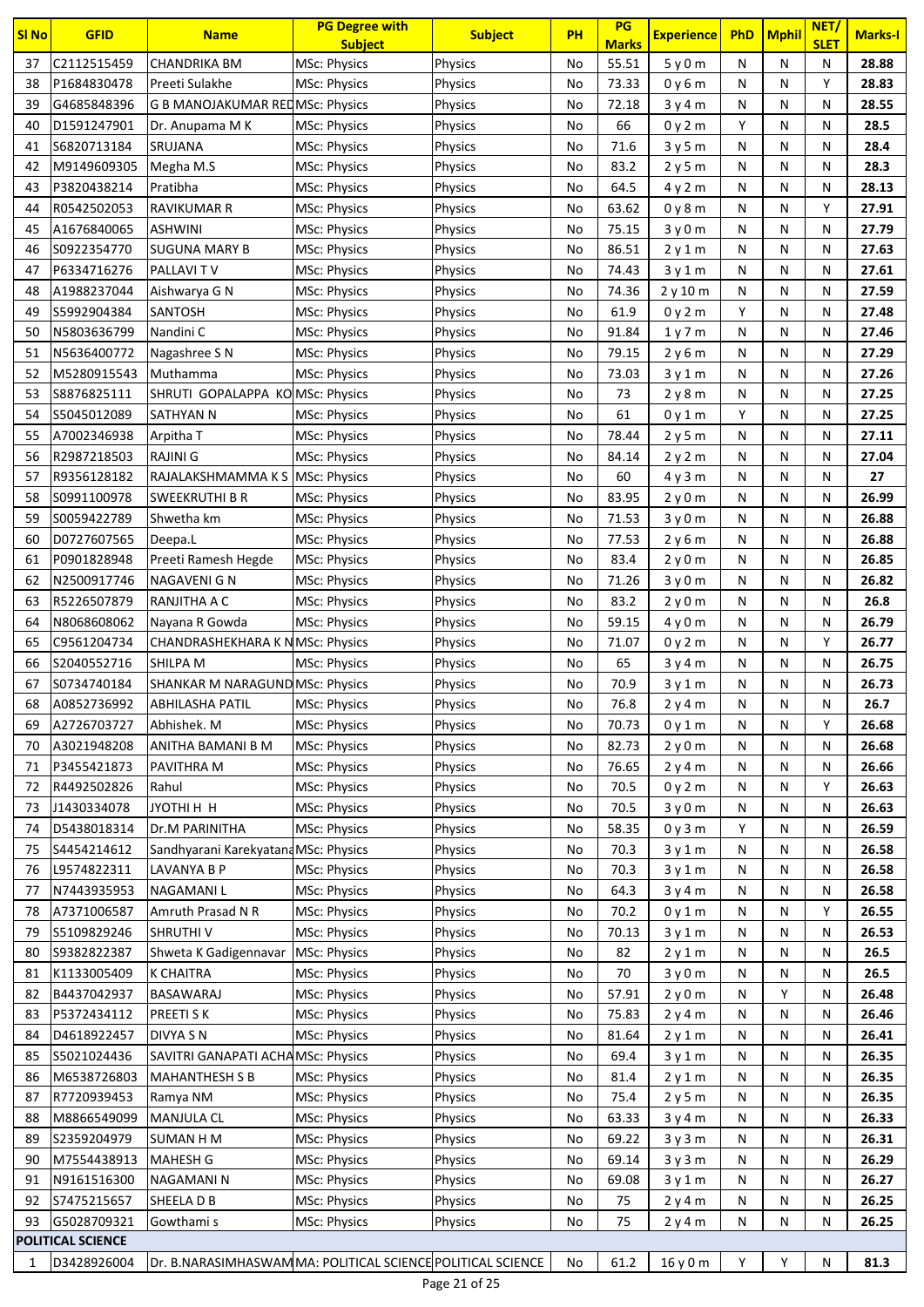| Sl No | GFID | Name | PG Degree with Subject | Subject | PH | PG Marks | Experience | PhD | Mphil | NET/ SLET | Marks-I |
|---|---|---|---|---|---|---|---|---|---|---|---|
| 37 | C2112515459 | CHANDRIKA BM | MSc: Physics | Physics | No | 55.51 | 5 y 0 m | N | N | N | 28.88 |
| 38 | P1684830478 | Preeti Sulakhe | MSc: Physics | Physics | No | 73.33 | 0 y 6 m | N | N | Y | 28.83 |
| 39 | G4685848396 | G B MANOJAKUMAR RED | MSc: Physics | Physics | No | 72.18 | 3 y 4 m | N | N | N | 28.55 |
| 40 | D1591247901 | Dr. Anupama M K | MSc: Physics | Physics | No | 66 | 0 y 2 m | Y | N | N | 28.5 |
| 41 | S6820713184 | SRUJANA | MSc: Physics | Physics | No | 71.6 | 3 y 5 m | N | N | N | 28.4 |
| 42 | M9149609305 | Megha M.S | MSc: Physics | Physics | No | 83.2 | 2 y 5 m | N | N | N | 28.3 |
| 43 | P3820438214 | Pratibha | MSc: Physics | Physics | No | 64.5 | 4 y 2 m | N | N | N | 28.13 |
| 44 | R0542502053 | RAVIKUMAR R | MSc: Physics | Physics | No | 63.62 | 0 y 8 m | N | N | Y | 27.91 |
| 45 | A1676840065 | ASHWINI | MSc: Physics | Physics | No | 75.15 | 3 y 0 m | N | N | N | 27.79 |
| 46 | S0922354770 | SUGUNA MARY B | MSc: Physics | Physics | No | 86.51 | 2 y 1 m | N | N | N | 27.63 |
| 47 | P6334716276 | PALLAVI T V | MSc: Physics | Physics | No | 74.43 | 3 y 1 m | N | N | N | 27.61 |
| 48 | A1988237044 | Aishwarya G N | MSc: Physics | Physics | No | 74.36 | 2 y 10 m | N | N | N | 27.59 |
| 49 | S5992904384 | SANTOSH | MSc: Physics | Physics | No | 61.9 | 0 y 2 m | Y | N | N | 27.48 |
| 50 | N5803636799 | Nandini C | MSc: Physics | Physics | No | 91.84 | 1 y 7 m | N | N | N | 27.46 |
| 51 | N5636400772 | Nagashree S N | MSc: Physics | Physics | No | 79.15 | 2 y 6 m | N | N | N | 27.29 |
| 52 | M5280915543 | Muthamma | MSc: Physics | Physics | No | 73.03 | 3 y 1 m | N | N | N | 27.26 |
| 53 | S8876825111 | SHRUTI GOPALAPPA KO | MSc: Physics | Physics | No | 73 | 2 y 8 m | N | N | N | 27.25 |
| 54 | S5045012089 | SATHYAN N | MSc: Physics | Physics | No | 61 | 0 y 1 m | Y | N | N | 27.25 |
| 55 | A7002346938 | Arpitha T | MSc: Physics | Physics | No | 78.44 | 2 y 5 m | N | N | N | 27.11 |
| 56 | R2987218503 | RAJINI G | MSc: Physics | Physics | No | 84.14 | 2 y 2 m | N | N | N | 27.04 |
| 57 | R9356128182 | RAJALAKSHMAMMA K S | MSc: Physics | Physics | No | 60 | 4 y 3 m | N | N | N | 27 |
| 58 | S0991100978 | SWEEKRUTHI B R | MSc: Physics | Physics | No | 83.95 | 2 y 0 m | N | N | N | 26.99 |
| 59 | S0059422789 | Shwetha km | MSc: Physics | Physics | No | 71.53 | 3 y 0 m | N | N | N | 26.88 |
| 60 | D0727607565 | Deepa.L | MSc: Physics | Physics | No | 77.53 | 2 y 6 m | N | N | N | 26.88 |
| 61 | P0901828948 | Preeti Ramesh Hegde | MSc: Physics | Physics | No | 83.4 | 2 y 0 m | N | N | N | 26.85 |
| 62 | N2500917746 | NAGAVENI G N | MSc: Physics | Physics | No | 71.26 | 3 y 0 m | N | N | N | 26.82 |
| 63 | R5226507879 | RANJITHA A C | MSc: Physics | Physics | No | 83.2 | 2 y 0 m | N | N | N | 26.8 |
| 64 | N8068608062 | Nayana R Gowda | MSc: Physics | Physics | No | 59.15 | 4 y 0 m | N | N | N | 26.79 |
| 65 | C9561204734 | CHANDRASHEKHARA K N | MSc: Physics | Physics | No | 71.07 | 0 y 2 m | N | N | Y | 26.77 |
| 66 | S2040552716 | SHILPA M | MSc: Physics | Physics | No | 65 | 3 y 4 m | N | N | N | 26.75 |
| 67 | S0734740184 | SHANKAR M NARAGUND | MSc: Physics | Physics | No | 70.9 | 3 y 1 m | N | N | N | 26.73 |
| 68 | A0852736992 | ABHILASHA PATIL | MSc: Physics | Physics | No | 76.8 | 2 y 4 m | N | N | N | 26.7 |
| 69 | A2726703727 | Abhishek. M | MSc: Physics | Physics | No | 70.73 | 0 y 1 m | N | N | Y | 26.68 |
| 70 | A3021948208 | ANITHA BAMANI B M | MSc: Physics | Physics | No | 82.73 | 2 y 0 m | N | N | N | 26.68 |
| 71 | P3455421873 | PAVITHRA M | MSc: Physics | Physics | No | 76.65 | 2 y 4 m | N | N | N | 26.66 |
| 72 | R4492502826 | Rahul | MSc: Physics | Physics | No | 70.5 | 0 y 2 m | N | N | Y | 26.63 |
| 73 | J1430334078 | JYOTHI H H | MSc: Physics | Physics | No | 70.5 | 3 y 0 m | N | N | N | 26.63 |
| 74 | D5438018314 | Dr.M PARINITHA | MSc: Physics | Physics | No | 58.35 | 0 y 3 m | Y | N | N | 26.59 |
| 75 | S4454214612 | Sandhyarani Karekyatana | MSc: Physics | Physics | No | 70.3 | 3 y 1 m | N | N | N | 26.58 |
| 76 | L9574822311 | LAVANYA B P | MSc: Physics | Physics | No | 70.3 | 3 y 1 m | N | N | N | 26.58 |
| 77 | N7443935953 | NAGAMANI L | MSc: Physics | Physics | No | 64.3 | 3 y 4 m | N | N | N | 26.58 |
| 78 | A7371006587 | Amruth Prasad N R | MSc: Physics | Physics | No | 70.2 | 0 y 1 m | N | N | Y | 26.55 |
| 79 | S5109829246 | SHRUTHI V | MSc: Physics | Physics | No | 70.13 | 3 y 1 m | N | N | N | 26.53 |
| 80 | S9382822387 | Shweta K Gadigennavar | MSc: Physics | Physics | No | 82 | 2 y 1 m | N | N | N | 26.5 |
| 81 | K1133005409 | K CHAITRA | MSc: Physics | Physics | No | 70 | 3 y 0 m | N | N | N | 26.5 |
| 82 | B4437042937 | BASAWARAJ | MSc: Physics | Physics | No | 57.91 | 2 y 0 m | N | Y | N | 26.48 |
| 83 | P5372434112 | PREETI S K | MSc: Physics | Physics | No | 75.83 | 2 y 4 m | N | N | N | 26.46 |
| 84 | D4618922457 | DIVYA S N | MSc: Physics | Physics | No | 81.64 | 2 y 1 m | N | N | N | 26.41 |
| 85 | S5021024436 | SAVITRI GANAPATI ACHA | MSc: Physics | Physics | No | 69.4 | 3 y 1 m | N | N | N | 26.35 |
| 86 | M6538726803 | MAHANTHESH S B | MSc: Physics | Physics | No | 81.4 | 2 y 1 m | N | N | N | 26.35 |
| 87 | R7720939453 | Ramya NM | MSc: Physics | Physics | No | 75.4 | 2 y 5 m | N | N | N | 26.35 |
| 88 | M8866549099 | MANJULA CL | MSc: Physics | Physics | No | 63.33 | 3 y 4 m | N | N | N | 26.33 |
| 89 | S2359204979 | SUMAN H M | MSc: Physics | Physics | No | 69.22 | 3 y 3 m | N | N | N | 26.31 |
| 90 | M7554438913 | MAHESH G | MSc: Physics | Physics | No | 69.14 | 3 y 3 m | N | N | N | 26.29 |
| 91 | N9161516300 | NAGAMANI N | MSc: Physics | Physics | No | 69.08 | 3 y 1 m | N | N | N | 26.27 |
| 92 | S7475215657 | SHEELA D B | MSc: Physics | Physics | No | 75 | 2 y 4 m | N | N | N | 26.25 |
| 93 | G5028709321 | Gowthami s | MSc: Physics | Physics | No | 75 | 2 y 4 m | N | N | N | 26.25 |
| **POLITICAL SCIENCE** | | | | | | | | | | | |
| 1 | D3428926004 | Dr. B.NARASIMHASWAM | MA: POLITICAL SCIENCE | POLITICAL SCIENCE | No | 61.2 | 16 y 0 m | Y | Y | N | 81.3 |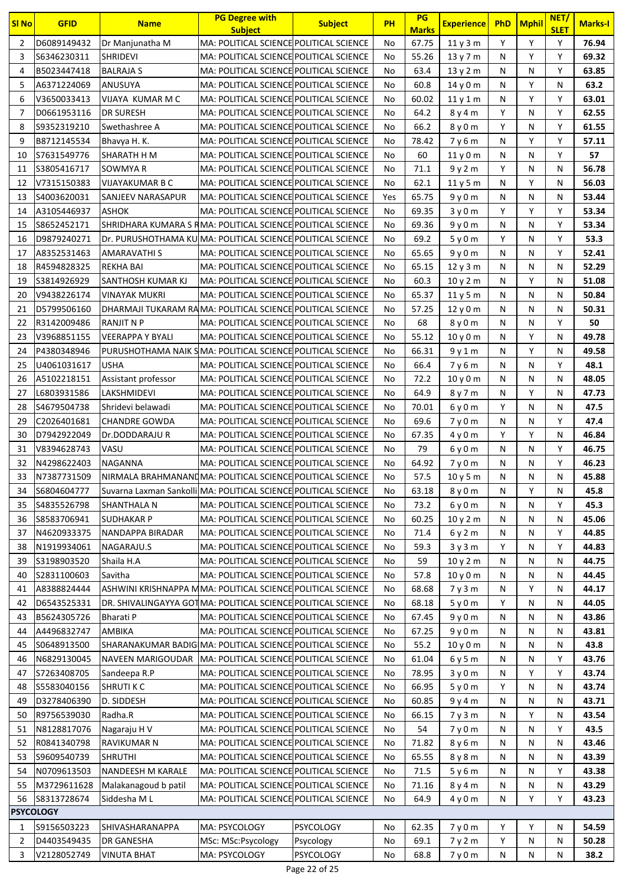| Sl No | GFID | Name | PG Degree with Subject | Subject | PH | PG Marks | Experience | PhD | Mphil | NET/ SLET | Marks-I |
|---|---|---|---|---|---|---|---|---|---|---|---|
| 2 | D6089149432 | Dr Manjunatha M | MA: POLITICAL SCIENCE | POLITICAL SCIENCE | No | 67.75 | 11 y 3 m | Y | Y | Y | 76.94 |
| 3 | S6346230311 | SHRIDEVI | MA: POLITICAL SCIENCE | POLITICAL SCIENCE | No | 55.26 | 13 y 7 m | N | Y | Y | 69.32 |
| 4 | B5023447418 | BALRAJA S | MA: POLITICAL SCIENCE | POLITICAL SCIENCE | No | 63.4 | 13 y 2 m | N | N | Y | 63.85 |
| 5 | A6371224069 | ANUSUYA | MA: POLITICAL SCIENCE | POLITICAL SCIENCE | No | 60.8 | 14 y 0 m | N | Y | N | 63.2 |
| 6 | V3650033413 | VIJAYA KUMAR M C | MA: POLITICAL SCIENCE | POLITICAL SCIENCE | No | 60.02 | 11 y 1 m | N | Y | Y | 63.01 |
| 7 | D0661953116 | DR SURESH | MA: POLITICAL SCIENCE | POLITICAL SCIENCE | No | 64.2 | 8 y 4 m | Y | N | Y | 62.55 |
| 8 | S9352319210 | Swethashree A | MA: POLITICAL SCIENCE | POLITICAL SCIENCE | No | 66.2 | 8 y 0 m | Y | N | Y | 61.55 |
| 9 | B8712145534 | Bhavya H. K. | MA: POLITICAL SCIENCE | POLITICAL SCIENCE | No | 78.42 | 7 y 6 m | N | Y | Y | 57.11 |
| 10 | S7631549776 | SHARATH H M | MA: POLITICAL SCIENCE | POLITICAL SCIENCE | No | 60 | 11 y 0 m | N | N | Y | 57 |
| 11 | S3805416717 | SOWMYA R | MA: POLITICAL SCIENCE | POLITICAL SCIENCE | No | 71.1 | 9 y 2 m | Y | N | N | 56.78 |
| 12 | V7315150383 | VIJAYAKUMAR B C | MA: POLITICAL SCIENCE | POLITICAL SCIENCE | No | 62.1 | 11 y 5 m | N | Y | N | 56.03 |
| 13 | S4003620031 | SANJEEV NARASAPUR | MA: POLITICAL SCIENCE | POLITICAL SCIENCE | Yes | 65.75 | 9 y 0 m | N | N | N | 53.44 |
| 14 | A3105446937 | ASHOK | MA: POLITICAL SCIENCE | POLITICAL SCIENCE | No | 69.35 | 3 y 0 m | Y | Y | Y | 53.34 |
| 15 | S8652452171 | SHRIDHARA KUMARA S R | MA: POLITICAL SCIENCE | POLITICAL SCIENCE | No | 69.36 | 9 y 0 m | N | N | Y | 53.34 |
| 16 | D9879240271 | Dr. PURUSHOTHAMA KU | MA: POLITICAL SCIENCE | POLITICAL SCIENCE | No | 69.2 | 5 y 0 m | Y | N | Y | 53.3 |
| 17 | A8352531463 | AMARAVATHI S | MA: POLITICAL SCIENCE | POLITICAL SCIENCE | No | 65.65 | 9 y 0 m | N | N | Y | 52.41 |
| 18 | R4594828325 | REKHA BAI | MA: POLITICAL SCIENCE | POLITICAL SCIENCE | No | 65.15 | 12 y 3 m | N | N | N | 52.29 |
| 19 | S3814926929 | SANTHOSH KUMAR KJ | MA: POLITICAL SCIENCE | POLITICAL SCIENCE | No | 60.3 | 10 y 2 m | N | Y | N | 51.08 |
| 20 | V9438226174 | VINAYAK MUKRI | MA: POLITICAL SCIENCE | POLITICAL SCIENCE | No | 65.37 | 11 y 5 m | N | N | N | 50.84 |
| 21 | D5799506160 | DHARMAJI TUKARAM RA | MA: POLITICAL SCIENCE | POLITICAL SCIENCE | No | 57.25 | 12 y 0 m | N | N | N | 50.31 |
| 22 | R3142009486 | RANJIT N P | MA: POLITICAL SCIENCE | POLITICAL SCIENCE | No | 68 | 8 y 0 m | N | N | Y | 50 |
| 23 | V3968851155 | VEERAPPA Y BYALI | MA: POLITICAL SCIENCE | POLITICAL SCIENCE | No | 55.12 | 10 y 0 m | N | Y | N | 49.78 |
| 24 | P4380348946 | PURUSHOTHAMA NAIK S | MA: POLITICAL SCIENCE | POLITICAL SCIENCE | No | 66.31 | 9 y 1 m | N | Y | N | 49.58 |
| 25 | U4061031617 | USHA | MA: POLITICAL SCIENCE | POLITICAL SCIENCE | No | 66.4 | 7 y 6 m | N | N | Y | 48.1 |
| 26 | A5102218151 | Assistant professor | MA: POLITICAL SCIENCE | POLITICAL SCIENCE | No | 72.2 | 10 y 0 m | N | N | N | 48.05 |
| 27 | L6803931586 | LAKSHMIDEVI | MA: POLITICAL SCIENCE | POLITICAL SCIENCE | No | 64.9 | 8 y 7 m | N | Y | N | 47.73 |
| 28 | S4679504738 | Shridevi belawadi | MA: POLITICAL SCIENCE | POLITICAL SCIENCE | No | 70.01 | 6 y 0 m | Y | N | N | 47.5 |
| 29 | C2026401681 | CHANDRE GOWDA | MA: POLITICAL SCIENCE | POLITICAL SCIENCE | No | 69.6 | 7 y 0 m | N | N | Y | 47.4 |
| 30 | D7942922049 | Dr.DODDARAJU R | MA: POLITICAL SCIENCE | POLITICAL SCIENCE | No | 67.35 | 4 y 0 m | Y | Y | N | 46.84 |
| 31 | V8394628743 | VASU | MA: POLITICAL SCIENCE | POLITICAL SCIENCE | No | 79 | 6 y 0 m | N | N | Y | 46.75 |
| 32 | N4298622403 | NAGANNA | MA: POLITICAL SCIENCE | POLITICAL SCIENCE | No | 64.92 | 7 y 0 m | N | N | Y | 46.23 |
| 33 | N7387731509 | NIRMALA BRAHMANAND | MA: POLITICAL SCIENCE | POLITICAL SCIENCE | No | 57.5 | 10 y 5 m | N | N | N | 45.88 |
| 34 | S6804604777 | Suvarna Laxman Sankolli | MA: POLITICAL SCIENCE | POLITICAL SCIENCE | No | 63.18 | 8 y 0 m | N | Y | N | 45.8 |
| 35 | S4835526798 | SHANTHALA N | MA: POLITICAL SCIENCE | POLITICAL SCIENCE | No | 73.2 | 6 y 0 m | N | N | Y | 45.3 |
| 36 | S8583706941 | SUDHAKAR P | MA: POLITICAL SCIENCE | POLITICAL SCIENCE | No | 60.25 | 10 y 2 m | N | N | N | 45.06 |
| 37 | N4620933375 | NANDAPPA BIRADAR | MA: POLITICAL SCIENCE | POLITICAL SCIENCE | No | 71.4 | 6 y 2 m | N | N | Y | 44.85 |
| 38 | N1919934061 | NAGARAJU.S | MA: POLITICAL SCIENCE | POLITICAL SCIENCE | No | 59.3 | 3 y 3 m | Y | N | Y | 44.83 |
| 39 | S3198903520 | Shaila H.A | MA: POLITICAL SCIENCE | POLITICAL SCIENCE | No | 59 | 10 y 2 m | N | N | N | 44.75 |
| 40 | S2831100603 | Savitha | MA: POLITICAL SCIENCE | POLITICAL SCIENCE | No | 57.8 | 10 y 0 m | N | N | N | 44.45 |
| 41 | A8388824444 | ASHWINI KRISHNAPPA M | MA: POLITICAL SCIENCE | POLITICAL SCIENCE | No | 68.68 | 7 y 3 m | N | Y | N | 44.17 |
| 42 | D6543525331 | DR. SHIVALINGAYYA GOT | MA: POLITICAL SCIENCE | POLITICAL SCIENCE | No | 68.18 | 5 y 0 m | Y | N | N | 44.05 |
| 43 | B5624305726 | Bharati P | MA: POLITICAL SCIENCE | POLITICAL SCIENCE | No | 67.45 | 9 y 0 m | N | N | N | 43.86 |
| 44 | A4496832747 | AMBIKA | MA: POLITICAL SCIENCE | POLITICAL SCIENCE | No | 67.25 | 9 y 0 m | N | N | N | 43.81 |
| 45 | S0648913500 | SHARANAKUMAR BADIG | MA: POLITICAL SCIENCE | POLITICAL SCIENCE | No | 55.2 | 10 y 0 m | N | N | N | 43.8 |
| 46 | N6829130045 | NAVEEN MARIGOUDAR | MA: POLITICAL SCIENCE | POLITICAL SCIENCE | No | 61.04 | 6 y 5 m | N | N | Y | 43.76 |
| 47 | S7263408705 | Sandeepa R.P | MA: POLITICAL SCIENCE | POLITICAL SCIENCE | No | 78.95 | 3 y 0 m | N | Y | Y | 43.74 |
| 48 | S5583040156 | SHRUTI K C | MA: POLITICAL SCIENCE | POLITICAL SCIENCE | No | 66.95 | 5 y 0 m | Y | N | N | 43.74 |
| 49 | D3278406390 | D. SIDDESH | MA: POLITICAL SCIENCE | POLITICAL SCIENCE | No | 60.85 | 9 y 4 m | N | N | N | 43.71 |
| 50 | R9756539030 | Radha.R | MA: POLITICAL SCIENCE | POLITICAL SCIENCE | No | 66.15 | 7 y 3 m | N | Y | N | 43.54 |
| 51 | N8128817076 | Nagaraju H V | MA: POLITICAL SCIENCE | POLITICAL SCIENCE | No | 54 | 7 y 0 m | N | N | Y | 43.5 |
| 52 | R0841340798 | RAVIKUMAR N | MA: POLITICAL SCIENCE | POLITICAL SCIENCE | No | 71.82 | 8 y 6 m | N | N | N | 43.46 |
| 53 | S9609540739 | SHRUTHI | MA: POLITICAL SCIENCE | POLITICAL SCIENCE | No | 65.55 | 8 y 8 m | N | N | N | 43.39 |
| 54 | N0709613503 | NANDEESH M KARALE | MA: POLITICAL SCIENCE | POLITICAL SCIENCE | No | 71.5 | 5 y 6 m | N | N | Y | 43.38 |
| 55 | M3729611628 | Malakanagoud b patil | MA: POLITICAL SCIENCE | POLITICAL SCIENCE | No | 71.16 | 8 y 4 m | N | N | N | 43.29 |
| 56 | S8313728674 | Siddesha M L | MA: POLITICAL SCIENCE | POLITICAL SCIENCE | No | 64.9 | 4 y 0 m | N | Y | Y | 43.23 |
| **PSYCOLOGY** | | | | | | | | | | | |
| 1 | S9156503223 | SHIVASHARANAPPA | MA: PSYCOLOGY | PSYCOLOGY | No | 62.35 | 7 y 0 m | Y | Y | N | 54.59 |
| 2 | D4403549435 | DR GANESHA | MSc: MSc:Psycology | Psycology | No | 69.1 | 7 y 2 m | Y | N | N | 50.28 |
| 3 | V2128052749 | VINUTA BHAT | MA: PSYCOLOGY | PSYCOLOGY | No | 68.8 | 7 y 0 m | N | N | N | 38.2 |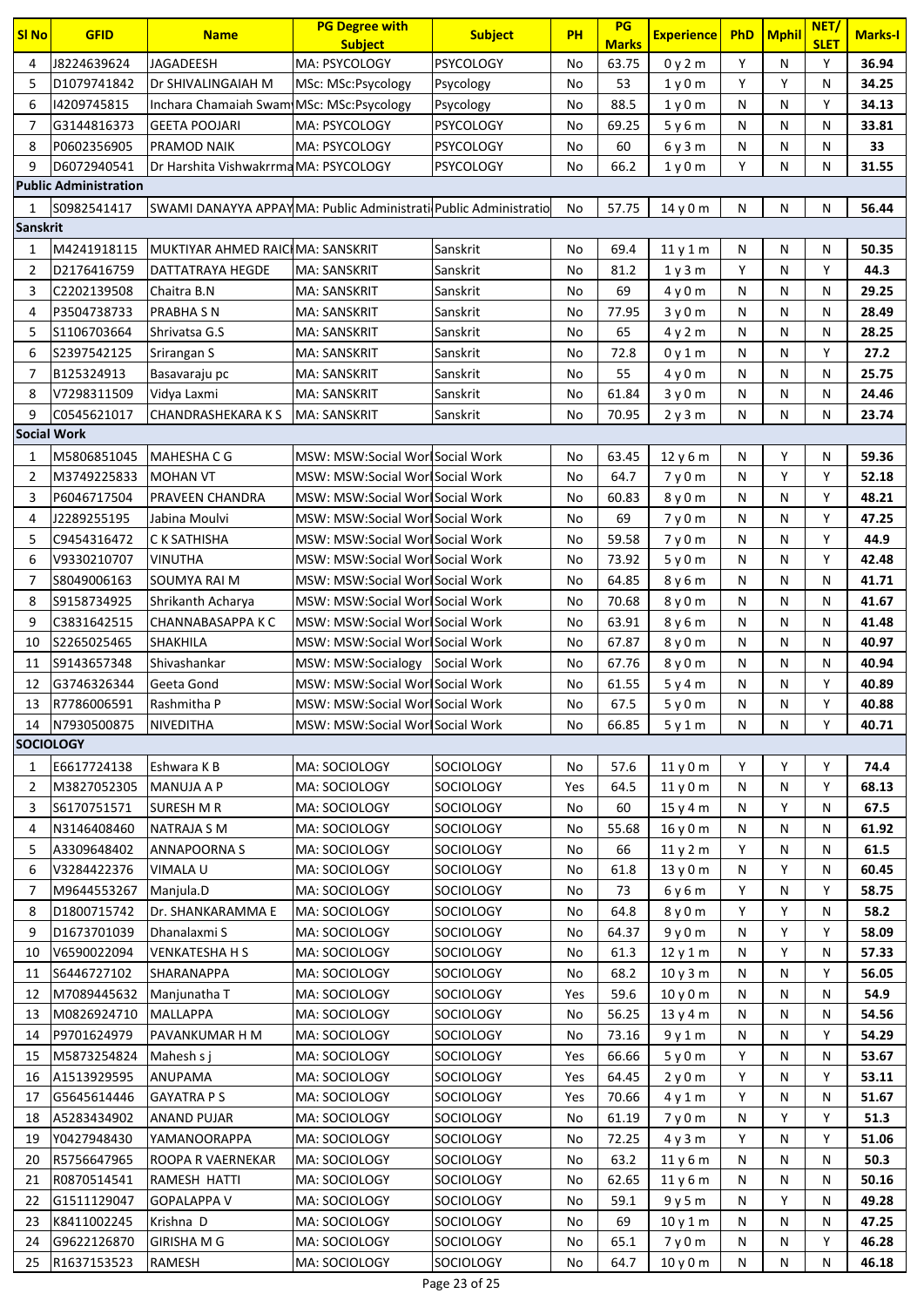| Sl No | GFID | Name | PG Degree with Subject | Subject | PH | PG Marks | Experience | PhD | Mphil | NET/ SLET | Marks-I |
|---|---|---|---|---|---|---|---|---|---|---|---|
| 4 | J8224639624 | JAGADEESH | MA: PSYCOLOGY | PSYCOLOGY | No | 63.75 | 0 y 2 m | Y | N | Y | 36.94 |
| 5 | D1079741842 | Dr SHIVALINGAIAH M | MSc: MSc:Psycology | Psycology | No | 53 | 1 y 0 m | Y | Y | N | 34.25 |
| 6 | I4209745815 | Inchara Chamaiah Swam | MSc: MSc:Psycology | Psycology | No | 88.5 | 1 y 0 m | N | N | Y | 34.13 |
| 7 | G3144816373 | GEETA POOJARI | MA: PSYCOLOGY | PSYCOLOGY | No | 69.25 | 5 y 6 m | N | N | N | 33.81 |
| 8 | P0602356905 | PRAMOD NAIK | MA: PSYCOLOGY | PSYCOLOGY | No | 60 | 6 y 3 m | N | N | N | 33 |
| 9 | D6072940541 | Dr Harshita Vishwakrrma | MA: PSYCOLOGY | PSYCOLOGY | No | 66.2 | 1 y 0 m | Y | N | N | 31.55 |
| **Public Administration** | | | | | | | | | | | |
| 1 | S0982541417 | SWAMI DANAYYA APPAY | MA: Public Administrati | Public Administratio | No | 57.75 | 14 y 0 m | N | N | N | 56.44 |
| **Sanskrit** | | | | | | | | | | | |
| 1 | M4241918115 | MUKTIYAR AHMED RAICI | MA: SANSKRIT | Sanskrit | No | 69.4 | 11 y 1 m | N | N | N | 50.35 |
| 2 | D2176416759 | DATTATRAYA HEGDE | MA: SANSKRIT | Sanskrit | No | 81.2 | 1 y 3 m | Y | N | Y | 44.3 |
| 3 | C2202139508 | Chaitra B.N | MA: SANSKRIT | Sanskrit | No | 69 | 4 y 0 m | N | N | N | 29.25 |
| 4 | P3504738733 | PRABHA S N | MA: SANSKRIT | Sanskrit | No | 77.95 | 3 y 0 m | N | N | N | 28.49 |
| 5 | S1106703664 | Shrivatsa G.S | MA: SANSKRIT | Sanskrit | No | 65 | 4 y 2 m | N | N | N | 28.25 |
| 6 | S2397542125 | Srirangan S | MA: SANSKRIT | Sanskrit | No | 72.8 | 0 y 1 m | N | N | Y | 27.2 |
| 7 | B125324913 | Basavaraju pc | MA: SANSKRIT | Sanskrit | No | 55 | 4 y 0 m | N | N | N | 25.75 |
| 8 | V7298311509 | Vidya Laxmi | MA: SANSKRIT | Sanskrit | No | 61.84 | 3 y 0 m | N | N | N | 24.46 |
| 9 | C0545621017 | CHANDRASHEKARA K S | MA: SANSKRIT | Sanskrit | No | 70.95 | 2 y 3 m | N | N | N | 23.74 |
| **Social Work** | | | | | | | | | | | |
| 1 | M5806851045 | MAHESHA C G | MSW: MSW:Social Worl | Social Work | No | 63.45 | 12 y 6 m | N | Y | N | 59.36 |
| 2 | M3749225833 | MOHAN VT | MSW: MSW:Social Worl | Social Work | No | 64.7 | 7 y 0 m | N | Y | Y | 52.18 |
| 3 | P6046717504 | PRAVEEN CHANDRA | MSW: MSW:Social Worl | Social Work | No | 60.83 | 8 y 0 m | N | N | Y | 48.21 |
| 4 | J2289255195 | Jabina Moulvi | MSW: MSW:Social Worl | Social Work | No | 69 | 7 y 0 m | N | N | Y | 47.25 |
| 5 | C9454316472 | C K SATHISHA | MSW: MSW:Social Worl | Social Work | No | 59.58 | 7 y 0 m | N | N | Y | 44.9 |
| 6 | V9330210707 | VINUTHA | MSW: MSW:Social Worl | Social Work | No | 73.92 | 5 y 0 m | N | N | Y | 42.48 |
| 7 | S8049006163 | SOUMYA RAI M | MSW: MSW:Social Worl | Social Work | No | 64.85 | 8 y 6 m | N | N | N | 41.71 |
| 8 | S9158734925 | Shrikanth Acharya | MSW: MSW:Social Worl | Social Work | No | 70.68 | 8 y 0 m | N | N | N | 41.67 |
| 9 | C3831642515 | CHANNABASAPPA K C | MSW: MSW:Social Worl | Social Work | No | 63.91 | 8 y 6 m | N | N | N | 41.48 |
| 10 | S2265025465 | SHAKHILA | MSW: MSW:Social Worl | Social Work | No | 67.87 | 8 y 0 m | N | N | N | 40.97 |
| 11 | S9143657348 | Shivashankar | MSW: MSW:Socialogy | Social Work | No | 67.76 | 8 y 0 m | N | N | N | 40.94 |
| 12 | G3746326344 | Geeta Gond | MSW: MSW:Social Worl | Social Work | No | 61.55 | 5 y 4 m | N | N | Y | 40.89 |
| 13 | R7786006591 | Rashmitha P | MSW: MSW:Social Worl | Social Work | No | 67.5 | 5 y 0 m | N | N | Y | 40.88 |
| 14 | N7930500875 | NIVEDITHA | MSW: MSW:Social Worl | Social Work | No | 66.85 | 5 y 1 m | N | N | Y | 40.71 |
| **SOCIOLOGY** | | | | | | | | | | | |
| 1 | E6617724138 | Eshwara K B | MA: SOCIOLOGY | SOCIOLOGY | No | 57.6 | 11 y 0 m | Y | Y | Y | 74.4 |
| 2 | M3827052305 | MANUJA A P | MA: SOCIOLOGY | SOCIOLOGY | Yes | 64.5 | 11 y 0 m | N | N | Y | 68.13 |
| 3 | S6170751571 | SURESH M R | MA: SOCIOLOGY | SOCIOLOGY | No | 60 | 15 y 4 m | N | Y | N | 67.5 |
| 4 | N3146460460 | NATRAJA S M | MA: SOCIOLOGY | SOCIOLOGY | No | 55.68 | 16 y 0 m | N | N | N | 61.92 |
| 5 | A3309648402 | ANNAPOORNA S | MA: SOCIOLOGY | SOCIOLOGY | No | 66 | 11 y 2 m | Y | N | N | 61.5 |
| 6 | V3284422376 | VIMALA U | MA: SOCIOLOGY | SOCIOLOGY | No | 61.8 | 13 y 0 m | N | Y | N | 60.45 |
| 7 | M9644553267 | Manjula.D | MA: SOCIOLOGY | SOCIOLOGY | No | 73 | 6 y 6 m | Y | N | Y | 58.75 |
| 8 | D1800715742 | Dr. SHANKARAMMA E | MA: SOCIOLOGY | SOCIOLOGY | No | 64.8 | 8 y 0 m | Y | Y | N | 58.2 |
| 9 | D1673701039 | Dhanalaxmi S | MA: SOCIOLOGY | SOCIOLOGY | No | 64.37 | 9 y 0 m | N | Y | Y | 58.09 |
| 10 | V6590022094 | VENKATESHA H S | MA: SOCIOLOGY | SOCIOLOGY | No | 61.3 | 12 y 1 m | N | Y | N | 57.33 |
| 11 | S6446727102 | SHARANAPPA | MA: SOCIOLOGY | SOCIOLOGY | No | 68.2 | 10 y 3 m | N | N | Y | 56.05 |
| 12 | M7089445632 | Manjunatha T | MA: SOCIOLOGY | SOCIOLOGY | Yes | 59.6 | 10 y 0 m | N | N | N | 54.9 |
| 13 | M0826924710 | MALLAPPA | MA: SOCIOLOGY | SOCIOLOGY | No | 56.25 | 13 y 4 m | N | N | N | 54.56 |
| 14 | P9701624979 | PAVANKUMAR H M | MA: SOCIOLOGY | SOCIOLOGY | No | 73.16 | 9 y 1 m | N | N | Y | 54.29 |
| 15 | M5873254824 | Mahesh s j | MA: SOCIOLOGY | SOCIOLOGY | Yes | 66.66 | 5 y 0 m | Y | N | N | 53.67 |
| 16 | A1513929595 | ANUPAMA | MA: SOCIOLOGY | SOCIOLOGY | Yes | 64.45 | 2 y 0 m | Y | N | Y | 53.11 |
| 17 | G5645614446 | GAYATRA P S | MA: SOCIOLOGY | SOCIOLOGY | Yes | 70.66 | 4 y 1 m | Y | N | N | 51.67 |
| 18 | A5283434902 | ANAND PUJAR | MA: SOCIOLOGY | SOCIOLOGY | No | 61.19 | 7 y 0 m | N | Y | Y | 51.3 |
| 19 | Y0427948430 | YAMANOORAPPA | MA: SOCIOLOGY | SOCIOLOGY | No | 72.25 | 4 y 3 m | Y | N | Y | 51.06 |
| 20 | R5756647965 | ROOPA R VAERNEKAR | MA: SOCIOLOGY | SOCIOLOGY | No | 63.2 | 11 y 6 m | N | N | N | 50.3 |
| 21 | R0870514541 | RAMESH HATTI | MA: SOCIOLOGY | SOCIOLOGY | No | 62.65 | 11 y 6 m | N | N | N | 50.16 |
| 22 | G1511129047 | GOPALAPPA V | MA: SOCIOLOGY | SOCIOLOGY | No | 59.1 | 9 y 5 m | N | Y | N | 49.28 |
| 23 | K8411002245 | Krishna D | MA: SOCIOLOGY | SOCIOLOGY | No | 69 | 10 y 1 m | N | N | N | 47.25 |
| 24 | G9622126870 | GIRISHA M G | MA: SOCIOLOGY | SOCIOLOGY | No | 65.1 | 7 y 0 m | N | N | Y | 46.28 |
| 25 | R1637153523 | RAMESH | MA: SOCIOLOGY | SOCIOLOGY | No | 64.7 | 10 y 0 m | N | N | N | 46.18 |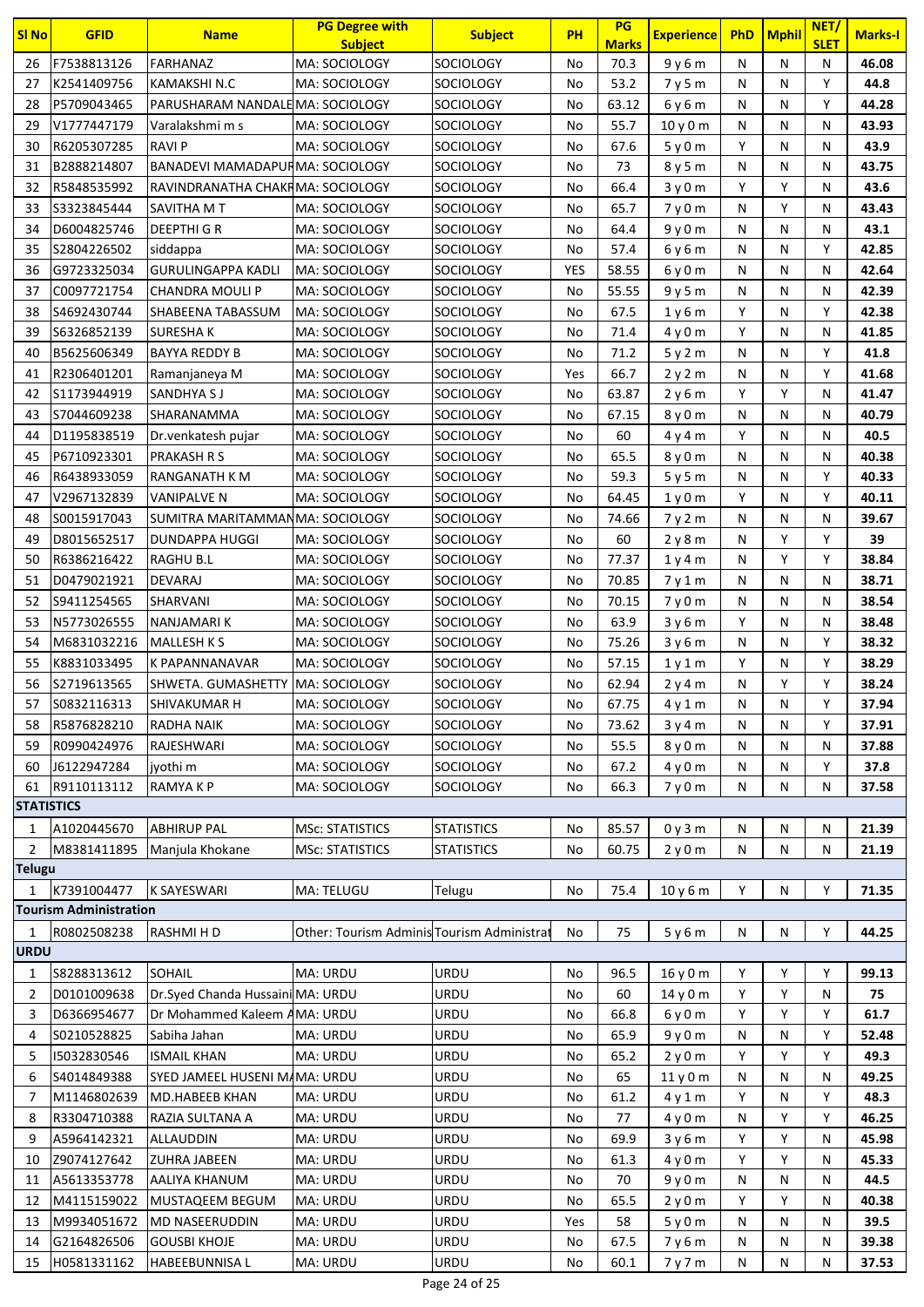| Sl No | GFID | Name | PG Degree with Subject | Subject | PH | PG Marks | Experience | PhD | Mphil | NET/ SLET | Marks-I |
|---|---|---|---|---|---|---|---|---|---|---|---|
| 26 | F7538813126 | FARHANAZ | MA: SOCIOLOGY | SOCIOLOGY | No | 70.3 | 9 y 6 m | N | N | N | 46.08 |
| 27 | K2541409756 | KAMAKSHI N.C | MA: SOCIOLOGY | SOCIOLOGY | No | 53.2 | 7 y 5 m | N | N | Y | 44.8 |
| 28 | P5709043465 | PARUSHARAM NANDALE | MA: SOCIOLOGY | SOCIOLOGY | No | 63.12 | 6 y 6 m | N | N | Y | 44.28 |
| 29 | V1777447179 | Varalakshmi m s | MA: SOCIOLOGY | SOCIOLOGY | No | 55.7 | 10 y 0 m | N | N | N | 43.93 |
| 30 | R6205307285 | RAVI P | MA: SOCIOLOGY | SOCIOLOGY | No | 67.6 | 5 y 0 m | Y | N | N | 43.9 |
| 31 | B2888214807 | BANADEVI MAMADAPUR | MA: SOCIOLOGY | SOCIOLOGY | No | 73 | 8 y 5 m | N | N | N | 43.75 |
| 32 | R5848535992 | RAVINDRANATHA CHAKR | MA: SOCIOLOGY | SOCIOLOGY | No | 66.4 | 3 y 0 m | Y | Y | N | 43.6 |
| 33 | S3323845444 | SAVITHA M T | MA: SOCIOLOGY | SOCIOLOGY | No | 65.7 | 7 y 0 m | N | Y | N | 43.43 |
| 34 | D6004825746 | DEEPTHI G R | MA: SOCIOLOGY | SOCIOLOGY | No | 64.4 | 9 y 0 m | N | N | N | 43.1 |
| 35 | S2804226502 | siddappa | MA: SOCIOLOGY | SOCIOLOGY | No | 57.4 | 6 y 6 m | N | N | Y | 42.85 |
| 36 | G9723325034 | GURULINGAPPA KADLI | MA: SOCIOLOGY | SOCIOLOGY | YES | 58.55 | 6 y 0 m | N | N | N | 42.64 |
| 37 | C0097721754 | CHANDRA MOULI P | MA: SOCIOLOGY | SOCIOLOGY | No | 55.55 | 9 y 5 m | N | N | N | 42.39 |
| 38 | S4692430744 | SHABEENA TABASSUM | MA: SOCIOLOGY | SOCIOLOGY | No | 67.5 | 1 y 6 m | Y | N | Y | 42.38 |
| 39 | S6326852139 | SURESHA K | MA: SOCIOLOGY | SOCIOLOGY | No | 71.4 | 4 y 0 m | Y | N | N | 41.85 |
| 40 | B5625606349 | BAYYA REDDY B | MA: SOCIOLOGY | SOCIOLOGY | No | 71.2 | 5 y 2 m | N | N | Y | 41.8 |
| 41 | R2306401201 | Ramanjaneya M | MA: SOCIOLOGY | SOCIOLOGY | Yes | 66.7 | 2 y 2 m | N | N | Y | 41.68 |
| 42 | S1173944919 | SANDHYA S J | MA: SOCIOLOGY | SOCIOLOGY | No | 63.87 | 2 y 6 m | Y | Y | N | 41.47 |
| 43 | S7044609238 | SHARANAMMA | MA: SOCIOLOGY | SOCIOLOGY | No | 67.15 | 8 y 0 m | N | N | N | 40.79 |
| 44 | D1195838519 | Dr.venkatesh pujar | MA: SOCIOLOGY | SOCIOLOGY | No | 60 | 4 y 4 m | Y | N | N | 40.5 |
| 45 | P6710923301 | PRAKASH R S | MA: SOCIOLOGY | SOCIOLOGY | No | 65.5 | 8 y 0 m | N | N | N | 40.38 |
| 46 | R6438933059 | RANGANATH K M | MA: SOCIOLOGY | SOCIOLOGY | No | 59.3 | 5 y 5 m | N | N | Y | 40.33 |
| 47 | V2967132839 | VANIPALVE N | MA: SOCIOLOGY | SOCIOLOGY | No | 64.45 | 1 y 0 m | Y | N | Y | 40.11 |
| 48 | S0015917043 | SUMITRA MARITAMMAN | MA: SOCIOLOGY | SOCIOLOGY | No | 74.66 | 7 y 2 m | N | N | N | 39.67 |
| 49 | D8015652517 | DUNDAPPA HUGGI | MA: SOCIOLOGY | SOCIOLOGY | No | 60 | 2 y 8 m | N | Y | Y | 39 |
| 50 | R6386216422 | RAGHU B.L | MA: SOCIOLOGY | SOCIOLOGY | No | 77.37 | 1 y 4 m | N | Y | Y | 38.84 |
| 51 | D0479021921 | DEVARAJ | MA: SOCIOLOGY | SOCIOLOGY | No | 70.85 | 7 y 1 m | N | N | N | 38.71 |
| 52 | S9411254565 | SHARVANI | MA: SOCIOLOGY | SOCIOLOGY | No | 70.15 | 7 y 0 m | N | N | N | 38.54 |
| 53 | N5773026555 | NANJAMARI K | MA: SOCIOLOGY | SOCIOLOGY | No | 63.9 | 3 y 6 m | Y | N | N | 38.48 |
| 54 | M6831032216 | MALLESH K S | MA: SOCIOLOGY | SOCIOLOGY | No | 75.26 | 3 y 6 m | N | N | Y | 38.32 |
| 55 | K8831033495 | K PAPANNANAVAR | MA: SOCIOLOGY | SOCIOLOGY | No | 57.15 | 1 y 1 m | Y | N | Y | 38.29 |
| 56 | S2719613565 | SHWETA. GUMASHETTY | MA: SOCIOLOGY | SOCIOLOGY | No | 62.94 | 2 y 4 m | N | Y | Y | 38.24 |
| 57 | S0832116313 | SHIVAKUMAR H | MA: SOCIOLOGY | SOCIOLOGY | No | 67.75 | 4 y 1 m | N | N | Y | 37.94 |
| 58 | R5876828210 | RADHA NAIK | MA: SOCIOLOGY | SOCIOLOGY | No | 73.62 | 3 y 4 m | N | N | Y | 37.91 |
| 59 | R0990424976 | RAJESHWARI | MA: SOCIOLOGY | SOCIOLOGY | No | 55.5 | 8 y 0 m | N | N | N | 37.88 |
| 60 | J6122947284 | jyothi m | MA: SOCIOLOGY | SOCIOLOGY | No | 67.2 | 4 y 0 m | N | N | Y | 37.8 |
| 61 | R9110113112 | RAMYA K P | MA: SOCIOLOGY | SOCIOLOGY | No | 66.3 | 7 y 0 m | N | N | N | 37.58 |
| **STATISTICS** | | | | | | | | | | | |
| 1 | A1020445670 | ABHIRUP PAL | MSc: STATISTICS | STATISTICS | No | 85.57 | 0 y 3 m | N | N | N | 21.39 |
| 2 | M8381411895 | Manjula Khokane | MSc: STATISTICS | STATISTICS | No | 60.75 | 2 y 0 m | N | N | N | 21.19 |
| **Telugu** | | | | | | | | | | | |
| 1 | K7391004477 | K SAYESWARI | MA: TELUGU | Telugu | No | 75.4 | 10 y 6 m | Y | N | Y | 71.35 |
| **Tourism Administration** | | | | | | | | | | | |
| 1 | R0802508238 | RASHMI H D | Other: Tourism Adminis | Tourism Administrat | No | 75 | 5 y 6 m | N | N | Y | 44.25 |
| **URDU** | | | | | | | | | | | |
| 1 | S8288313612 | SOHAIL | MA: URDU | URDU | No | 96.5 | 16 y 0 m | Y | Y | Y | 99.13 |
| 2 | D0101009638 | Dr.Syed Chanda Hussaini | MA: URDU | URDU | No | 60 | 14 y 0 m | Y | Y | N | 75 |
| 3 | D6366954677 | Dr Mohammed Kaleem A | MA: URDU | URDU | No | 66.8 | 6 y 0 m | Y | Y | Y | 61.7 |
| 4 | S0210528825 | Sabiha Jahan | MA: URDU | URDU | No | 65.9 | 9 y 0 m | N | N | Y | 52.48 |
| 5 | I5032830546 | ISMAIL KHAN | MA: URDU | URDU | No | 65.2 | 2 y 0 m | Y | Y | Y | 49.3 |
| 6 | S4014849388 | SYED JAMEEL HUSENI M | MA: URDU | URDU | No | 65 | 11 y 0 m | N | N | N | 49.25 |
| 7 | M1146802639 | MD.HABEEB KHAN | MA: URDU | URDU | No | 61.2 | 4 y 1 m | Y | N | Y | 48.3 |
| 8 | R3304710388 | RAZIA SULTANA A | MA: URDU | URDU | No | 77 | 4 y 0 m | N | Y | Y | 46.25 |
| 9 | A5964142321 | ALLAUDDIN | MA: URDU | URDU | No | 69.9 | 3 y 6 m | Y | Y | N | 45.98 |
| 10 | Z9074127642 | ZUHRA JABEEN | MA: URDU | URDU | No | 61.3 | 4 y 0 m | Y | Y | N | 45.33 |
| 11 | A5613353778 | AALIYA KHANUM | MA: URDU | URDU | No | 70 | 9 y 0 m | N | N | N | 44.5 |
| 12 | M4115159022 | MUSTAQEEM BEGUM | MA: URDU | URDU | No | 65.5 | 2 y 0 m | Y | Y | N | 40.38 |
| 13 | M9934051672 | MD NASEERUDDIN | MA: URDU | URDU | Yes | 58 | 5 y 0 m | N | N | N | 39.5 |
| 14 | G2164826506 | GOUSBI KHOJE | MA: URDU | URDU | No | 67.5 | 7 y 6 m | N | N | N | 39.38 |
| 15 | H0581331162 | HABEEBUNNISA L | MA: URDU | URDU | No | 60.1 | 7 y 7 m | N | N | N | 37.53 |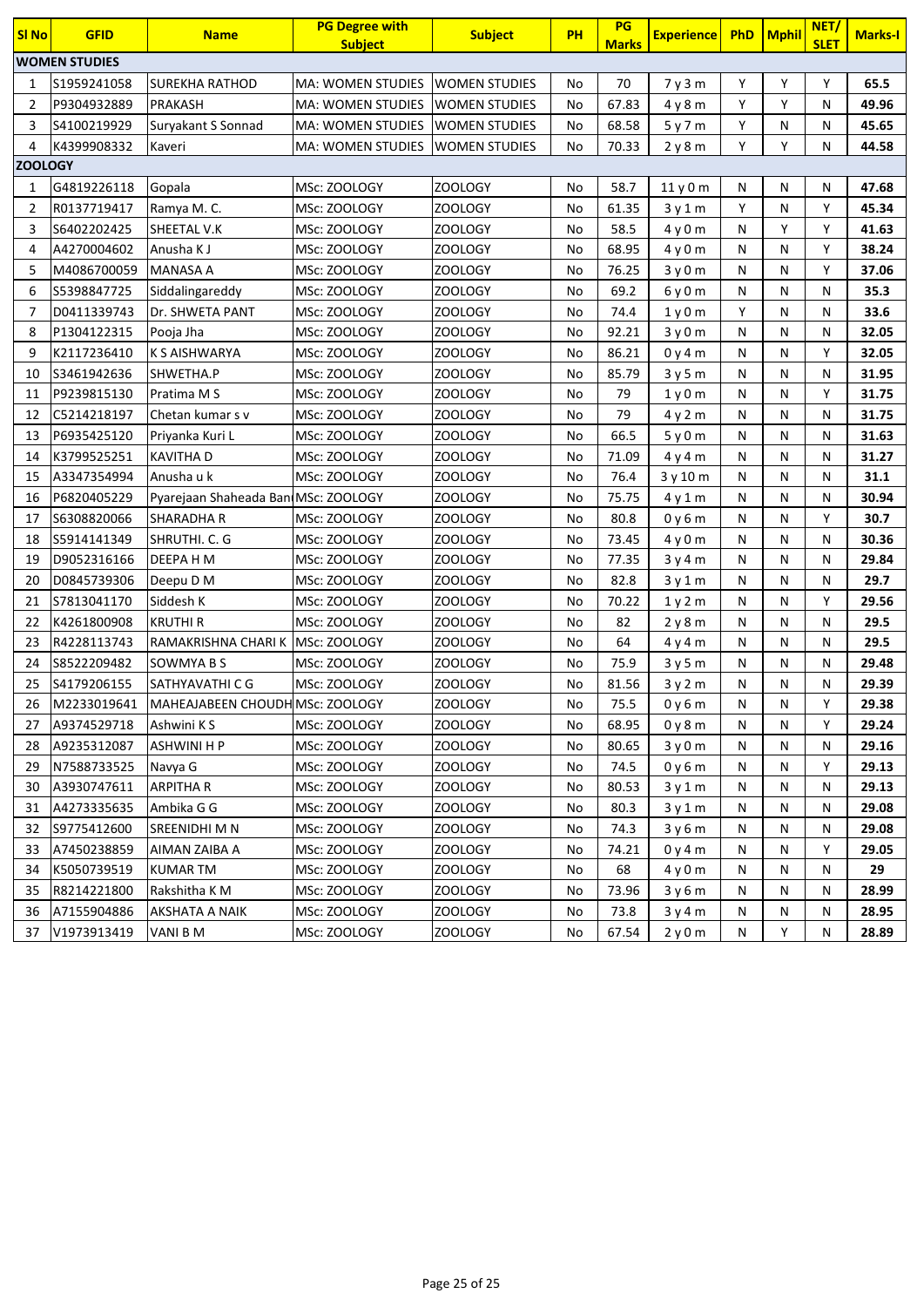| Sl No | GFID | Name | PG Degree with Subject | Subject | PH | PG Marks | Experience | PhD | Mphil | NET/ SLET | Marks-I |
|---|---|---|---|---|---|---|---|---|---|---|---|
| **WOMEN STUDIES** | | | | | | | | | | | |
| 1 | S1959241058 | SUREKHA RATHOD | MA: WOMEN STUDIES | WOMEN STUDIES | No | 70 | 7 y 3 m | Y | Y | Y | **65.5** |
| 2 | P9304932889 | PRAKASH | MA: WOMEN STUDIES | WOMEN STUDIES | No | 67.83 | 4 y 8 m | Y | Y | N | **49.96** |
| 3 | S4100219929 | Suryakant S Sonnad | MA: WOMEN STUDIES | WOMEN STUDIES | No | 68.58 | 5 y 7 m | Y | N | N | **45.65** |
| 4 | K4399908332 | Kaveri | MA: WOMEN STUDIES | WOMEN STUDIES | No | 70.33 | 2 y 8 m | Y | Y | N | **44.58** |
| **ZOOLOGY** | | | | | | | | | | | |
| 1 | G4819226118 | Gopala | MSc: ZOOLOGY | ZOOLOGY | No | 58.7 | 11 y 0 m | N | N | N | **47.68** |
| 2 | R0137719417 | Ramya M. C. | MSc: ZOOLOGY | ZOOLOGY | No | 61.35 | 3 y 1 m | Y | N | Y | **45.34** |
| 3 | S6402202425 | SHEETAL V.K | MSc: ZOOLOGY | ZOOLOGY | No | 58.5 | 4 y 0 m | N | Y | Y | **41.63** |
| 4 | A4270004602 | Anusha K J | MSc: ZOOLOGY | ZOOLOGY | No | 68.95 | 4 y 0 m | N | N | Y | **38.24** |
| 5 | M4086700059 | MANASA A | MSc: ZOOLOGY | ZOOLOGY | No | 76.25 | 3 y 0 m | N | N | Y | **37.06** |
| 6 | S5398847725 | Siddalingareddy | MSc: ZOOLOGY | ZOOLOGY | No | 69.2 | 6 y 0 m | N | N | N | **35.3** |
| 7 | D0411339743 | Dr. SHWETA PANT | MSc: ZOOLOGY | ZOOLOGY | No | 74.4 | 1 y 0 m | Y | N | N | **33.6** |
| 8 | P1304122315 | Pooja Jha | MSc: ZOOLOGY | ZOOLOGY | No | 92.21 | 3 y 0 m | N | N | N | **32.05** |
| 9 | K2117236410 | K S AISHWARYA | MSc: ZOOLOGY | ZOOLOGY | No | 86.21 | 0 y 4 m | N | N | Y | **32.05** |
| 10 | S3461942636 | SHWETHA.P | MSc: ZOOLOGY | ZOOLOGY | No | 85.79 | 3 y 5 m | N | N | N | **31.95** |
| 11 | P9239815130 | Pratima M S | MSc: ZOOLOGY | ZOOLOGY | No | 79 | 1 y 0 m | N | N | Y | **31.75** |
| 12 | C5214218197 | Chetan kumar s v | MSc: ZOOLOGY | ZOOLOGY | No | 79 | 4 y 2 m | N | N | N | **31.75** |
| 13 | P6935425120 | Priyanka Kuri L | MSc: ZOOLOGY | ZOOLOGY | No | 66.5 | 5 y 0 m | N | N | N | **31.63** |
| 14 | K3799525251 | KAVITHA D | MSc: ZOOLOGY | ZOOLOGY | No | 71.09 | 4 y 4 m | N | N | N | **31.27** |
| 15 | A3347354994 | Anusha u k | MSc: ZOOLOGY | ZOOLOGY | No | 76.4 | 3 y 10 m | N | N | N | **31.1** |
| 16 | P6820405229 | Pyarejaan Shaheada Ban | MSc: ZOOLOGY | ZOOLOGY | No | 75.75 | 4 y 1 m | N | N | N | **30.94** |
| 17 | S6308820066 | SHARADHA R | MSc: ZOOLOGY | ZOOLOGY | No | 80.8 | 0 y 6 m | N | N | Y | **30.7** |
| 18 | S5914141349 | SHRUTHI. C. G | MSc: ZOOLOGY | ZOOLOGY | No | 73.45 | 4 y 0 m | N | N | N | **30.36** |
| 19 | D9052316166 | DEEPA H M | MSc: ZOOLOGY | ZOOLOGY | No | 77.35 | 3 y 4 m | N | N | N | **29.84** |
| 20 | D0845739306 | Deepu D M | MSc: ZOOLOGY | ZOOLOGY | No | 82.8 | 3 y 1 m | N | N | N | **29.7** |
| 21 | S7813041170 | Siddesh K | MSc: ZOOLOGY | ZOOLOGY | No | 70.22 | 1 y 2 m | N | N | Y | **29.56** |
| 22 | K4261800908 | KRUTHI R | MSc: ZOOLOGY | ZOOLOGY | No | 82 | 2 y 8 m | N | N | N | **29.5** |
| 23 | R4228113743 | RAMAKRISHNA CHARI K | MSc: ZOOLOGY | ZOOLOGY | No | 64 | 4 y 4 m | N | N | N | **29.5** |
| 24 | S8522209482 | SOWMYA B S | MSc: ZOOLOGY | ZOOLOGY | No | 75.9 | 3 y 5 m | N | N | N | **29.48** |
| 25 | S4179206155 | SATHYAVATHI C G | MSc: ZOOLOGY | ZOOLOGY | No | 81.56 | 3 y 2 m | N | N | N | **29.39** |
| 26 | M2233019641 | MAHEAJABEEN CHOUDH | MSc: ZOOLOGY | ZOOLOGY | No | 75.5 | 0 y 6 m | N | N | Y | **29.38** |
| 27 | A9374529718 | Ashwini K S | MSc: ZOOLOGY | ZOOLOGY | No | 68.95 | 0 y 8 m | N | N | Y | **29.24** |
| 28 | A9235312087 | ASHWINI H P | MSc: ZOOLOGY | ZOOLOGY | No | 80.65 | 3 y 0 m | N | N | N | **29.16** |
| 29 | N7588733525 | Navya G | MSc: ZOOLOGY | ZOOLOGY | No | 74.5 | 0 y 6 m | N | N | Y | **29.13** |
| 30 | A3930747611 | ARPITHA R | MSc: ZOOLOGY | ZOOLOGY | No | 80.53 | 3 y 1 m | N | N | N | **29.13** |
| 31 | A4273335635 | Ambika G G | MSc: ZOOLOGY | ZOOLOGY | No | 80.3 | 3 y 1 m | N | N | N | **29.08** |
| 32 | S9775412600 | SREENIDHI M N | MSc: ZOOLOGY | ZOOLOGY | No | 74.3 | 3 y 6 m | N | N | N | **29.08** |
| 33 | A7450238859 | AIMAN ZAIBA A | MSc: ZOOLOGY | ZOOLOGY | No | 74.21 | 0 y 4 m | N | N | Y | **29.05** |
| 34 | K5050739519 | KUMAR TM | MSc: ZOOLOGY | ZOOLOGY | No | 68 | 4 y 0 m | N | N | N | **29** |
| 35 | R8214221800 | Rakshitha K M | MSc: ZOOLOGY | ZOOLOGY | No | 73.96 | 3 y 6 m | N | N | N | **28.99** |
| 36 | A7155904886 | AKSHATA A NAIK | MSc: ZOOLOGY | ZOOLOGY | No | 73.8 | 3 y 4 m | N | N | N | **28.95** |
| 37 | V1973913419 | VANI B M | MSc: ZOOLOGY | ZOOLOGY | No | 67.54 | 2 y 0 m | N | Y | N | **28.89** |